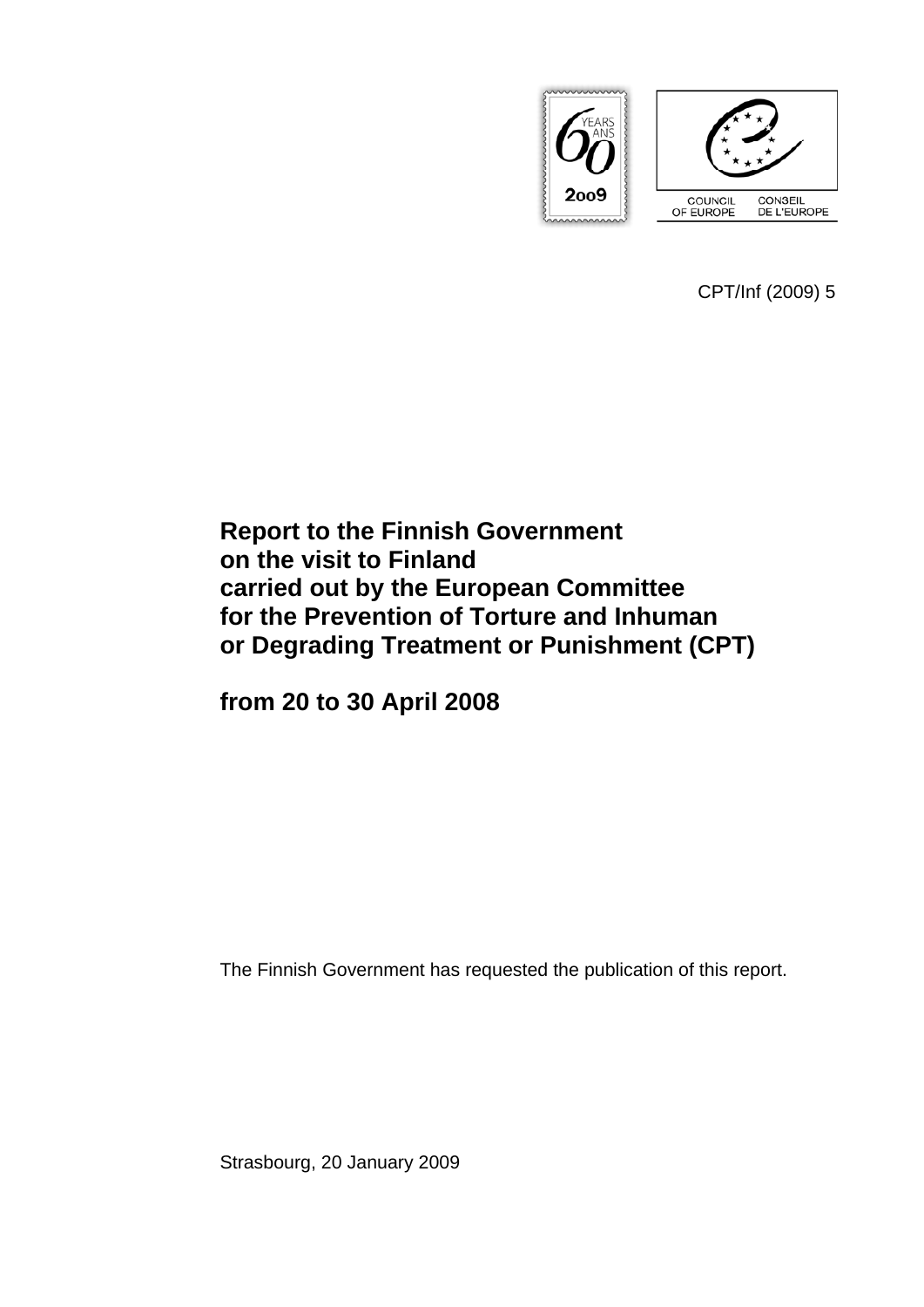CPT/Inf (2009) 5

# Report to the Finnish Government on the visit to Finland carried out by the European Committee for the Prevention of Torture and Inhuman or Degrading Treatment or Punishment (CPT)

# from 20 to 30 April 2008

The Finnish Government has requested the publication of this report.

Strasbourg, 20 January 2009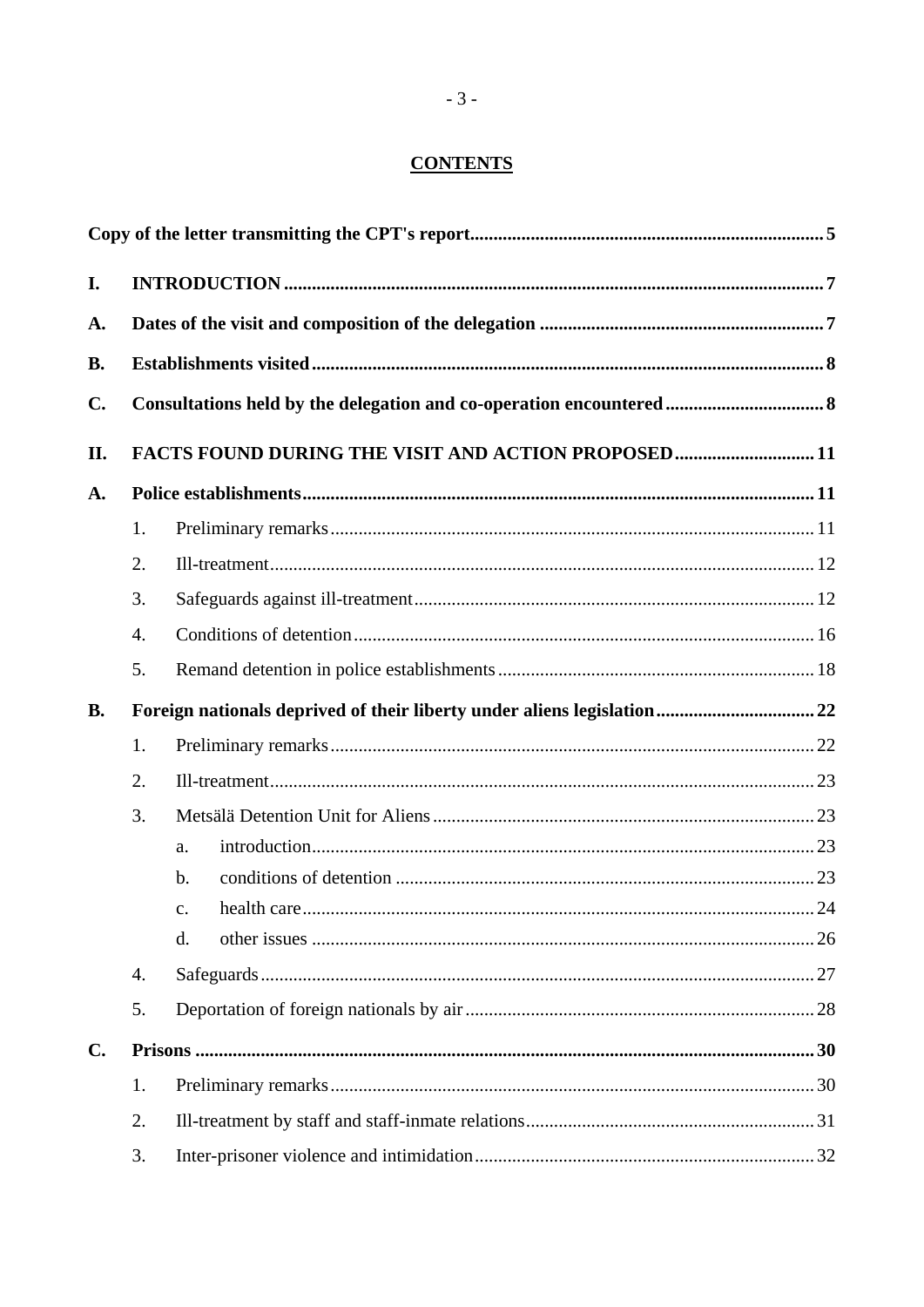# CONTENTS

**Copy of the letter transmitting the CPT's report** ..... **5**

**I. INTRODUCTION** ..... **7**

**A. Dates of the visit and composition of the delegation** ..... **7**

**B. Establishments visited** ..... **8**

**C. Consultations held by the delegation and co-operation encountered** ..... **8**

**II. FACTS FOUND DURING THE VISIT AND ACTION PROPOSED** ..... **11**

**A. Police establishments** ..... **11**

1. Preliminary remarks ..... 11
2. Ill-treatment ..... 12
3. Safeguards against ill-treatment ..... 12
4. Conditions of detention ..... 16
5. Remand detention in police establishments ..... 18

**B. Foreign nationals deprived of their liberty under aliens legislation** ..... **22**

1. Preliminary remarks ..... 22
2. Ill-treatment ..... 23
3. Metsälä Detention Unit for Aliens ..... 23
   a. introduction ..... 23
   b. conditions of detention ..... 23
   c. health care ..... 24
   d. other issues ..... 26
4. Safeguards ..... 27
5. Deportation of foreign nationals by air ..... 28

**C. Prisons** ..... **30**

1. Preliminary remarks ..... 30
2. Ill-treatment by staff and staff-inmate relations ..... 31
3. Inter-prisoner violence and intimidation ..... 32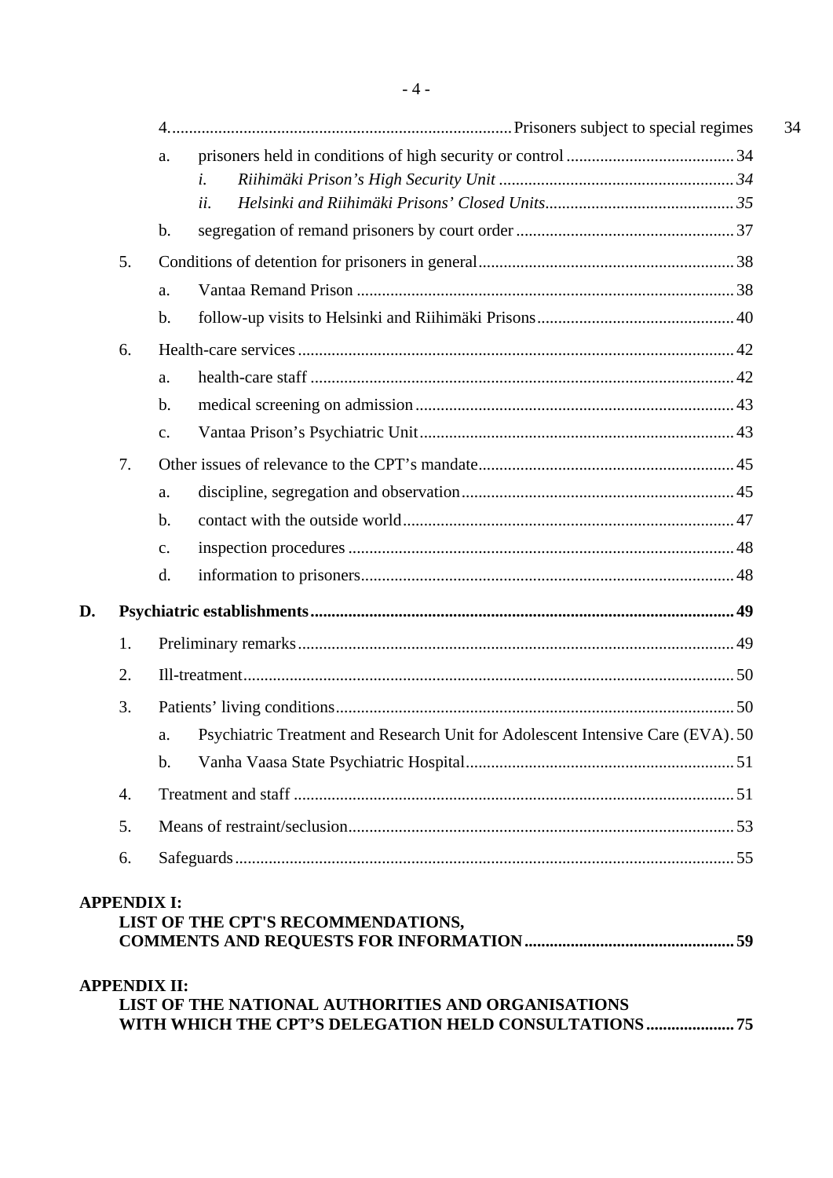4. Prisoners subject to special regimes 34

a. prisoners held in conditions of high security or control 34

*i. Riihimäki Prison's High Security Unit 34*

*ii. Helsinki and Riihimäki Prisons' Closed Units 35*

b. segregation of remand prisoners by court order 37

5. Conditions of detention for prisoners in general 38

a. Vantaa Remand Prison 38

b. follow-up visits to Helsinki and Riihimäki Prisons 40

6. Health-care services 42

a. health-care staff 42

b. medical screening on admission 43

c. Vantaa Prison's Psychiatric Unit 43

7. Other issues of relevance to the CPT's mandate 45

a. discipline, segregation and observation 45

b. contact with the outside world 47

c. inspection procedures 48

d. information to prisoners 48

**D. Psychiatric establishments 49**

1. Preliminary remarks 49

2. Ill-treatment 50

3. Patients' living conditions 50

a. Psychiatric Treatment and Research Unit for Adolescent Intensive Care (EVA) 50

b. Vanha Vaasa State Psychiatric Hospital 51

4. Treatment and staff 51

5. Means of restraint/seclusion 53

6. Safeguards 55

**APPENDIX I:**
**LIST OF THE CPT'S RECOMMENDATIONS, COMMENTS AND REQUESTS FOR INFORMATION 59**

**APPENDIX II:**
**LIST OF THE NATIONAL AUTHORITIES AND ORGANISATIONS WITH WHICH THE CPT'S DELEGATION HELD CONSULTATIONS 75**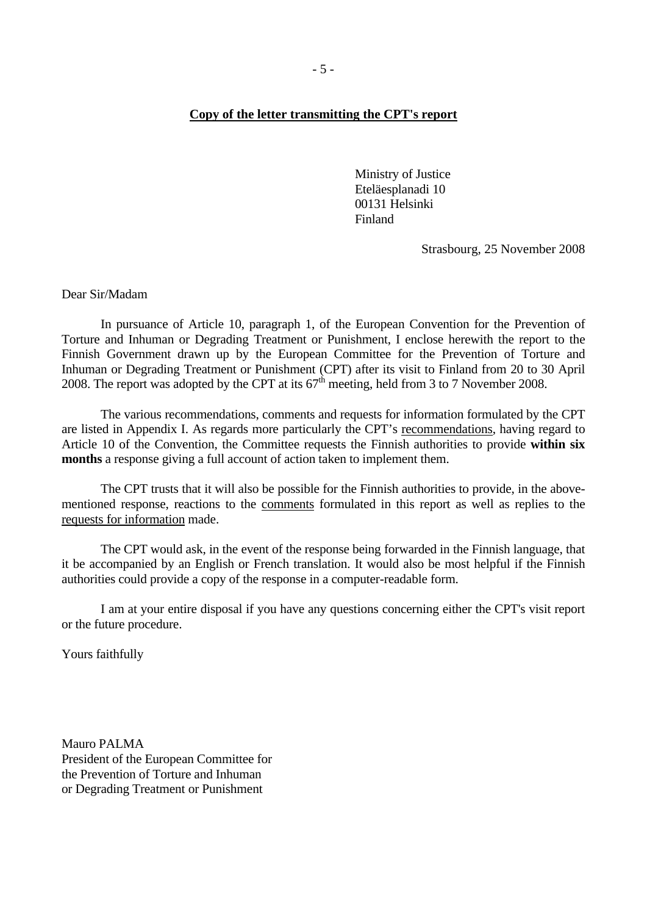**Copy of the letter transmitting the CPT's report**

Ministry of Justice
Eteläesplanadi 10
00131 Helsinki
Finland

Strasbourg, 25 November 2008

Dear Sir/Madam

In pursuance of Article 10, paragraph 1, of the European Convention for the Prevention of Torture and Inhuman or Degrading Treatment or Punishment, I enclose herewith the report to the Finnish Government drawn up by the European Committee for the Prevention of Torture and Inhuman or Degrading Treatment or Punishment (CPT) after its visit to Finland from 20 to 30 April 2008. The report was adopted by the CPT at its 67th meeting, held from 3 to 7 November 2008.

The various recommendations, comments and requests for information formulated by the CPT are listed in Appendix I. As regards more particularly the CPT's recommendations, having regard to Article 10 of the Convention, the Committee requests the Finnish authorities to provide **within six months** a response giving a full account of action taken to implement them.

The CPT trusts that it will also be possible for the Finnish authorities to provide, in the above-mentioned response, reactions to the comments formulated in this report as well as replies to the requests for information made.

The CPT would ask, in the event of the response being forwarded in the Finnish language, that it be accompanied by an English or French translation. It would also be most helpful if the Finnish authorities could provide a copy of the response in a computer-readable form.

I am at your entire disposal if you have any questions concerning either the CPT's visit report or the future procedure.

Yours faithfully

Mauro PALMA
President of the European Committee for
the Prevention of Torture and Inhuman
or Degrading Treatment or Punishment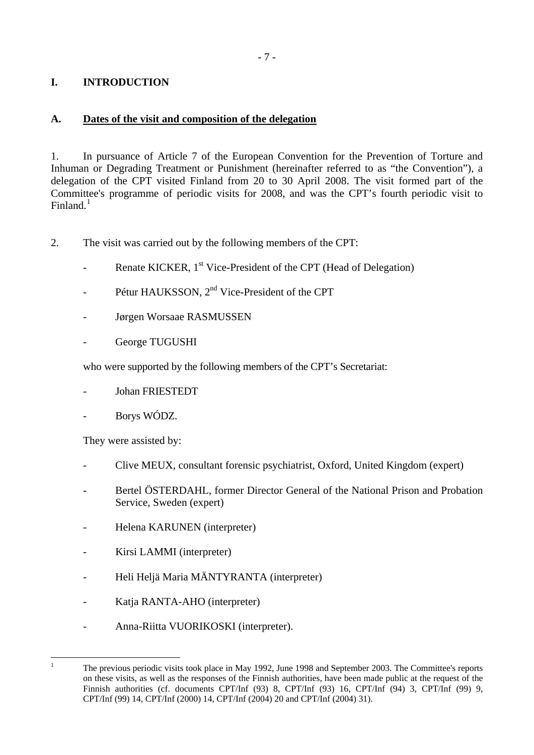# I. INTRODUCTION

## A. Dates of the visit and composition of the delegation

1. In pursuance of Article 7 of the European Convention for the Prevention of Torture and Inhuman or Degrading Treatment or Punishment (hereinafter referred to as "the Convention"), a delegation of the CPT visited Finland from 20 to 30 April 2008. The visit formed part of the Committee's programme of periodic visits for 2008, and was the CPT's fourth periodic visit to Finland.[1]

2. The visit was carried out by the following members of the CPT:

- Renate KICKER, 1st Vice-President of the CPT (Head of Delegation)
- Pétur HAUKSSON, 2nd Vice-President of the CPT
- Jørgen Worsaae RASMUSSEN
- George TUGUSHI

who were supported by the following members of the CPT's Secretariat:

- Johan FRIESTEDT
- Borys WÓDZ.

They were assisted by:

- Clive MEUX, consultant forensic psychiatrist, Oxford, United Kingdom (expert)
- Bertel ÖSTERDAHL, former Director General of the National Prison and Probation Service, Sweden (expert)
- Helena KARUNEN (interpreter)
- Kirsi LAMMI (interpreter)
- Heli Heljä Maria MÄNTYRANTA (interpreter)
- Katja RANTA-AHO (interpreter)
- Anna-Riitta VUORIKOSKI (interpreter).

---

[1] The previous periodic visits took place in May 1992, June 1998 and September 2003. The Committee's reports on these visits, as well as the responses of the Finnish authorities, have been made public at the request of the Finnish authorities (cf. documents CPT/Inf (93) 8, CPT/Inf (93) 16, CPT/Inf (94) 3, CPT/Inf (99) 9, CPT/Inf (99) 14, CPT/Inf (2000) 14, CPT/Inf (2004) 20 and CPT/Inf (2004) 31).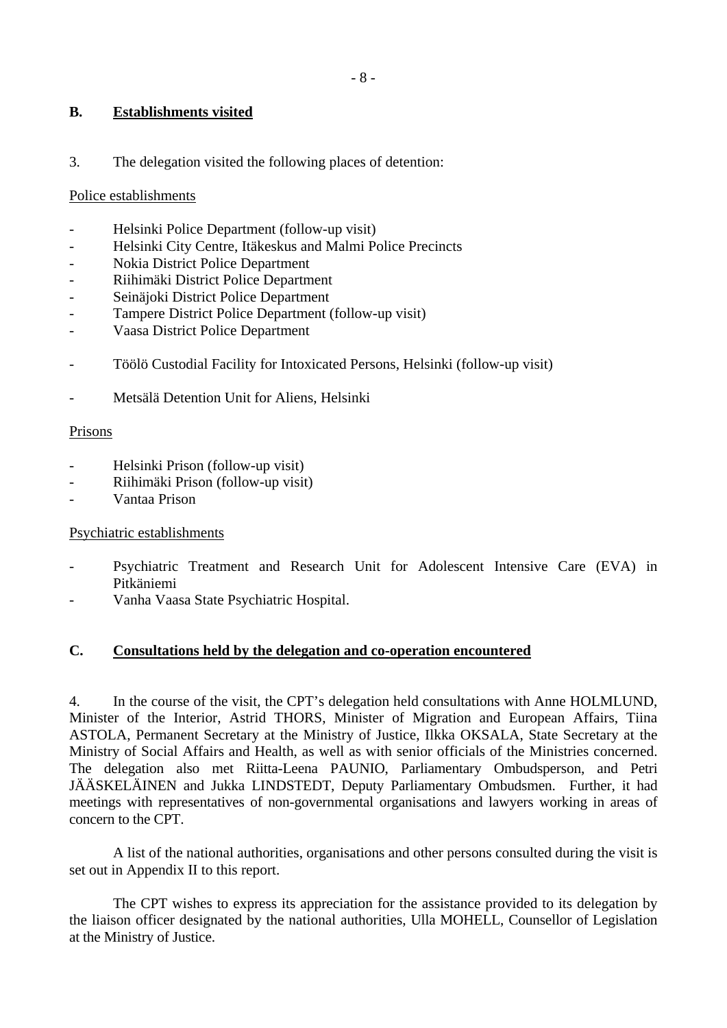## B. Establishments visited

3. The delegation visited the following places of detention:

Police establishments

- Helsinki Police Department (follow-up visit)
- Helsinki City Centre, Itäkeskus and Malmi Police Precincts
- Nokia District Police Department
- Riihimäki District Police Department
- Seinäjoki District Police Department
- Tampere District Police Department (follow-up visit)
- Vaasa District Police Department

- Töölö Custodial Facility for Intoxicated Persons, Helsinki (follow-up visit)

- Metsälä Detention Unit for Aliens, Helsinki

Prisons

- Helsinki Prison (follow-up visit)
- Riihimäki Prison (follow-up visit)
- Vantaa Prison

Psychiatric establishments

- Psychiatric Treatment and Research Unit for Adolescent Intensive Care (EVA) in Pitkäniemi
- Vanha Vaasa State Psychiatric Hospital.

## C. Consultations held by the delegation and co-operation encountered

4. In the course of the visit, the CPT's delegation held consultations with Anne HOLMLUND, Minister of the Interior, Astrid THORS, Minister of Migration and European Affairs, Tiina ASTOLA, Permanent Secretary at the Ministry of Justice, Ilkka OKSALA, State Secretary at the Ministry of Social Affairs and Health, as well as with senior officials of the Ministries concerned. The delegation also met Riitta-Leena PAUNIO, Parliamentary Ombudsperson, and Petri JÄÄSKELÄINEN and Jukka LINDSTEDT, Deputy Parliamentary Ombudsmen. Further, it had meetings with representatives of non-governmental organisations and lawyers working in areas of concern to the CPT.

A list of the national authorities, organisations and other persons consulted during the visit is set out in Appendix II to this report.

The CPT wishes to express its appreciation for the assistance provided to its delegation by the liaison officer designated by the national authorities, Ulla MOHELL, Counsellor of Legislation at the Ministry of Justice.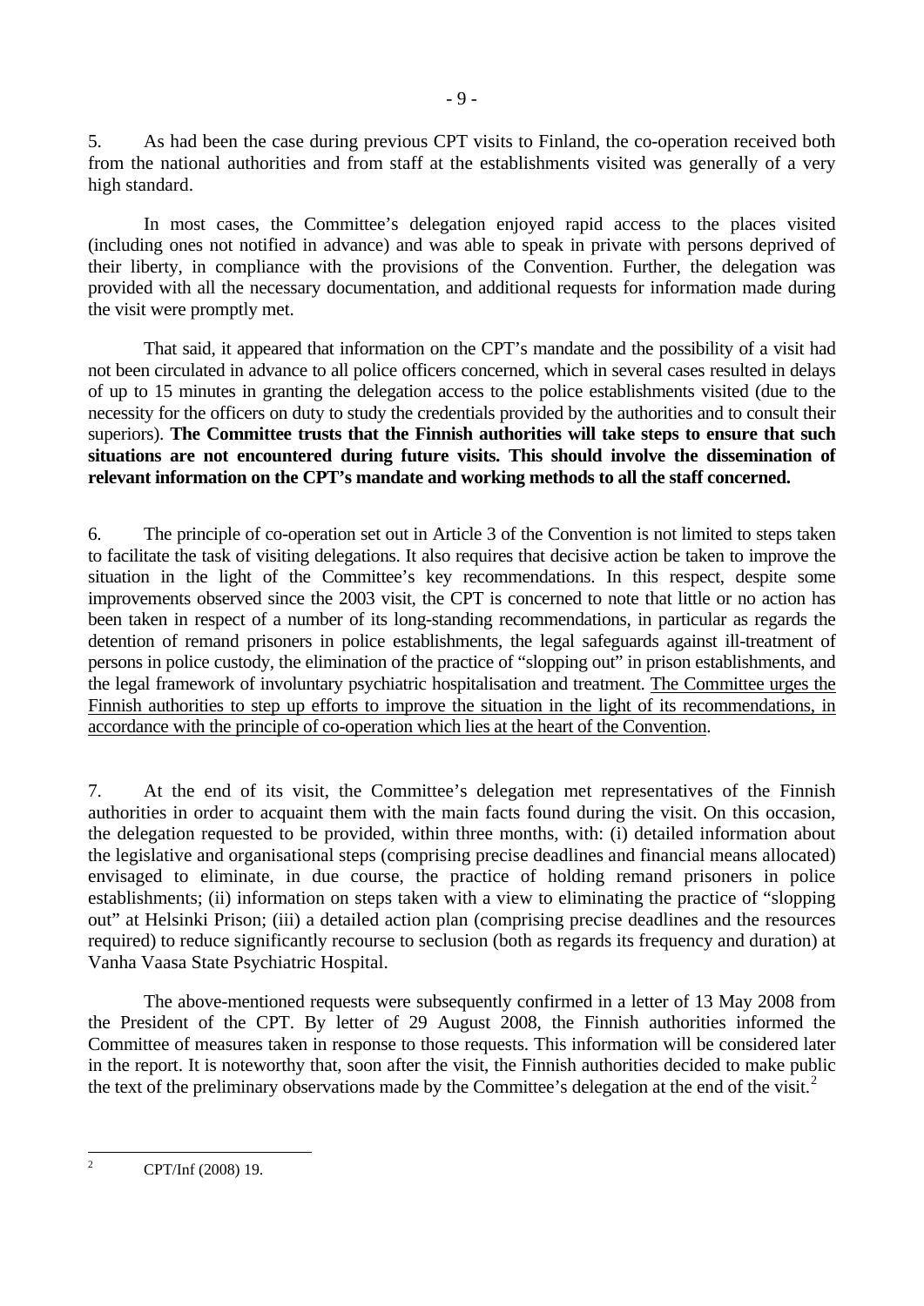5. As had been the case during previous CPT visits to Finland, the co-operation received both from the national authorities and from staff at the establishments visited was generally of a very high standard.

In most cases, the Committee's delegation enjoyed rapid access to the places visited (including ones not notified in advance) and was able to speak in private with persons deprived of their liberty, in compliance with the provisions of the Convention. Further, the delegation was provided with all the necessary documentation, and additional requests for information made during the visit were promptly met.

That said, it appeared that information on the CPT's mandate and the possibility of a visit had not been circulated in advance to all police officers concerned, which in several cases resulted in delays of up to 15 minutes in granting the delegation access to the police establishments visited (due to the necessity for the officers on duty to study the credentials provided by the authorities and to consult their superiors). **The Committee trusts that the Finnish authorities will take steps to ensure that such situations are not encountered during future visits. This should involve the dissemination of relevant information on the CPT's mandate and working methods to all the staff concerned.**

6. The principle of co-operation set out in Article 3 of the Convention is not limited to steps taken to facilitate the task of visiting delegations. It also requires that decisive action be taken to improve the situation in the light of the Committee's key recommendations. In this respect, despite some improvements observed since the 2003 visit, the CPT is concerned to note that little or no action has been taken in respect of a number of its long-standing recommendations, in particular as regards the detention of remand prisoners in police establishments, the legal safeguards against ill-treatment of persons in police custody, the elimination of the practice of "slopping out" in prison establishments, and the legal framework of involuntary psychiatric hospitalisation and treatment. The Committee urges the Finnish authorities to step up efforts to improve the situation in the light of its recommendations, in accordance with the principle of co-operation which lies at the heart of the Convention.

7. At the end of its visit, the Committee's delegation met representatives of the Finnish authorities in order to acquaint them with the main facts found during the visit. On this occasion, the delegation requested to be provided, within three months, with: (i) detailed information about the legislative and organisational steps (comprising precise deadlines and financial means allocated) envisaged to eliminate, in due course, the practice of holding remand prisoners in police establishments; (ii) information on steps taken with a view to eliminating the practice of "slopping out" at Helsinki Prison; (iii) a detailed action plan (comprising precise deadlines and the resources required) to reduce significantly recourse to seclusion (both as regards its frequency and duration) at Vanha Vaasa State Psychiatric Hospital.

The above-mentioned requests were subsequently confirmed in a letter of 13 May 2008 from the President of the CPT. By letter of 29 August 2008, the Finnish authorities informed the Committee of measures taken in response to those requests. This information will be considered later in the report. It is noteworthy that, soon after the visit, the Finnish authorities decided to make public the text of the preliminary observations made by the Committee's delegation at the end of the visit.[2]

---

[2] CPT/Inf (2008) 19.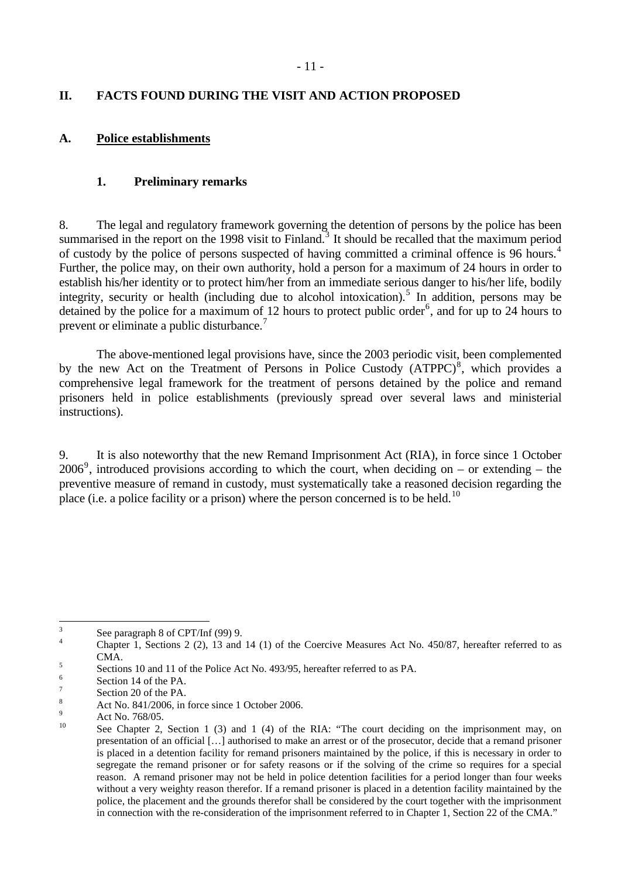## II. FACTS FOUND DURING THE VISIT AND ACTION PROPOSED

### A. Police establishments

#### 1. Preliminary remarks

8. The legal and regulatory framework governing the detention of persons by the police has been summarised in the report on the 1998 visit to Finland.[3] It should be recalled that the maximum period of custody by the police of persons suspected of having committed a criminal offence is 96 hours.[4] Further, the police may, on their own authority, hold a person for a maximum of 24 hours in order to establish his/her identity or to protect him/her from an immediate serious danger to his/her life, bodily integrity, security or health (including due to alcohol intoxication).[5] In addition, persons may be detained by the police for a maximum of 12 hours to protect public order[6], and for up to 24 hours to prevent or eliminate a public disturbance.[7]

The above-mentioned legal provisions have, since the 2003 periodic visit, been complemented by the new Act on the Treatment of Persons in Police Custody (ATPPC)[8], which provides a comprehensive legal framework for the treatment of persons detained by the police and remand prisoners held in police establishments (previously spread over several laws and ministerial instructions).

9. It is also noteworthy that the new Remand Imprisonment Act (RIA), in force since 1 October 2006[9], introduced provisions according to which the court, when deciding on – or extending – the preventive measure of remand in custody, must systematically take a reasoned decision regarding the place (i.e. a police facility or a prison) where the person concerned is to be held.[10]

---

[3] See paragraph 8 of CPT/Inf (99) 9.

[4] Chapter 1, Sections 2 (2), 13 and 14 (1) of the Coercive Measures Act No. 450/87, hereafter referred to as CMA.

[5] Sections 10 and 11 of the Police Act No. 493/95, hereafter referred to as PA.

[6] Section 14 of the PA.

[7] Section 20 of the PA.

[8] Act No. 841/2006, in force since 1 October 2006.

[9] Act No. 768/05.

[10] See Chapter 2, Section 1 (3) and 1 (4) of the RIA: "The court deciding on the imprisonment may, on presentation of an official […] authorised to make an arrest or of the prosecutor, decide that a remand prisoner is placed in a detention facility for remand prisoners maintained by the police, if this is necessary in order to segregate the remand prisoner or for safety reasons or if the solving of the crime so requires for a special reason. A remand prisoner may not be held in police detention facilities for a period longer than four weeks without a very weighty reason therefor. If a remand prisoner is placed in a detention facility maintained by the police, the placement and the grounds therefor shall be considered by the court together with the imprisonment in connection with the re-consideration of the imprisonment referred to in Chapter 1, Section 22 of the CMA."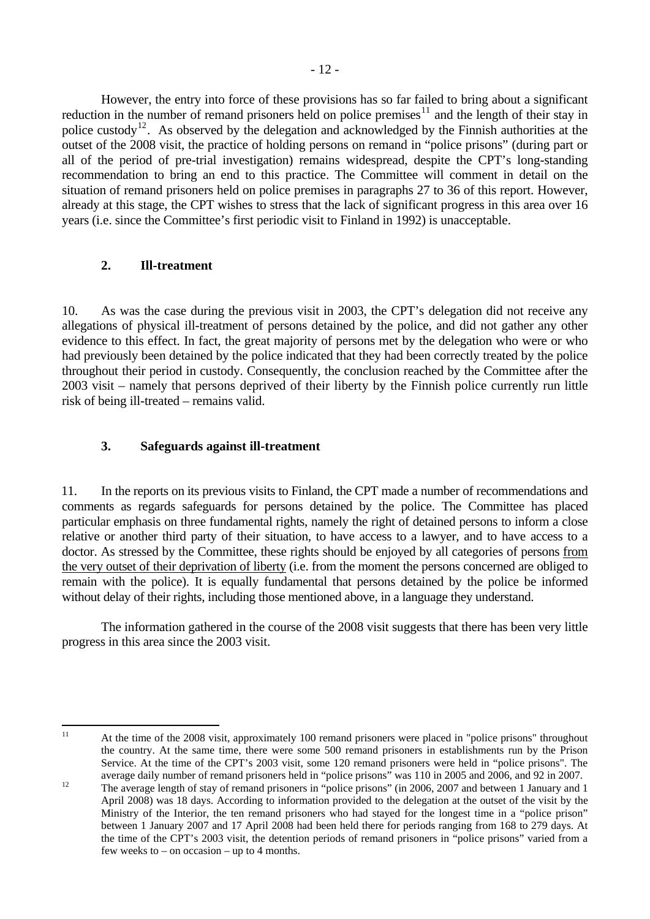However, the entry into force of these provisions has so far failed to bring about a significant reduction in the number of remand prisoners held on police premises[11] and the length of their stay in police custody[12]. As observed by the delegation and acknowledged by the Finnish authorities at the outset of the 2008 visit, the practice of holding persons on remand in "police prisons" (during part or all of the period of pre-trial investigation) remains widespread, despite the CPT's long-standing recommendation to bring an end to this practice. The Committee will comment in detail on the situation of remand prisoners held on police premises in paragraphs 27 to 36 of this report. However, already at this stage, the CPT wishes to stress that the lack of significant progress in this area over 16 years (i.e. since the Committee's first periodic visit to Finland in 1992) is unacceptable.

## 2. Ill-treatment

10. As was the case during the previous visit in 2003, the CPT's delegation did not receive any allegations of physical ill-treatment of persons detained by the police, and did not gather any other evidence to this effect. In fact, the great majority of persons met by the delegation who were or who had previously been detained by the police indicated that they had been correctly treated by the police throughout their period in custody. Consequently, the conclusion reached by the Committee after the 2003 visit – namely that persons deprived of their liberty by the Finnish police currently run little risk of being ill-treated – remains valid.

## 3. Safeguards against ill-treatment

11. In the reports on its previous visits to Finland, the CPT made a number of recommendations and comments as regards safeguards for persons detained by the police. The Committee has placed particular emphasis on three fundamental rights, namely the right of detained persons to inform a close relative or another third party of their situation, to have access to a lawyer, and to have access to a doctor. As stressed by the Committee, these rights should be enjoyed by all categories of persons from the very outset of their deprivation of liberty (i.e. from the moment the persons concerned are obliged to remain with the police). It is equally fundamental that persons detained by the police be informed without delay of their rights, including those mentioned above, in a language they understand.

The information gathered in the course of the 2008 visit suggests that there has been very little progress in this area since the 2003 visit.

---

[11] At the time of the 2008 visit, approximately 100 remand prisoners were placed in "police prisons" throughout the country. At the same time, there were some 500 remand prisoners in establishments run by the Prison Service. At the time of the CPT's 2003 visit, some 120 remand prisoners were held in "police prisons". The average daily number of remand prisoners held in "police prisons" was 110 in 2005 and 2006, and 92 in 2007.

[12] The average length of stay of remand prisoners in "police prisons" (in 2006, 2007 and between 1 January and 1 April 2008) was 18 days. According to information provided to the delegation at the outset of the visit by the Ministry of the Interior, the ten remand prisoners who had stayed for the longest time in a "police prison" between 1 January 2007 and 17 April 2008 had been held there for periods ranging from 168 to 279 days. At the time of the CPT's 2003 visit, the detention periods of remand prisoners in "police prisons" varied from a few weeks to – on occasion – up to 4 months.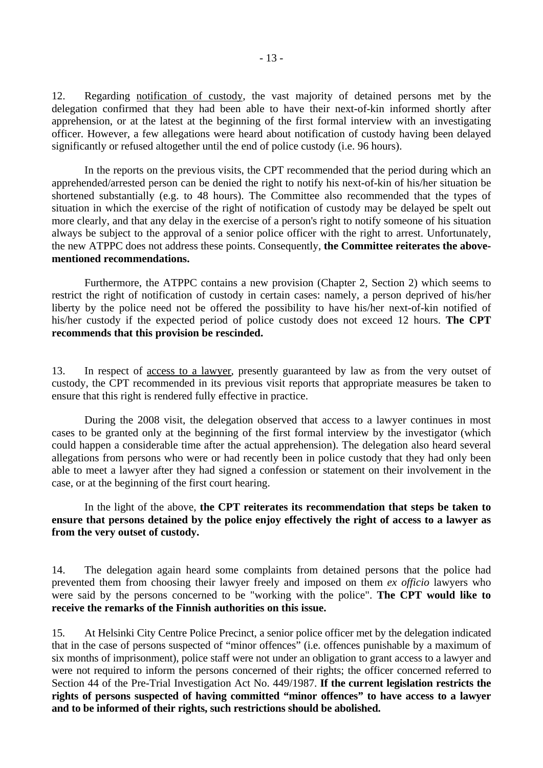12. Regarding notification of custody, the vast majority of detained persons met by the delegation confirmed that they had been able to have their next-of-kin informed shortly after apprehension, or at the latest at the beginning of the first formal interview with an investigating officer. However, a few allegations were heard about notification of custody having been delayed significantly or refused altogether until the end of police custody (i.e. 96 hours).

In the reports on the previous visits, the CPT recommended that the period during which an apprehended/arrested person can be denied the right to notify his next-of-kin of his/her situation be shortened substantially (e.g. to 48 hours). The Committee also recommended that the types of situation in which the exercise of the right of notification of custody may be delayed be spelt out more clearly, and that any delay in the exercise of a person's right to notify someone of his situation always be subject to the approval of a senior police officer with the right to arrest. Unfortunately, the new ATPPC does not address these points. Consequently, **the Committee reiterates the above-mentioned recommendations.**

Furthermore, the ATPPC contains a new provision (Chapter 2, Section 2) which seems to restrict the right of notification of custody in certain cases: namely, a person deprived of his/her liberty by the police need not be offered the possibility to have his/her next-of-kin notified of his/her custody if the expected period of police custody does not exceed 12 hours. **The CPT recommends that this provision be rescinded.**

13. In respect of access to a lawyer, presently guaranteed by law as from the very outset of custody, the CPT recommended in its previous visit reports that appropriate measures be taken to ensure that this right is rendered fully effective in practice.

During the 2008 visit, the delegation observed that access to a lawyer continues in most cases to be granted only at the beginning of the first formal interview by the investigator (which could happen a considerable time after the actual apprehension). The delegation also heard several allegations from persons who were or had recently been in police custody that they had only been able to meet a lawyer after they had signed a confession or statement on their involvement in the case, or at the beginning of the first court hearing.

In the light of the above, **the CPT reiterates its recommendation that steps be taken to ensure that persons detained by the police enjoy effectively the right of access to a lawyer as from the very outset of custody.**

14. The delegation again heard some complaints from detained persons that the police had prevented them from choosing their lawyer freely and imposed on them *ex officio* lawyers who were said by the persons concerned to be "working with the police". **The CPT would like to receive the remarks of the Finnish authorities on this issue.**

15. At Helsinki City Centre Police Precinct, a senior police officer met by the delegation indicated that in the case of persons suspected of "minor offences" (i.e. offences punishable by a maximum of six months of imprisonment), police staff were not under an obligation to grant access to a lawyer and were not required to inform the persons concerned of their rights; the officer concerned referred to Section 44 of the Pre-Trial Investigation Act No. 449/1987. **If the current legislation restricts the rights of persons suspected of having committed "minor offences" to have access to a lawyer and to be informed of their rights, such restrictions should be abolished.**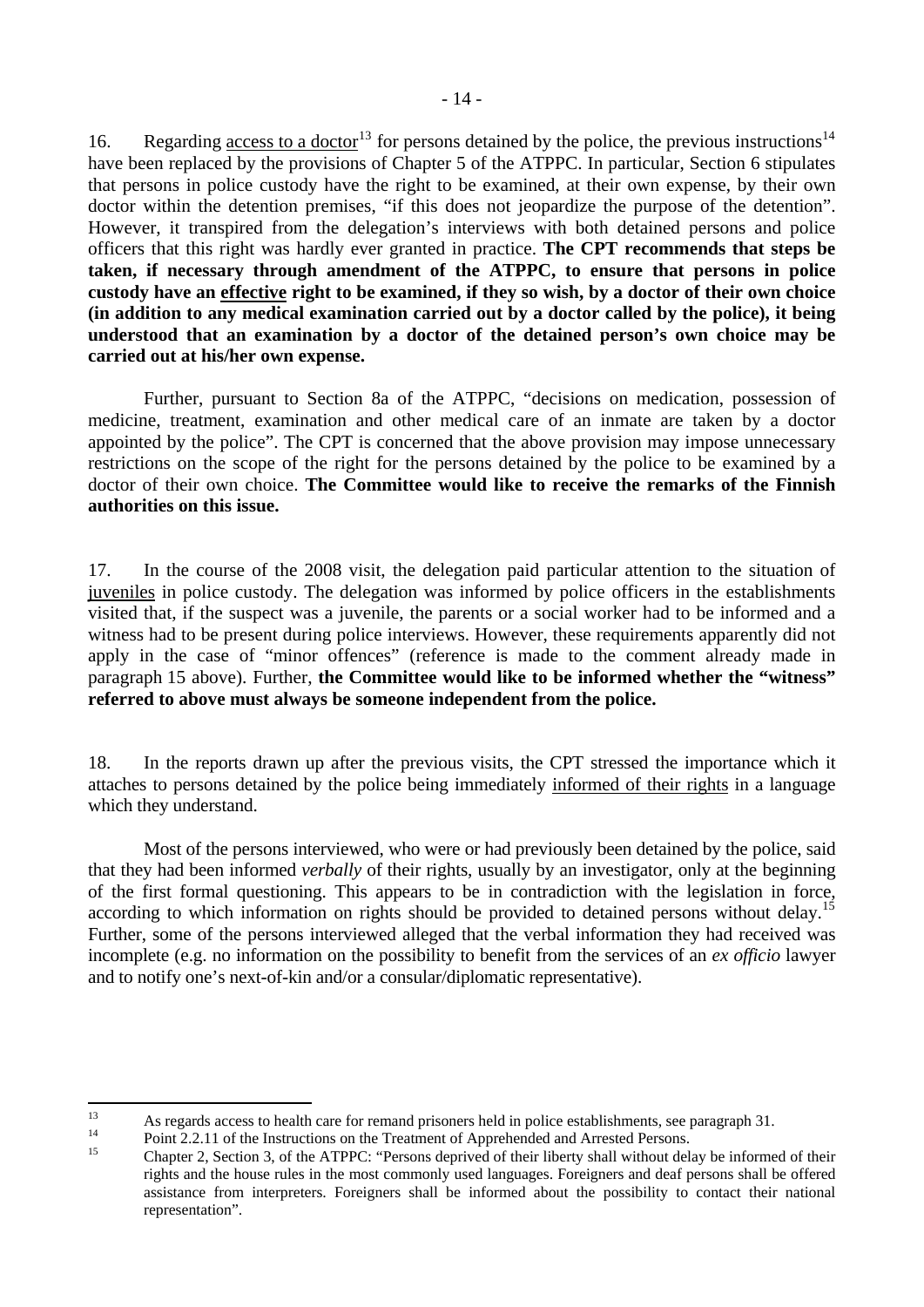16. Regarding access to a doctor[13] for persons detained by the police, the previous instructions[14] have been replaced by the provisions of Chapter 5 of the ATPPC. In particular, Section 6 stipulates that persons in police custody have the right to be examined, at their own expense, by their own doctor within the detention premises, "if this does not jeopardize the purpose of the detention". However, it transpired from the delegation's interviews with both detained persons and police officers that this right was hardly ever granted in practice. **The CPT recommends that steps be taken, if necessary through amendment of the ATPPC, to ensure that persons in police custody have an effective right to be examined, if they so wish, by a doctor of their own choice (in addition to any medical examination carried out by a doctor called by the police), it being understood that an examination by a doctor of the detained person's own choice may be carried out at his/her own expense.**

Further, pursuant to Section 8a of the ATPPC, "decisions on medication, possession of medicine, treatment, examination and other medical care of an inmate are taken by a doctor appointed by the police". The CPT is concerned that the above provision may impose unnecessary restrictions on the scope of the right for the persons detained by the police to be examined by a doctor of their own choice. **The Committee would like to receive the remarks of the Finnish authorities on this issue.**

17. In the course of the 2008 visit, the delegation paid particular attention to the situation of juveniles in police custody. The delegation was informed by police officers in the establishments visited that, if the suspect was a juvenile, the parents or a social worker had to be informed and a witness had to be present during police interviews. However, these requirements apparently did not apply in the case of "minor offences" (reference is made to the comment already made in paragraph 15 above). Further, **the Committee would like to be informed whether the "witness" referred to above must always be someone independent from the police.**

18. In the reports drawn up after the previous visits, the CPT stressed the importance which it attaches to persons detained by the police being immediately informed of their rights in a language which they understand.

Most of the persons interviewed, who were or had previously been detained by the police, said that they had been informed *verbally* of their rights, usually by an investigator, only at the beginning of the first formal questioning. This appears to be in contradiction with the legislation in force, according to which information on rights should be provided to detained persons without delay.[15] Further, some of the persons interviewed alleged that the verbal information they had received was incomplete (e.g. no information on the possibility to benefit from the services of an *ex officio* lawyer and to notify one's next-of-kin and/or a consular/diplomatic representative).

---

[13] As regards access to health care for remand prisoners held in police establishments, see paragraph 31.

[14] Point 2.2.11 of the Instructions on the Treatment of Apprehended and Arrested Persons.

[15] Chapter 2, Section 3, of the ATPPC: "Persons deprived of their liberty shall without delay be informed of their rights and the house rules in the most commonly used languages. Foreigners and deaf persons shall be offered assistance from interpreters. Foreigners shall be informed about the possibility to contact their national representation".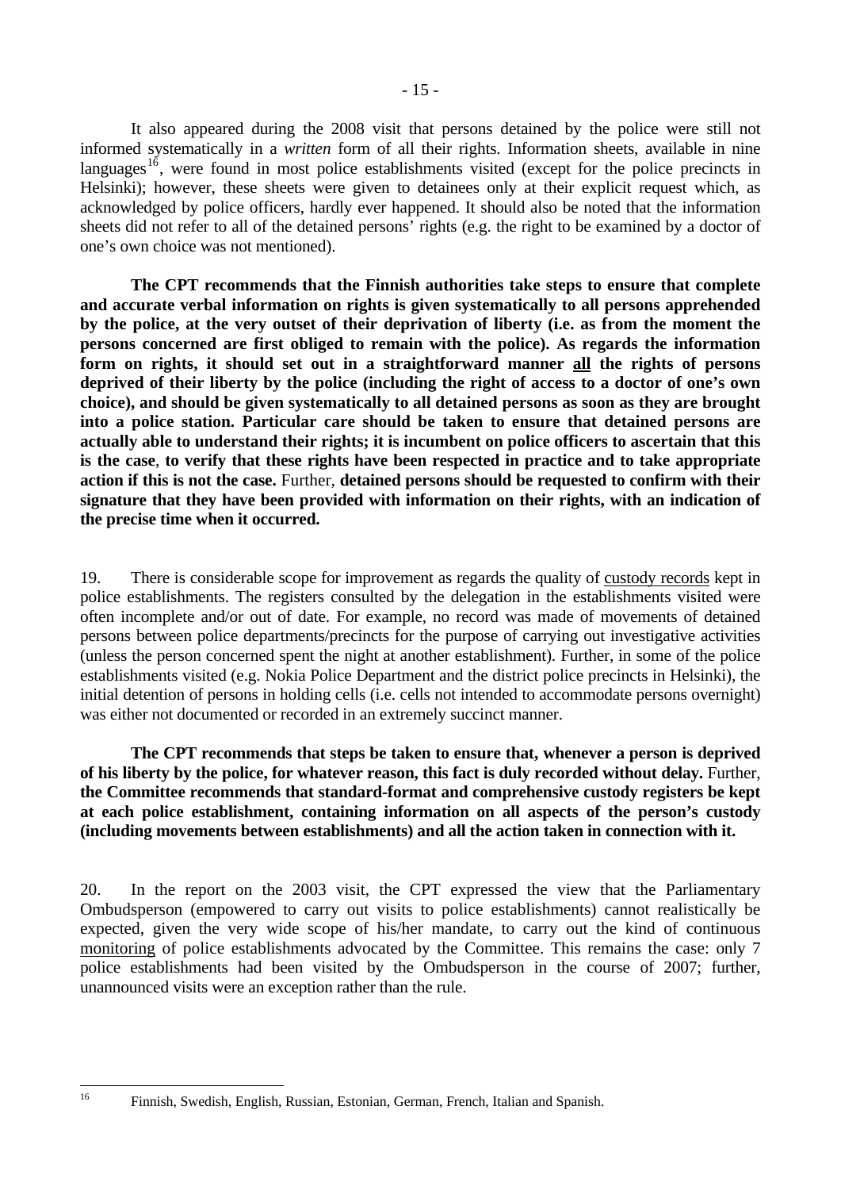It also appeared during the 2008 visit that persons detained by the police were still not informed systematically in a *written* form of all their rights. Information sheets, available in nine languages[16], were found in most police establishments visited (except for the police precincts in Helsinki); however, these sheets were given to detainees only at their explicit request which, as acknowledged by police officers, hardly ever happened. It should also be noted that the information sheets did not refer to all of the detained persons' rights (e.g. the right to be examined by a doctor of one's own choice was not mentioned).

**The CPT recommends that the Finnish authorities take steps to ensure that complete and accurate verbal information on rights is given systematically to all persons apprehended by the police, at the very outset of their deprivation of liberty (i.e. as from the moment the persons concerned are first obliged to remain with the police). As regards the information form on rights, it should set out in a straightforward manner <u>all</u> the rights of persons deprived of their liberty by the police (including the right of access to a doctor of one's own choice), and should be given systematically to all detained persons as soon as they are brought into a police station. Particular care should be taken to ensure that detained persons are actually able to understand their rights; it is incumbent on police officers to ascertain that this is the case**, **to verify that these rights have been respected in practice and to take appropriate action if this is not the case.** Further, **detained persons should be requested to confirm with their signature that they have been provided with information on their rights, with an indication of the precise time when it occurred.**

19. There is considerable scope for improvement as regards the quality of <u>custody records</u> kept in police establishments. The registers consulted by the delegation in the establishments visited were often incomplete and/or out of date. For example, no record was made of movements of detained persons between police departments/precincts for the purpose of carrying out investigative activities (unless the person concerned spent the night at another establishment). Further, in some of the police establishments visited (e.g. Nokia Police Department and the district police precincts in Helsinki), the initial detention of persons in holding cells (i.e. cells not intended to accommodate persons overnight) was either not documented or recorded in an extremely succinct manner.

**The CPT recommends that steps be taken to ensure that, whenever a person is deprived of his liberty by the police, for whatever reason, this fact is duly recorded without delay.** Further, **the Committee recommends that standard-format and comprehensive custody registers be kept at each police establishment, containing information on all aspects of the person's custody (including movements between establishments) and all the action taken in connection with it.**

20. In the report on the 2003 visit, the CPT expressed the view that the Parliamentary Ombudsperson (empowered to carry out visits to police establishments) cannot realistically be expected, given the very wide scope of his/her mandate, to carry out the kind of continuous <u>monitoring</u> of police establishments advocated by the Committee. This remains the case: only 7 police establishments had been visited by the Ombudsperson in the course of 2007; further, unannounced visits were an exception rather than the rule.

---

[16] Finnish, Swedish, English, Russian, Estonian, German, French, Italian and Spanish.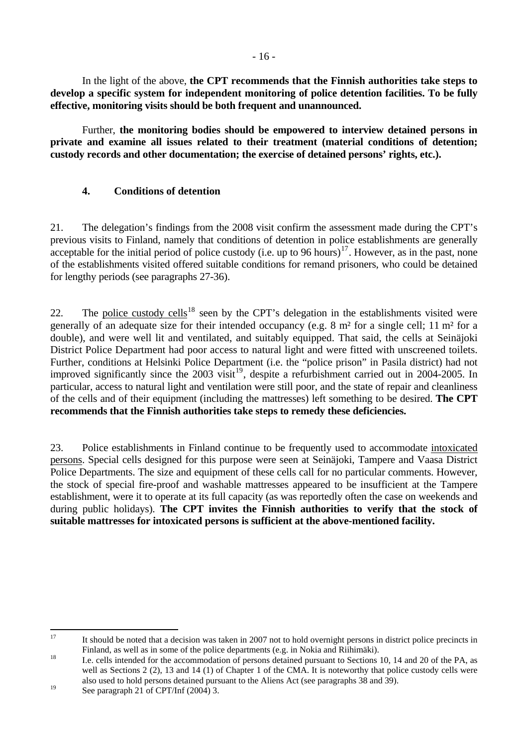In the light of the above, **the CPT recommends that the Finnish authorities take steps to develop a specific system for independent monitoring of police detention facilities. To be fully effective, monitoring visits should be both frequent and unannounced.**

Further, **the monitoring bodies should be empowered to interview detained persons in private and examine all issues related to their treatment (material conditions of detention; custody records and other documentation; the exercise of detained persons' rights, etc.).**

#### 4. Conditions of detention

21. The delegation's findings from the 2008 visit confirm the assessment made during the CPT's previous visits to Finland, namely that conditions of detention in police establishments are generally acceptable for the initial period of police custody (i.e. up to 96 hours)[17]. However, as in the past, none of the establishments visited offered suitable conditions for remand prisoners, who could be detained for lengthy periods (see paragraphs 27-36).

22. The police custody cells[18] seen by the CPT's delegation in the establishments visited were generally of an adequate size for their intended occupancy (e.g. 8 m² for a single cell; 11 m² for a double), and were well lit and ventilated, and suitably equipped. That said, the cells at Seinäjoki District Police Department had poor access to natural light and were fitted with unscreened toilets. Further, conditions at Helsinki Police Department (i.e. the "police prison" in Pasila district) had not improved significantly since the 2003 visit[19], despite a refurbishment carried out in 2004-2005. In particular, access to natural light and ventilation were still poor, and the state of repair and cleanliness of the cells and of their equipment (including the mattresses) left something to be desired. **The CPT recommends that the Finnish authorities take steps to remedy these deficiencies.**

23. Police establishments in Finland continue to be frequently used to accommodate intoxicated persons. Special cells designed for this purpose were seen at Seinäjoki, Tampere and Vaasa District Police Departments. The size and equipment of these cells call for no particular comments. However, the stock of special fire-proof and washable mattresses appeared to be insufficient at the Tampere establishment, were it to operate at its full capacity (as was reportedly often the case on weekends and during public holidays). **The CPT invites the Finnish authorities to verify that the stock of suitable mattresses for intoxicated persons is sufficient at the above-mentioned facility.**

---

[17] It should be noted that a decision was taken in 2007 not to hold overnight persons in district police precincts in Finland, as well as in some of the police departments (e.g. in Nokia and Riihimäki).

[18] I.e. cells intended for the accommodation of persons detained pursuant to Sections 10, 14 and 20 of the PA, as well as Sections 2 (2), 13 and 14 (1) of Chapter 1 of the CMA. It is noteworthy that police custody cells were also used to hold persons detained pursuant to the Aliens Act (see paragraphs 38 and 39).

[19] See paragraph 21 of CPT/Inf (2004) 3.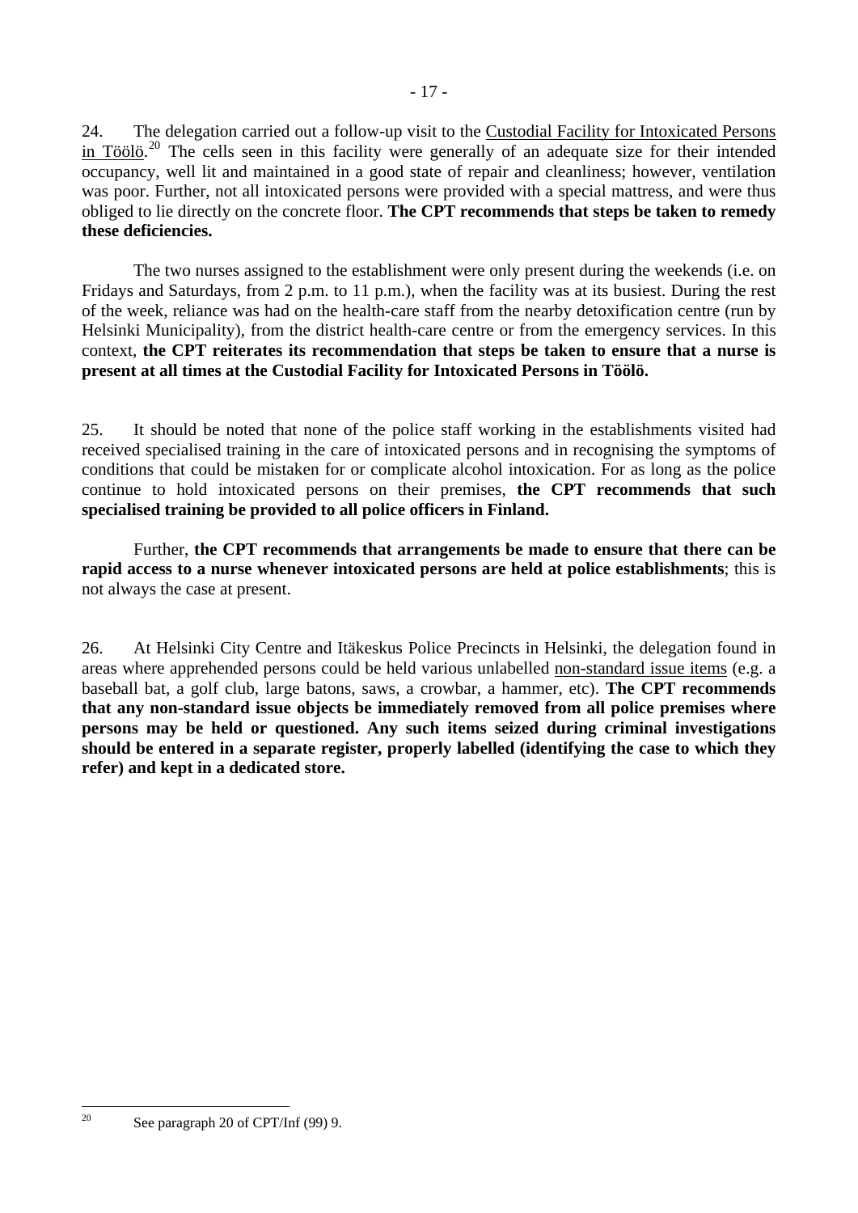24. The delegation carried out a follow-up visit to the Custodial Facility for Intoxicated Persons in Töölö.[20] The cells seen in this facility were generally of an adequate size for their intended occupancy, well lit and maintained in a good state of repair and cleanliness; however, ventilation was poor. Further, not all intoxicated persons were provided with a special mattress, and were thus obliged to lie directly on the concrete floor. **The CPT recommends that steps be taken to remedy these deficiencies.**

The two nurses assigned to the establishment were only present during the weekends (i.e. on Fridays and Saturdays, from 2 p.m. to 11 p.m.), when the facility was at its busiest. During the rest of the week, reliance was had on the health-care staff from the nearby detoxification centre (run by Helsinki Municipality), from the district health-care centre or from the emergency services. In this context, **the CPT reiterates its recommendation that steps be taken to ensure that a nurse is present at all times at the Custodial Facility for Intoxicated Persons in Töölö.**

25. It should be noted that none of the police staff working in the establishments visited had received specialised training in the care of intoxicated persons and in recognising the symptoms of conditions that could be mistaken for or complicate alcohol intoxication. For as long as the police continue to hold intoxicated persons on their premises, **the CPT recommends that such specialised training be provided to all police officers in Finland.**

Further, **the CPT recommends that arrangements be made to ensure that there can be rapid access to a nurse whenever intoxicated persons are held at police establishments**; this is not always the case at present.

26. At Helsinki City Centre and Itäkeskus Police Precincts in Helsinki, the delegation found in areas where apprehended persons could be held various unlabelled non-standard issue items (e.g. a baseball bat, a golf club, large batons, saws, a crowbar, a hammer, etc). **The CPT recommends that any non-standard issue objects be immediately removed from all police premises where persons may be held or questioned. Any such items seized during criminal investigations should be entered in a separate register, properly labelled (identifying the case to which they refer) and kept in a dedicated store.**

---

[20] See paragraph 20 of CPT/Inf (99) 9.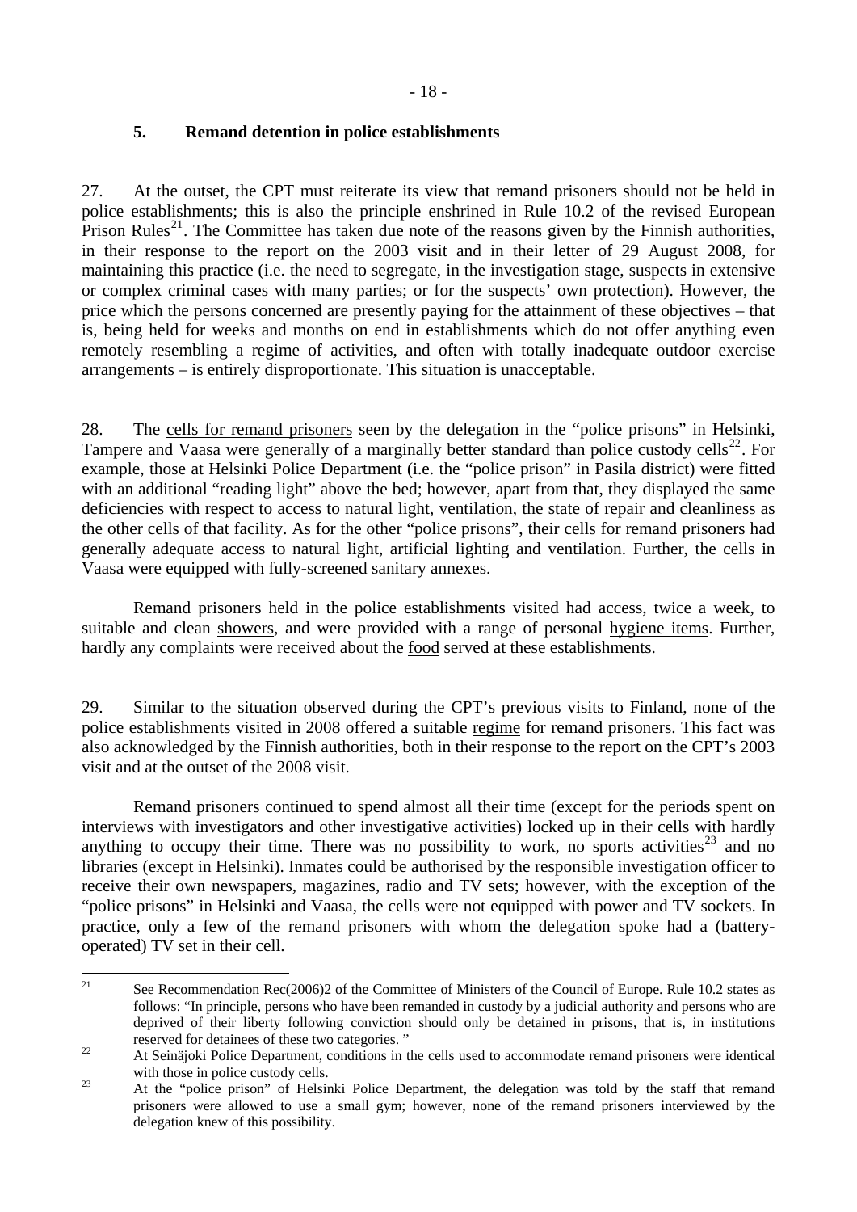## 5. Remand detention in police establishments

27. At the outset, the CPT must reiterate its view that remand prisoners should not be held in police establishments; this is also the principle enshrined in Rule 10.2 of the revised European Prison Rules[21]. The Committee has taken due note of the reasons given by the Finnish authorities, in their response to the report on the 2003 visit and in their letter of 29 August 2008, for maintaining this practice (i.e. the need to segregate, in the investigation stage, suspects in extensive or complex criminal cases with many parties; or for the suspects' own protection). However, the price which the persons concerned are presently paying for the attainment of these objectives – that is, being held for weeks and months on end in establishments which do not offer anything even remotely resembling a regime of activities, and often with totally inadequate outdoor exercise arrangements – is entirely disproportionate. This situation is unacceptable.

28. The cells for remand prisoners seen by the delegation in the "police prisons" in Helsinki, Tampere and Vaasa were generally of a marginally better standard than police custody cells[22]. For example, those at Helsinki Police Department (i.e. the "police prison" in Pasila district) were fitted with an additional "reading light" above the bed; however, apart from that, they displayed the same deficiencies with respect to access to natural light, ventilation, the state of repair and cleanliness as the other cells of that facility. As for the other "police prisons", their cells for remand prisoners had generally adequate access to natural light, artificial lighting and ventilation. Further, the cells in Vaasa were equipped with fully-screened sanitary annexes.

Remand prisoners held in the police establishments visited had access, twice a week, to suitable and clean showers, and were provided with a range of personal hygiene items. Further, hardly any complaints were received about the food served at these establishments.

29. Similar to the situation observed during the CPT's previous visits to Finland, none of the police establishments visited in 2008 offered a suitable regime for remand prisoners. This fact was also acknowledged by the Finnish authorities, both in their response to the report on the CPT's 2003 visit and at the outset of the 2008 visit.

Remand prisoners continued to spend almost all their time (except for the periods spent on interviews with investigators and other investigative activities) locked up in their cells with hardly anything to occupy their time. There was no possibility to work, no sports activities[23] and no libraries (except in Helsinki). Inmates could be authorised by the responsible investigation officer to receive their own newspapers, magazines, radio and TV sets; however, with the exception of the "police prisons" in Helsinki and Vaasa, the cells were not equipped with power and TV sockets. In practice, only a few of the remand prisoners with whom the delegation spoke had a (battery-operated) TV set in their cell.

---

[21] See Recommendation Rec(2006)2 of the Committee of Ministers of the Council of Europe. Rule 10.2 states as follows: "In principle, persons who have been remanded in custody by a judicial authority and persons who are deprived of their liberty following conviction should only be detained in prisons, that is, in institutions reserved for detainees of these two categories. "

[22] At Seinäjoki Police Department, conditions in the cells used to accommodate remand prisoners were identical with those in police custody cells.

[23] At the "police prison" of Helsinki Police Department, the delegation was told by the staff that remand prisoners were allowed to use a small gym; however, none of the remand prisoners interviewed by the delegation knew of this possibility.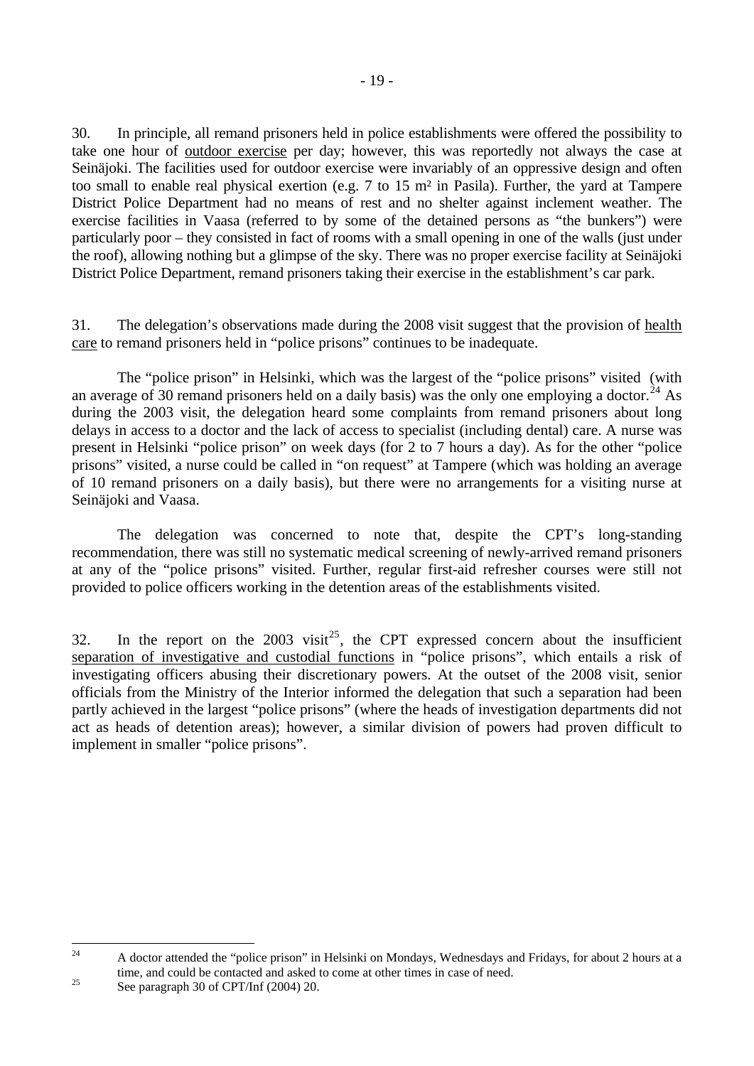30. In principle, all remand prisoners held in police establishments were offered the possibility to take one hour of outdoor exercise per day; however, this was reportedly not always the case at Seinäjoki. The facilities used for outdoor exercise were invariably of an oppressive design and often too small to enable real physical exertion (e.g. 7 to 15 m² in Pasila). Further, the yard at Tampere District Police Department had no means of rest and no shelter against inclement weather. The exercise facilities in Vaasa (referred to by some of the detained persons as "the bunkers") were particularly poor – they consisted in fact of rooms with a small opening in one of the walls (just under the roof), allowing nothing but a glimpse of the sky. There was no proper exercise facility at Seinäjoki District Police Department, remand prisoners taking their exercise in the establishment's car park.

31. The delegation's observations made during the 2008 visit suggest that the provision of health care to remand prisoners held in "police prisons" continues to be inadequate.

The "police prison" in Helsinki, which was the largest of the "police prisons" visited (with an average of 30 remand prisoners held on a daily basis) was the only one employing a doctor.[24] As during the 2003 visit, the delegation heard some complaints from remand prisoners about long delays in access to a doctor and the lack of access to specialist (including dental) care. A nurse was present in Helsinki "police prison" on week days (for 2 to 7 hours a day). As for the other "police prisons" visited, a nurse could be called in "on request" at Tampere (which was holding an average of 10 remand prisoners on a daily basis), but there were no arrangements for a visiting nurse at Seinäjoki and Vaasa.

The delegation was concerned to note that, despite the CPT's long-standing recommendation, there was still no systematic medical screening of newly-arrived remand prisoners at any of the "police prisons" visited. Further, regular first-aid refresher courses were still not provided to police officers working in the detention areas of the establishments visited.

32. In the report on the 2003 visit[25], the CPT expressed concern about the insufficient separation of investigative and custodial functions in "police prisons", which entails a risk of investigating officers abusing their discretionary powers. At the outset of the 2008 visit, senior officials from the Ministry of the Interior informed the delegation that such a separation had been partly achieved in the largest "police prisons" (where the heads of investigation departments did not act as heads of detention areas); however, a similar division of powers had proven difficult to implement in smaller "police prisons".

---

[24] A doctor attended the "police prison" in Helsinki on Mondays, Wednesdays and Fridays, for about 2 hours at a time, and could be contacted and asked to come at other times in case of need.

[25] See paragraph 30 of CPT/Inf (2004) 20.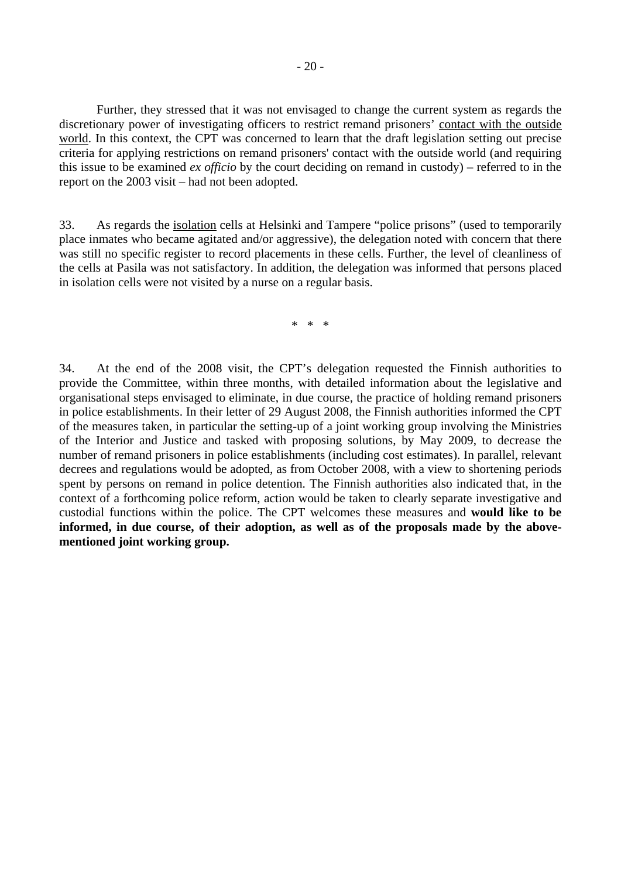Further, they stressed that it was not envisaged to change the current system as regards the discretionary power of investigating officers to restrict remand prisoners' contact with the outside world. In this context, the CPT was concerned to learn that the draft legislation setting out precise criteria for applying restrictions on remand prisoners' contact with the outside world (and requiring this issue to be examined *ex officio* by the court deciding on remand in custody) – referred to in the report on the 2003 visit – had not been adopted.

33. As regards the isolation cells at Helsinki and Tampere "police prisons" (used to temporarily place inmates who became agitated and/or aggressive), the delegation noted with concern that there was still no specific register to record placements in these cells. Further, the level of cleanliness of the cells at Pasila was not satisfactory. In addition, the delegation was informed that persons placed in isolation cells were not visited by a nurse on a regular basis.

\* \* \*

34. At the end of the 2008 visit, the CPT's delegation requested the Finnish authorities to provide the Committee, within three months, with detailed information about the legislative and organisational steps envisaged to eliminate, in due course, the practice of holding remand prisoners in police establishments. In their letter of 29 August 2008, the Finnish authorities informed the CPT of the measures taken, in particular the setting-up of a joint working group involving the Ministries of the Interior and Justice and tasked with proposing solutions, by May 2009, to decrease the number of remand prisoners in police establishments (including cost estimates). In parallel, relevant decrees and regulations would be adopted, as from October 2008, with a view to shortening periods spent by persons on remand in police detention. The Finnish authorities also indicated that, in the context of a forthcoming police reform, action would be taken to clearly separate investigative and custodial functions within the police. The CPT welcomes these measures and **would like to be informed, in due course, of their adoption, as well as of the proposals made by the above-mentioned joint working group.**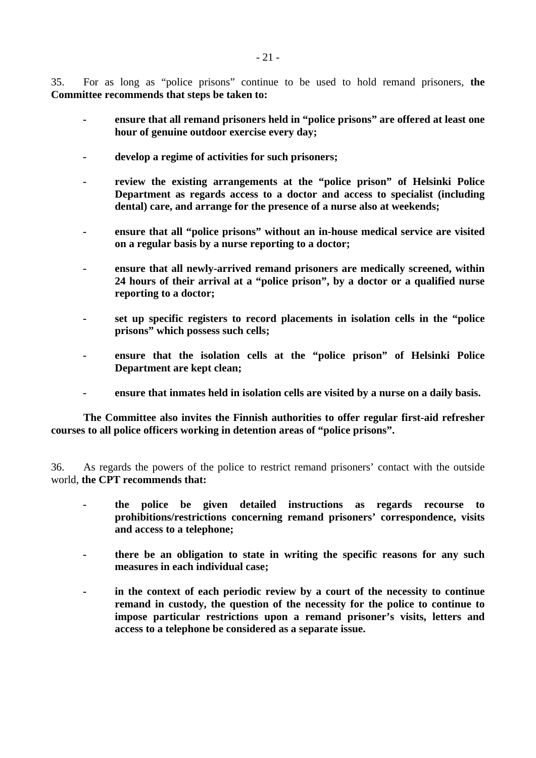35. For as long as "police prisons" continue to be used to hold remand prisoners, **the Committee recommends that steps be taken to:**

- **ensure that all remand prisoners held in "police prisons" are offered at least one hour of genuine outdoor exercise every day;**

- **develop a regime of activities for such prisoners;**

- **review the existing arrangements at the "police prison" of Helsinki Police Department as regards access to a doctor and access to specialist (including dental) care, and arrange for the presence of a nurse also at weekends;**

- **ensure that all "police prisons" without an in-house medical service are visited on a regular basis by a nurse reporting to a doctor;**

- **ensure that all newly-arrived remand prisoners are medically screened, within 24 hours of their arrival at a "police prison", by a doctor or a qualified nurse reporting to a doctor;**

- **set up specific registers to record placements in isolation cells in the "police prisons" which possess such cells;**

- **ensure that the isolation cells at the "police prison" of Helsinki Police Department are kept clean;**

- **ensure that inmates held in isolation cells are visited by a nurse on a daily basis.**

**The Committee also invites the Finnish authorities to offer regular first-aid refresher courses to all police officers working in detention areas of "police prisons".**

36. As regards the powers of the police to restrict remand prisoners' contact with the outside world, **the CPT recommends that:**

- **the police be given detailed instructions as regards recourse to prohibitions/restrictions concerning remand prisoners' correspondence, visits and access to a telephone;**

- **there be an obligation to state in writing the specific reasons for any such measures in each individual case;**

- **in the context of each periodic review by a court of the necessity to continue remand in custody, the question of the necessity for the police to continue to impose particular restrictions upon a remand prisoner's visits, letters and access to a telephone be considered as a separate issue.**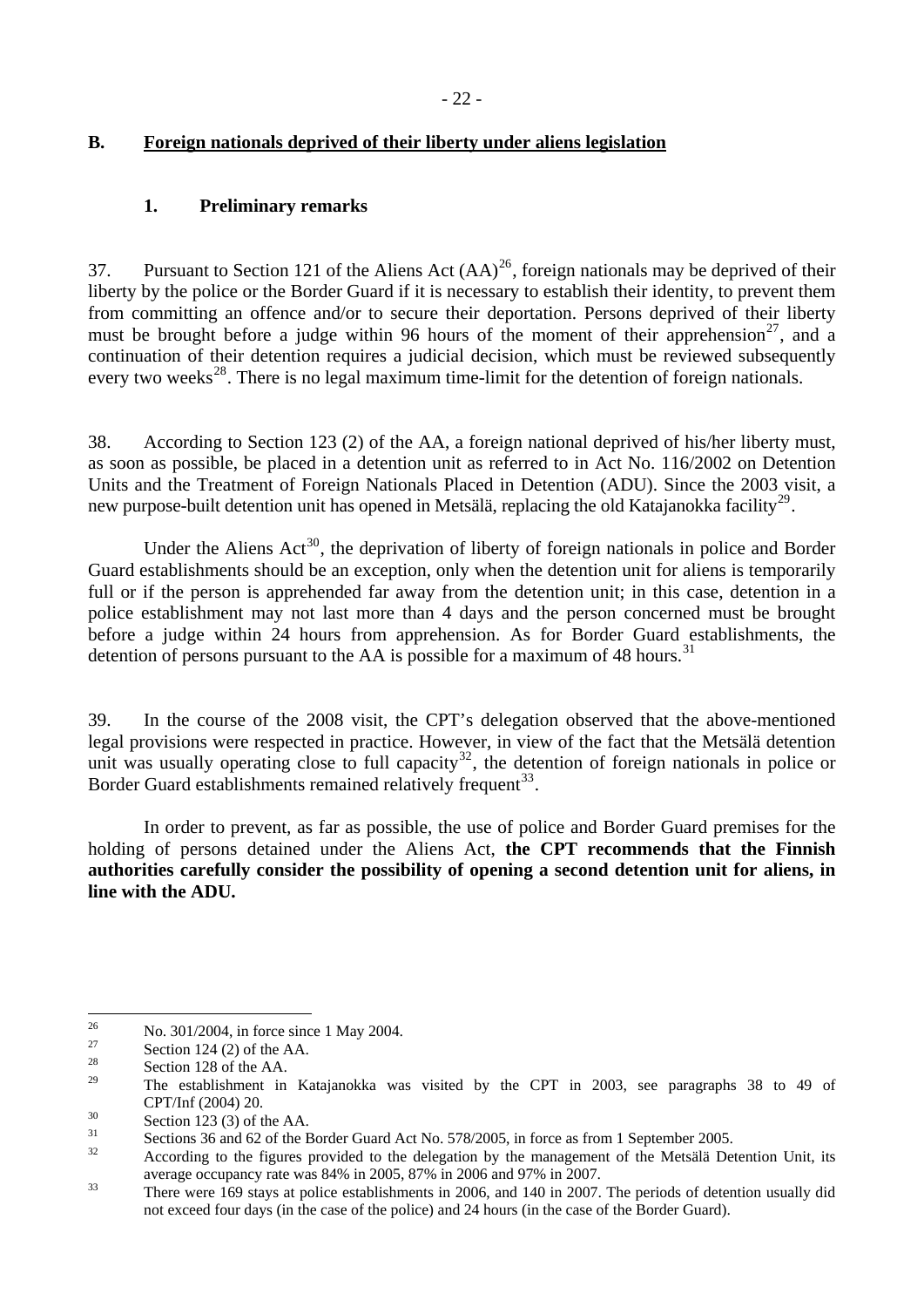## B. Foreign nationals deprived of their liberty under aliens legislation

### 1. Preliminary remarks

37. Pursuant to Section 121 of the Aliens Act (AA)[26], foreign nationals may be deprived of their liberty by the police or the Border Guard if it is necessary to establish their identity, to prevent them from committing an offence and/or to secure their deportation. Persons deprived of their liberty must be brought before a judge within 96 hours of the moment of their apprehension[27], and a continuation of their detention requires a judicial decision, which must be reviewed subsequently every two weeks[28]. There is no legal maximum time-limit for the detention of foreign nationals.

38. According to Section 123 (2) of the AA, a foreign national deprived of his/her liberty must, as soon as possible, be placed in a detention unit as referred to in Act No. 116/2002 on Detention Units and the Treatment of Foreign Nationals Placed in Detention (ADU). Since the 2003 visit, a new purpose-built detention unit has opened in Metsälä, replacing the old Katajanokka facility[29].

Under the Aliens Act[30], the deprivation of liberty of foreign nationals in police and Border Guard establishments should be an exception, only when the detention unit for aliens is temporarily full or if the person is apprehended far away from the detention unit; in this case, detention in a police establishment may not last more than 4 days and the person concerned must be brought before a judge within 24 hours from apprehension. As for Border Guard establishments, the detention of persons pursuant to the AA is possible for a maximum of 48 hours.[31]

39. In the course of the 2008 visit, the CPT's delegation observed that the above-mentioned legal provisions were respected in practice. However, in view of the fact that the Metsälä detention unit was usually operating close to full capacity[32], the detention of foreign nationals in police or Border Guard establishments remained relatively frequent[33].

In order to prevent, as far as possible, the use of police and Border Guard premises for the holding of persons detained under the Aliens Act, **the CPT recommends that the Finnish authorities carefully consider the possibility of opening a second detention unit for aliens, in line with the ADU.**

---

[26] No. 301/2004, in force since 1 May 2004.

[27] Section 124 (2) of the AA.

[28] Section 128 of the AA.

[29] The establishment in Katajanokka was visited by the CPT in 2003, see paragraphs 38 to 49 of CPT/Inf (2004) 20.

[30] Section 123 (3) of the AA.

[31] Sections 36 and 62 of the Border Guard Act No. 578/2005, in force as from 1 September 2005.

[32] According to the figures provided to the delegation by the management of the Metsälä Detention Unit, its average occupancy rate was 84% in 2005, 87% in 2006 and 97% in 2007.

[33] There were 169 stays at police establishments in 2006, and 140 in 2007. The periods of detention usually did not exceed four days (in the case of the police) and 24 hours (in the case of the Border Guard).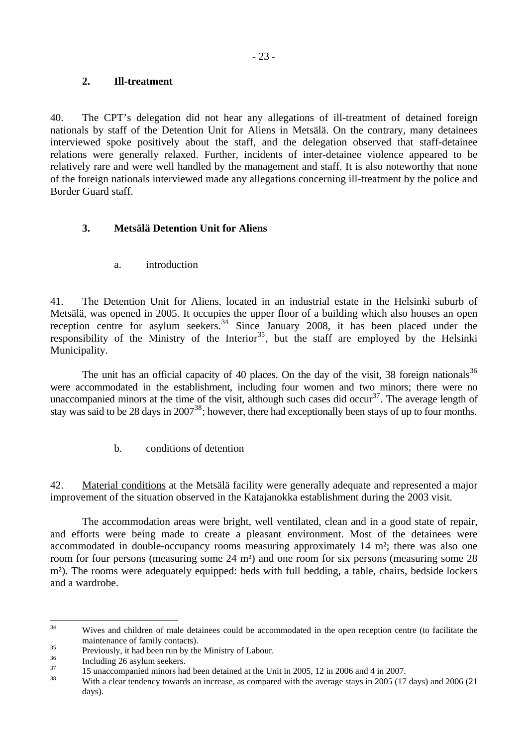### 2. Ill-treatment

40. The CPT's delegation did not hear any allegations of ill-treatment of detained foreign nationals by staff of the Detention Unit for Aliens in Metsälä. On the contrary, many detainees interviewed spoke positively about the staff, and the delegation observed that staff-detainee relations were generally relaxed. Further, incidents of inter-detainee violence appeared to be relatively rare and were well handled by the management and staff. It is also noteworthy that none of the foreign nationals interviewed made any allegations concerning ill-treatment by the police and Border Guard staff.

### 3. Metsälä Detention Unit for Aliens

#### a. introduction

41. The Detention Unit for Aliens, located in an industrial estate in the Helsinki suburb of Metsälä, was opened in 2005. It occupies the upper floor of a building which also houses an open reception centre for asylum seekers.[34] Since January 2008, it has been placed under the responsibility of the Ministry of the Interior[35], but the staff are employed by the Helsinki Municipality.

The unit has an official capacity of 40 places. On the day of the visit, 38 foreign nationals[36] were accommodated in the establishment, including four women and two minors; there were no unaccompanied minors at the time of the visit, although such cases did occur[37]. The average length of stay was said to be 28 days in 2007[38]; however, there had exceptionally been stays of up to four months.

#### b. conditions of detention

42. Material conditions at the Metsälä facility were generally adequate and represented a major improvement of the situation observed in the Katajanokka establishment during the 2003 visit.

The accommodation areas were bright, well ventilated, clean and in a good state of repair, and efforts were being made to create a pleasant environment. Most of the detainees were accommodated in double-occupancy rooms measuring approximately 14 m²; there was also one room for four persons (measuring some 24 m²) and one room for six persons (measuring some 28 m²). The rooms were adequately equipped: beds with full bedding, a table, chairs, bedside lockers and a wardrobe.

---

[34] Wives and children of male detainees could be accommodated in the open reception centre (to facilitate the maintenance of family contacts).

[35] Previously, it had been run by the Ministry of Labour.

[36] Including 26 asylum seekers.

[37] 15 unaccompanied minors had been detained at the Unit in 2005, 12 in 2006 and 4 in 2007.

[38] With a clear tendency towards an increase, as compared with the average stays in 2005 (17 days) and 2006 (21 days).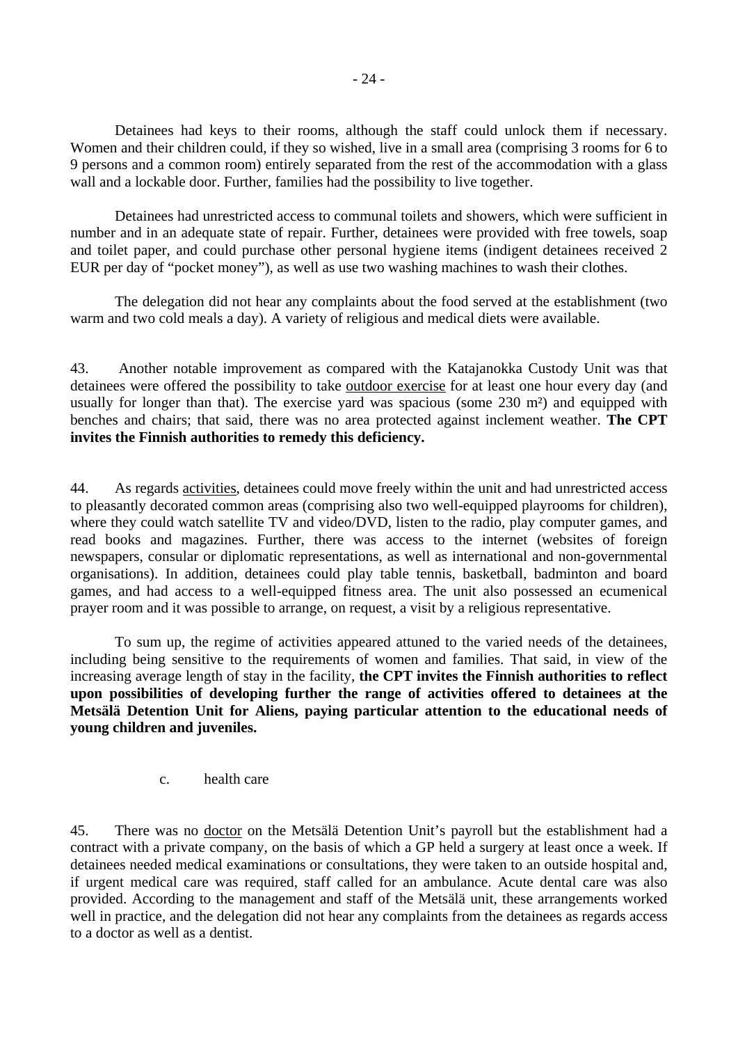Detainees had keys to their rooms, although the staff could unlock them if necessary. Women and their children could, if they so wished, live in a small area (comprising 3 rooms for 6 to 9 persons and a common room) entirely separated from the rest of the accommodation with a glass wall and a lockable door. Further, families had the possibility to live together.

Detainees had unrestricted access to communal toilets and showers, which were sufficient in number and in an adequate state of repair. Further, detainees were provided with free towels, soap and toilet paper, and could purchase other personal hygiene items (indigent detainees received 2 EUR per day of "pocket money"), as well as use two washing machines to wash their clothes.

The delegation did not hear any complaints about the food served at the establishment (two warm and two cold meals a day). A variety of religious and medical diets were available.

43. Another notable improvement as compared with the Katajanokka Custody Unit was that detainees were offered the possibility to take outdoor exercise for at least one hour every day (and usually for longer than that). The exercise yard was spacious (some 230 m²) and equipped with benches and chairs; that said, there was no area protected against inclement weather. **The CPT invites the Finnish authorities to remedy this deficiency.**

44. As regards activities, detainees could move freely within the unit and had unrestricted access to pleasantly decorated common areas (comprising also two well-equipped playrooms for children), where they could watch satellite TV and video/DVD, listen to the radio, play computer games, and read books and magazines. Further, there was access to the internet (websites of foreign newspapers, consular or diplomatic representations, as well as international and non-governmental organisations). In addition, detainees could play table tennis, basketball, badminton and board games, and had access to a well-equipped fitness area. The unit also possessed an ecumenical prayer room and it was possible to arrange, on request, a visit by a religious representative.

To sum up, the regime of activities appeared attuned to the varied needs of the detainees, including being sensitive to the requirements of women and families. That said, in view of the increasing average length of stay in the facility, **the CPT invites the Finnish authorities to reflect upon possibilities of developing further the range of activities offered to detainees at the Metsälä Detention Unit for Aliens, paying particular attention to the educational needs of young children and juveniles.**

c. health care

45. There was no doctor on the Metsälä Detention Unit's payroll but the establishment had a contract with a private company, on the basis of which a GP held a surgery at least once a week. If detainees needed medical examinations or consultations, they were taken to an outside hospital and, if urgent medical care was required, staff called for an ambulance. Acute dental care was also provided. According to the management and staff of the Metsälä unit, these arrangements worked well in practice, and the delegation did not hear any complaints from the detainees as regards access to a doctor as well as a dentist.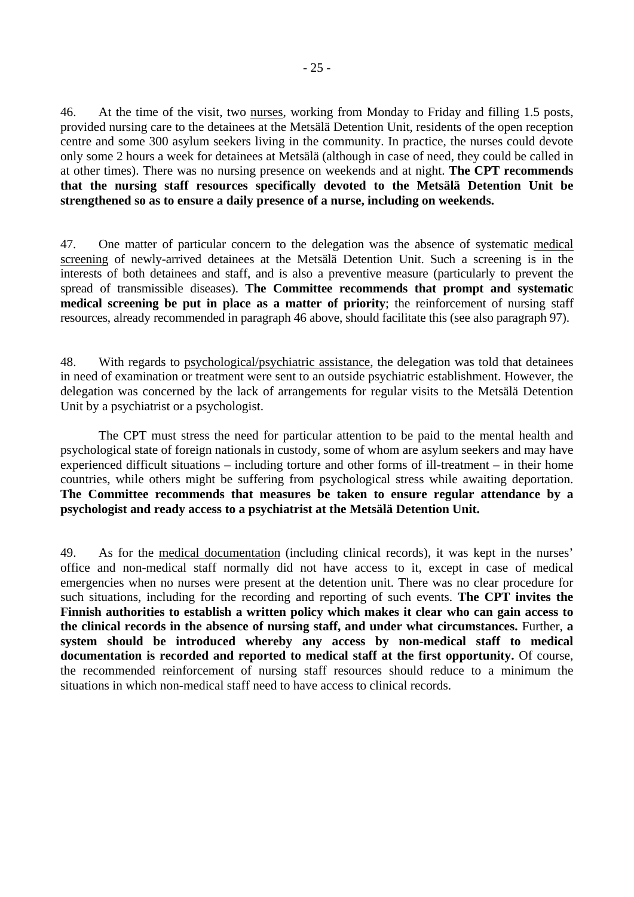46. At the time of the visit, two nurses, working from Monday to Friday and filling 1.5 posts, provided nursing care to the detainees at the Metsälä Detention Unit, residents of the open reception centre and some 300 asylum seekers living in the community. In practice, the nurses could devote only some 2 hours a week for detainees at Metsälä (although in case of need, they could be called in at other times). There was no nursing presence on weekends and at night. **The CPT recommends that the nursing staff resources specifically devoted to the Metsälä Detention Unit be strengthened so as to ensure a daily presence of a nurse, including on weekends.**

47. One matter of particular concern to the delegation was the absence of systematic medical screening of newly-arrived detainees at the Metsälä Detention Unit. Such a screening is in the interests of both detainees and staff, and is also a preventive measure (particularly to prevent the spread of transmissible diseases). **The Committee recommends that prompt and systematic medical screening be put in place as a matter of priority**; the reinforcement of nursing staff resources, already recommended in paragraph 46 above, should facilitate this (see also paragraph 97).

48. With regards to psychological/psychiatric assistance, the delegation was told that detainees in need of examination or treatment were sent to an outside psychiatric establishment. However, the delegation was concerned by the lack of arrangements for regular visits to the Metsälä Detention Unit by a psychiatrist or a psychologist.

The CPT must stress the need for particular attention to be paid to the mental health and psychological state of foreign nationals in custody, some of whom are asylum seekers and may have experienced difficult situations – including torture and other forms of ill-treatment – in their home countries, while others might be suffering from psychological stress while awaiting deportation. **The Committee recommends that measures be taken to ensure regular attendance by a psychologist and ready access to a psychiatrist at the Metsälä Detention Unit.**

49. As for the medical documentation (including clinical records), it was kept in the nurses' office and non-medical staff normally did not have access to it, except in case of medical emergencies when no nurses were present at the detention unit. There was no clear procedure for such situations, including for the recording and reporting of such events. **The CPT invites the Finnish authorities to establish a written policy which makes it clear who can gain access to the clinical records in the absence of nursing staff, and under what circumstances.** Further, **a system should be introduced whereby any access by non-medical staff to medical documentation is recorded and reported to medical staff at the first opportunity.** Of course, the recommended reinforcement of nursing staff resources should reduce to a minimum the situations in which non-medical staff need to have access to clinical records.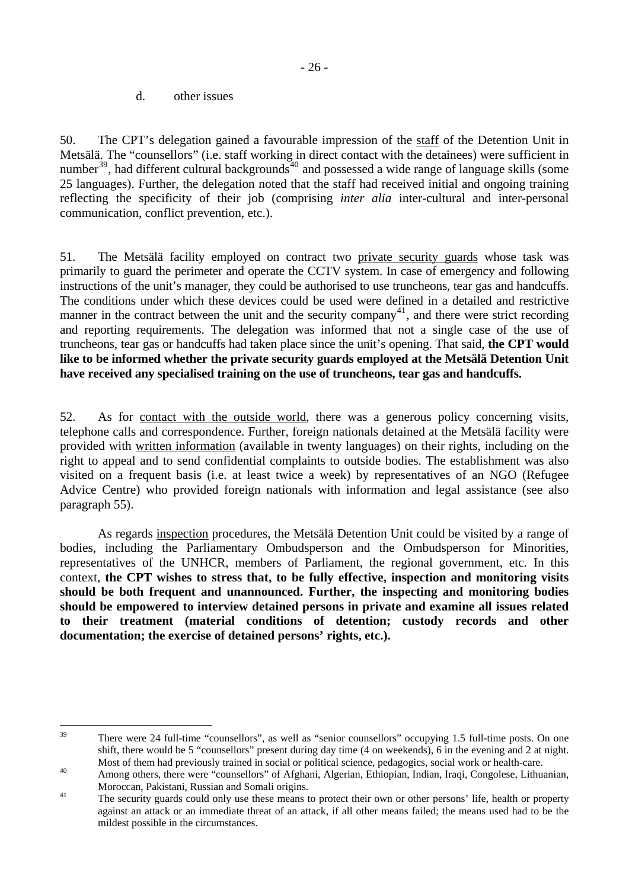d. other issues

50. The CPT's delegation gained a favourable impression of the staff of the Detention Unit in Metsälä. The "counsellors" (i.e. staff working in direct contact with the detainees) were sufficient in number[39], had different cultural backgrounds[40] and possessed a wide range of language skills (some 25 languages). Further, the delegation noted that the staff had received initial and ongoing training reflecting the specificity of their job (comprising *inter alia* inter-cultural and inter-personal communication, conflict prevention, etc.).

51. The Metsälä facility employed on contract two private security guards whose task was primarily to guard the perimeter and operate the CCTV system. In case of emergency and following instructions of the unit's manager, they could be authorised to use truncheons, tear gas and handcuffs. The conditions under which these devices could be used were defined in a detailed and restrictive manner in the contract between the unit and the security company[41], and there were strict recording and reporting requirements. The delegation was informed that not a single case of the use of truncheons, tear gas or handcuffs had taken place since the unit's opening. That said, **the CPT would like to be informed whether the private security guards employed at the Metsälä Detention Unit have received any specialised training on the use of truncheons, tear gas and handcuffs.**

52. As for contact with the outside world, there was a generous policy concerning visits, telephone calls and correspondence. Further, foreign nationals detained at the Metsälä facility were provided with written information (available in twenty languages) on their rights, including on the right to appeal and to send confidential complaints to outside bodies. The establishment was also visited on a frequent basis (i.e. at least twice a week) by representatives of an NGO (Refugee Advice Centre) who provided foreign nationals with information and legal assistance (see also paragraph 55).

As regards inspection procedures, the Metsälä Detention Unit could be visited by a range of bodies, including the Parliamentary Ombudsperson and the Ombudsperson for Minorities, representatives of the UNHCR, members of Parliament, the regional government, etc. In this context, **the CPT wishes to stress that, to be fully effective, inspection and monitoring visits should be both frequent and unannounced. Further, the inspecting and monitoring bodies should be empowered to interview detained persons in private and examine all issues related to their treatment (material conditions of detention; custody records and other documentation; the exercise of detained persons' rights, etc.).**

---

[39] There were 24 full-time "counsellors", as well as "senior counsellors" occupying 1.5 full-time posts. On one shift, there would be 5 "counsellors" present during day time (4 on weekends), 6 in the evening and 2 at night. Most of them had previously trained in social or political science, pedagogics, social work or health-care.

[40] Among others, there were "counsellors" of Afghani, Algerian, Ethiopian, Indian, Iraqi, Congolese, Lithuanian, Moroccan, Pakistani, Russian and Somali origins.

[41] The security guards could only use these means to protect their own or other persons' life, health or property against an attack or an immediate threat of an attack, if all other means failed; the means used had to be the mildest possible in the circumstances.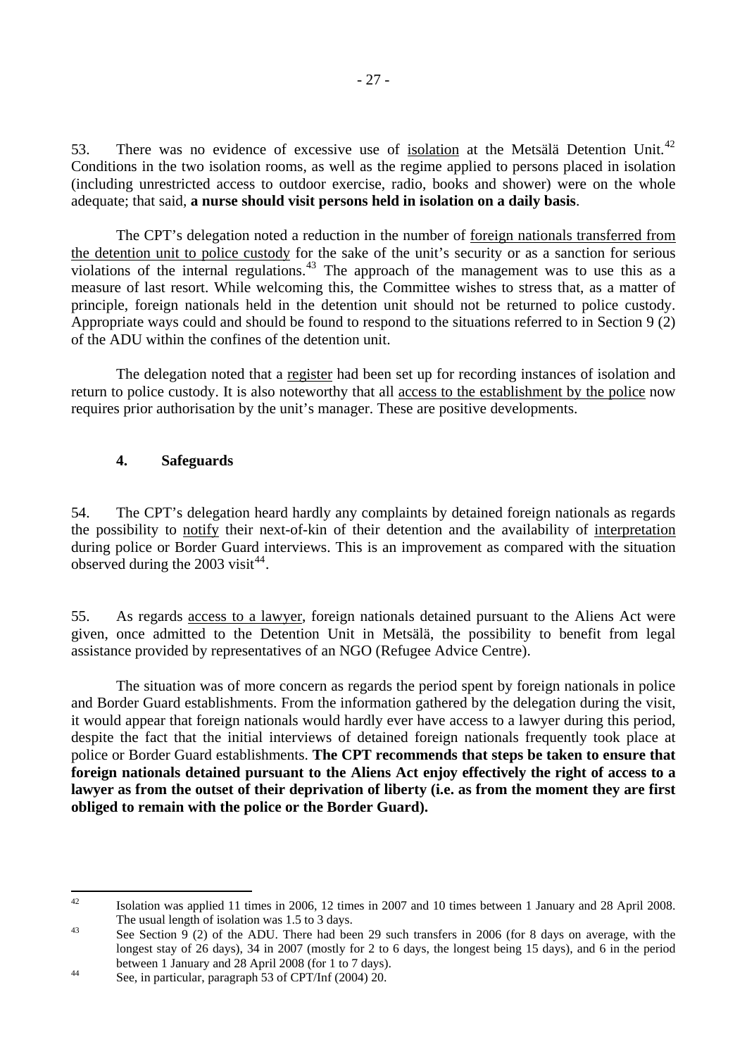53. There was no evidence of excessive use of isolation at the Metsälä Detention Unit.[42] Conditions in the two isolation rooms, as well as the regime applied to persons placed in isolation (including unrestricted access to outdoor exercise, radio, books and shower) were on the whole adequate; that said, **a nurse should visit persons held in isolation on a daily basis**.

The CPT's delegation noted a reduction in the number of foreign nationals transferred from the detention unit to police custody for the sake of the unit's security or as a sanction for serious violations of the internal regulations.[43] The approach of the management was to use this as a measure of last resort. While welcoming this, the Committee wishes to stress that, as a matter of principle, foreign nationals held in the detention unit should not be returned to police custody. Appropriate ways could and should be found to respond to the situations referred to in Section 9 (2) of the ADU within the confines of the detention unit.

The delegation noted that a register had been set up for recording instances of isolation and return to police custody. It is also noteworthy that all access to the establishment by the police now requires prior authorisation by the unit's manager. These are positive developments.

### 4. Safeguards

54. The CPT's delegation heard hardly any complaints by detained foreign nationals as regards the possibility to notify their next-of-kin of their detention and the availability of interpretation during police or Border Guard interviews. This is an improvement as compared with the situation observed during the 2003 visit[44].

55. As regards access to a lawyer, foreign nationals detained pursuant to the Aliens Act were given, once admitted to the Detention Unit in Metsälä, the possibility to benefit from legal assistance provided by representatives of an NGO (Refugee Advice Centre).

The situation was of more concern as regards the period spent by foreign nationals in police and Border Guard establishments. From the information gathered by the delegation during the visit, it would appear that foreign nationals would hardly ever have access to a lawyer during this period, despite the fact that the initial interviews of detained foreign nationals frequently took place at police or Border Guard establishments. **The CPT recommends that steps be taken to ensure that foreign nationals detained pursuant to the Aliens Act enjoy effectively the right of access to a lawyer as from the outset of their deprivation of liberty (i.e. as from the moment they are first obliged to remain with the police or the Border Guard).**

---

[42] Isolation was applied 11 times in 2006, 12 times in 2007 and 10 times between 1 January and 28 April 2008. The usual length of isolation was 1.5 to 3 days.

[43] See Section 9 (2) of the ADU. There had been 29 such transfers in 2006 (for 8 days on average, with the longest stay of 26 days), 34 in 2007 (mostly for 2 to 6 days, the longest being 15 days), and 6 in the period between 1 January and 28 April 2008 (for 1 to 7 days).

[44] See, in particular, paragraph 53 of CPT/Inf (2004) 20.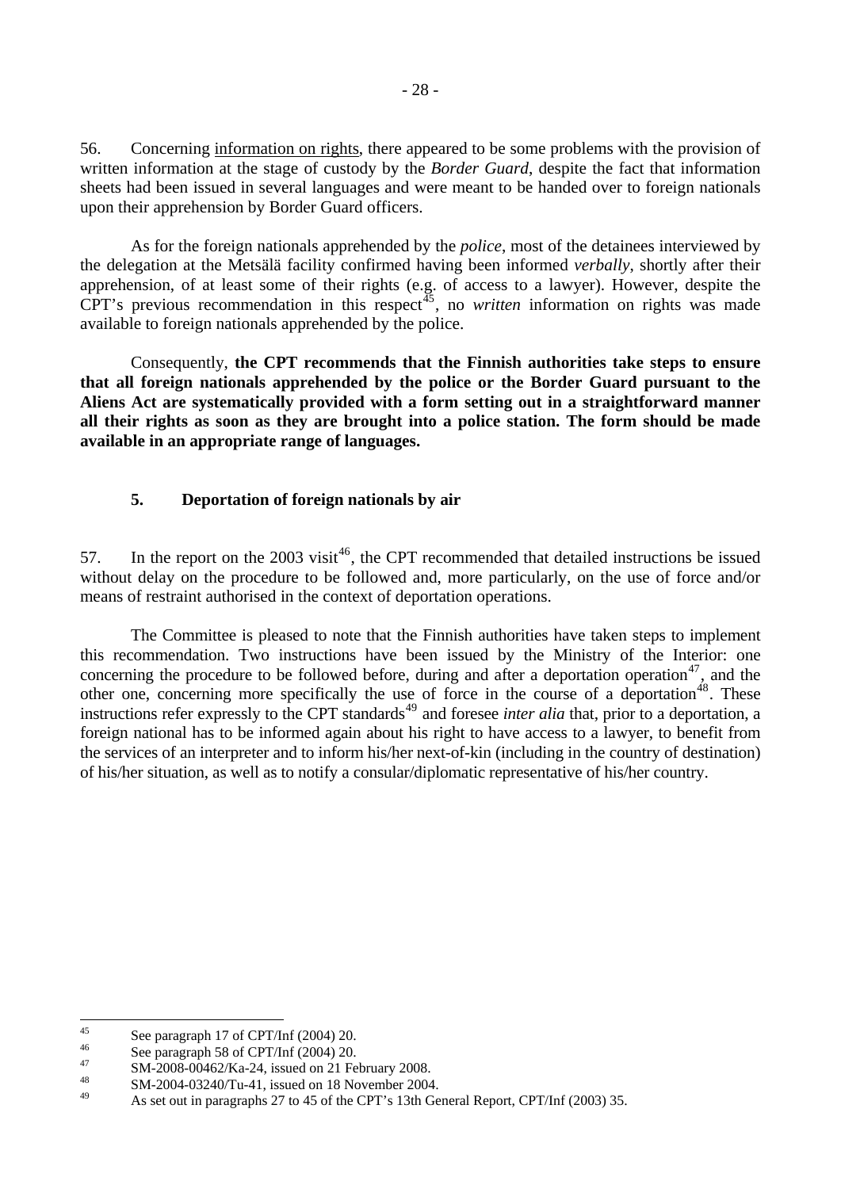56. Concerning information on rights, there appeared to be some problems with the provision of written information at the stage of custody by the *Border Guard*, despite the fact that information sheets had been issued in several languages and were meant to be handed over to foreign nationals upon their apprehension by Border Guard officers.

As for the foreign nationals apprehended by the *police*, most of the detainees interviewed by the delegation at the Metsälä facility confirmed having been informed *verbally*, shortly after their apprehension, of at least some of their rights (e.g. of access to a lawyer). However, despite the CPT's previous recommendation in this respect[45], no *written* information on rights was made available to foreign nationals apprehended by the police.

Consequently, **the CPT recommends that the Finnish authorities take steps to ensure that all foreign nationals apprehended by the police or the Border Guard pursuant to the Aliens Act are systematically provided with a form setting out in a straightforward manner all their rights as soon as they are brought into a police station. The form should be made available in an appropriate range of languages.**

### 5. Deportation of foreign nationals by air

57. In the report on the 2003 visit[46], the CPT recommended that detailed instructions be issued without delay on the procedure to be followed and, more particularly, on the use of force and/or means of restraint authorised in the context of deportation operations.

The Committee is pleased to note that the Finnish authorities have taken steps to implement this recommendation. Two instructions have been issued by the Ministry of the Interior: one concerning the procedure to be followed before, during and after a deportation operation[47], and the other one, concerning more specifically the use of force in the course of a deportation[48]. These instructions refer expressly to the CPT standards[49] and foresee *inter alia* that, prior to a deportation, a foreign national has to be informed again about his right to have access to a lawyer, to benefit from the services of an interpreter and to inform his/her next-of-kin (including in the country of destination) of his/her situation, as well as to notify a consular/diplomatic representative of his/her country.

---

[45] See paragraph 17 of CPT/Inf (2004) 20.

[46] See paragraph 58 of CPT/Inf (2004) 20.

[47] SM-2008-00462/Ka-24, issued on 21 February 2008.

[48] SM-2004-03240/Tu-41, issued on 18 November 2004.

[49] As set out in paragraphs 27 to 45 of the CPT's 13th General Report, CPT/Inf (2003) 35.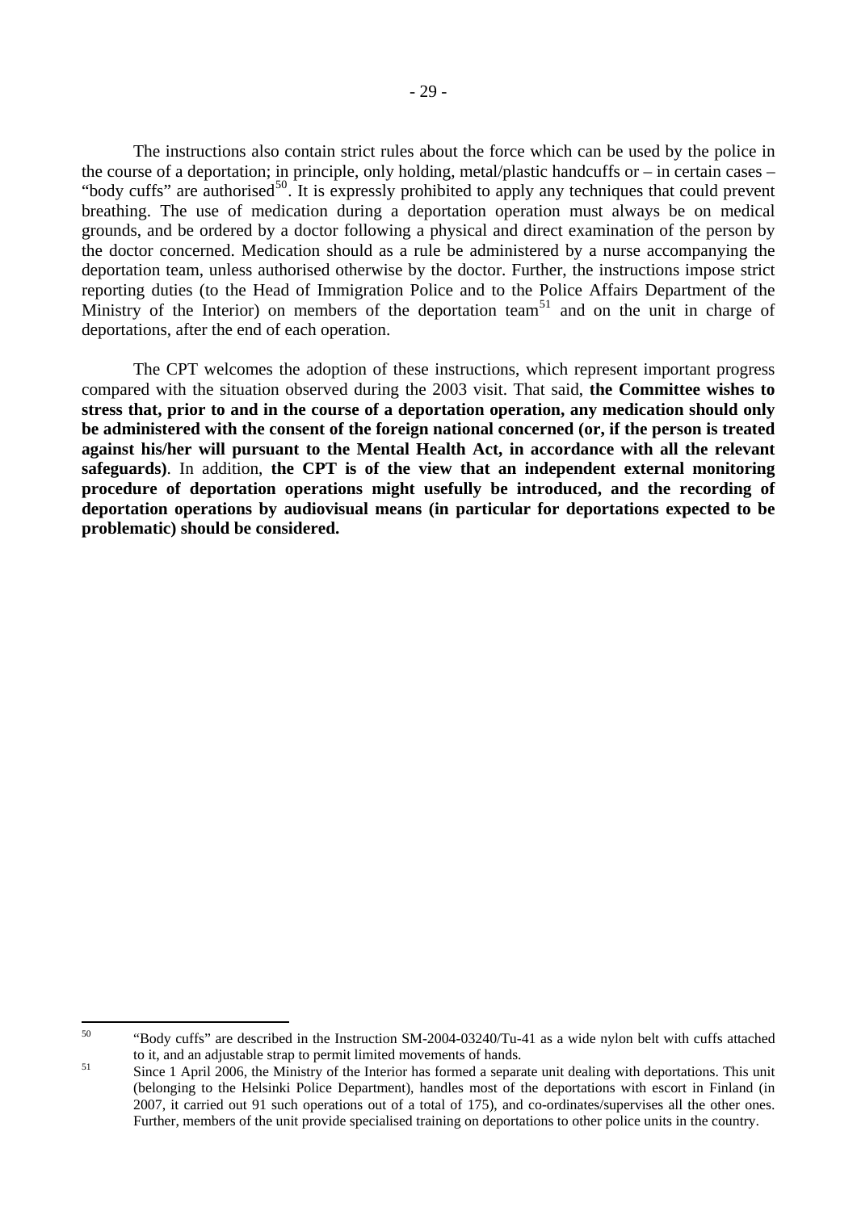The instructions also contain strict rules about the force which can be used by the police in the course of a deportation; in principle, only holding, metal/plastic handcuffs or – in certain cases – "body cuffs" are authorised[50]. It is expressly prohibited to apply any techniques that could prevent breathing. The use of medication during a deportation operation must always be on medical grounds, and be ordered by a doctor following a physical and direct examination of the person by the doctor concerned. Medication should as a rule be administered by a nurse accompanying the deportation team, unless authorised otherwise by the doctor. Further, the instructions impose strict reporting duties (to the Head of Immigration Police and to the Police Affairs Department of the Ministry of the Interior) on members of the deportation team[51] and on the unit in charge of deportations, after the end of each operation.

The CPT welcomes the adoption of these instructions, which represent important progress compared with the situation observed during the 2003 visit. That said, **the Committee wishes to stress that, prior to and in the course of a deportation operation, any medication should only be administered with the consent of the foreign national concerned (or, if the person is treated against his/her will pursuant to the Mental Health Act, in accordance with all the relevant safeguards)**. In addition, **the CPT is of the view that an independent external monitoring procedure of deportation operations might usefully be introduced, and the recording of deportation operations by audiovisual means (in particular for deportations expected to be problematic) should be considered.**

---

[50] "Body cuffs" are described in the Instruction SM-2004-03240/Tu-41 as a wide nylon belt with cuffs attached to it, and an adjustable strap to permit limited movements of hands.

[51] Since 1 April 2006, the Ministry of the Interior has formed a separate unit dealing with deportations. This unit (belonging to the Helsinki Police Department), handles most of the deportations with escort in Finland (in 2007, it carried out 91 such operations out of a total of 175), and co-ordinates/supervises all the other ones. Further, members of the unit provide specialised training on deportations to other police units in the country.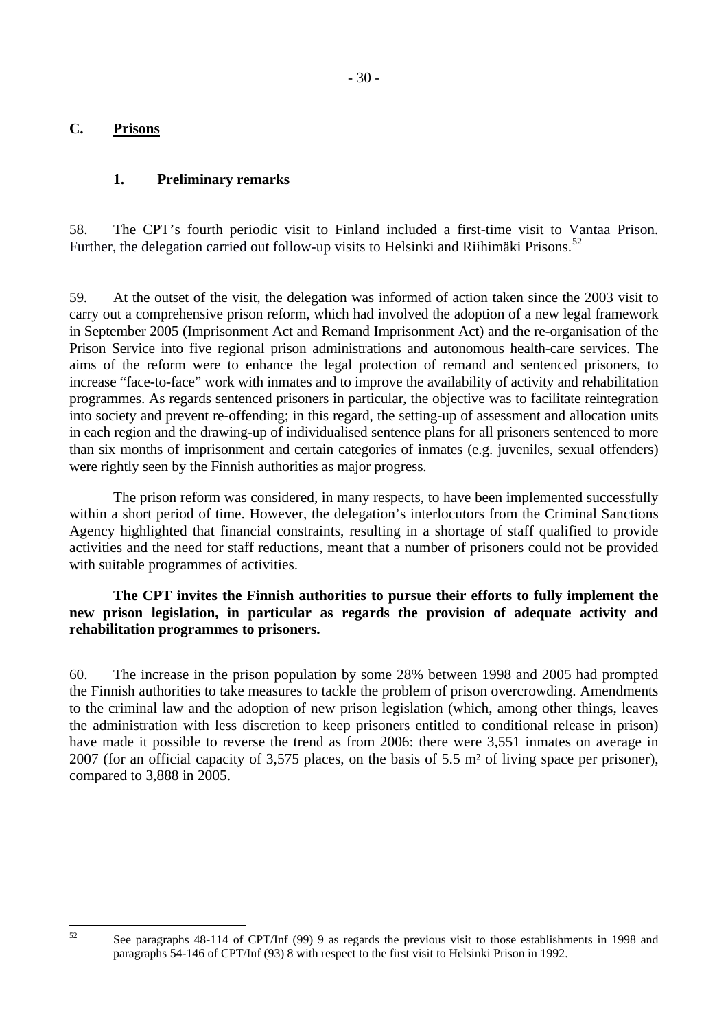## C. Prisons

### 1. Preliminary remarks

58. The CPT's fourth periodic visit to Finland included a first-time visit to Vantaa Prison. Further, the delegation carried out follow-up visits to Helsinki and Riihimäki Prisons.[52]

59. At the outset of the visit, the delegation was informed of action taken since the 2003 visit to carry out a comprehensive prison reform, which had involved the adoption of a new legal framework in September 2005 (Imprisonment Act and Remand Imprisonment Act) and the re-organisation of the Prison Service into five regional prison administrations and autonomous health-care services. The aims of the reform were to enhance the legal protection of remand and sentenced prisoners, to increase "face-to-face" work with inmates and to improve the availability of activity and rehabilitation programmes. As regards sentenced prisoners in particular, the objective was to facilitate reintegration into society and prevent re-offending; in this regard, the setting-up of assessment and allocation units in each region and the drawing-up of individualised sentence plans for all prisoners sentenced to more than six months of imprisonment and certain categories of inmates (e.g. juveniles, sexual offenders) were rightly seen by the Finnish authorities as major progress.

The prison reform was considered, in many respects, to have been implemented successfully within a short period of time. However, the delegation's interlocutors from the Criminal Sanctions Agency highlighted that financial constraints, resulting in a shortage of staff qualified to provide activities and the need for staff reductions, meant that a number of prisoners could not be provided with suitable programmes of activities.

**The CPT invites the Finnish authorities to pursue their efforts to fully implement the new prison legislation, in particular as regards the provision of adequate activity and rehabilitation programmes to prisoners.**

60. The increase in the prison population by some 28% between 1998 and 2005 had prompted the Finnish authorities to take measures to tackle the problem of prison overcrowding. Amendments to the criminal law and the adoption of new prison legislation (which, among other things, leaves the administration with less discretion to keep prisoners entitled to conditional release in prison) have made it possible to reverse the trend as from 2006: there were 3,551 inmates on average in 2007 (for an official capacity of 3,575 places, on the basis of 5.5 m² of living space per prisoner), compared to 3,888 in 2005.

---

[52] See paragraphs 48-114 of CPT/Inf (99) 9 as regards the previous visit to those establishments in 1998 and paragraphs 54-146 of CPT/Inf (93) 8 with respect to the first visit to Helsinki Prison in 1992.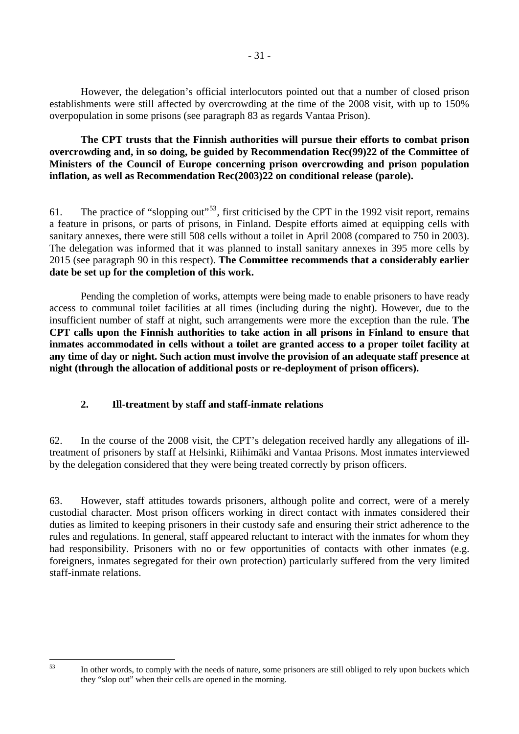However, the delegation's official interlocutors pointed out that a number of closed prison establishments were still affected by overcrowding at the time of the 2008 visit, with up to 150% overpopulation in some prisons (see paragraph 83 as regards Vantaa Prison).

**The CPT trusts that the Finnish authorities will pursue their efforts to combat prison overcrowding and, in so doing, be guided by Recommendation Rec(99)22 of the Committee of Ministers of the Council of Europe concerning prison overcrowding and prison population inflation, as well as Recommendation Rec(2003)22 on conditional release (parole).**

61. The practice of "slopping out"[53], first criticised by the CPT in the 1992 visit report, remains a feature in prisons, or parts of prisons, in Finland. Despite efforts aimed at equipping cells with sanitary annexes, there were still 508 cells without a toilet in April 2008 (compared to 750 in 2003). The delegation was informed that it was planned to install sanitary annexes in 395 more cells by 2015 (see paragraph 90 in this respect). **The Committee recommends that a considerably earlier date be set up for the completion of this work.**

Pending the completion of works, attempts were being made to enable prisoners to have ready access to communal toilet facilities at all times (including during the night). However, due to the insufficient number of staff at night, such arrangements were more the exception than the rule. **The CPT calls upon the Finnish authorities to take action in all prisons in Finland to ensure that inmates accommodated in cells without a toilet are granted access to a proper toilet facility at any time of day or night. Such action must involve the provision of an adequate staff presence at night (through the allocation of additional posts or re-deployment of prison officers).**

### 2. Ill-treatment by staff and staff-inmate relations

62. In the course of the 2008 visit, the CPT's delegation received hardly any allegations of ill-treatment of prisoners by staff at Helsinki, Riihimäki and Vantaa Prisons. Most inmates interviewed by the delegation considered that they were being treated correctly by prison officers.

63. However, staff attitudes towards prisoners, although polite and correct, were of a merely custodial character. Most prison officers working in direct contact with inmates considered their duties as limited to keeping prisoners in their custody safe and ensuring their strict adherence to the rules and regulations. In general, staff appeared reluctant to interact with the inmates for whom they had responsibility. Prisoners with no or few opportunities of contacts with other inmates (e.g. foreigners, inmates segregated for their own protection) particularly suffered from the very limited staff-inmate relations.

---

[53] In other words, to comply with the needs of nature, some prisoners are still obliged to rely upon buckets which they "slop out" when their cells are opened in the morning.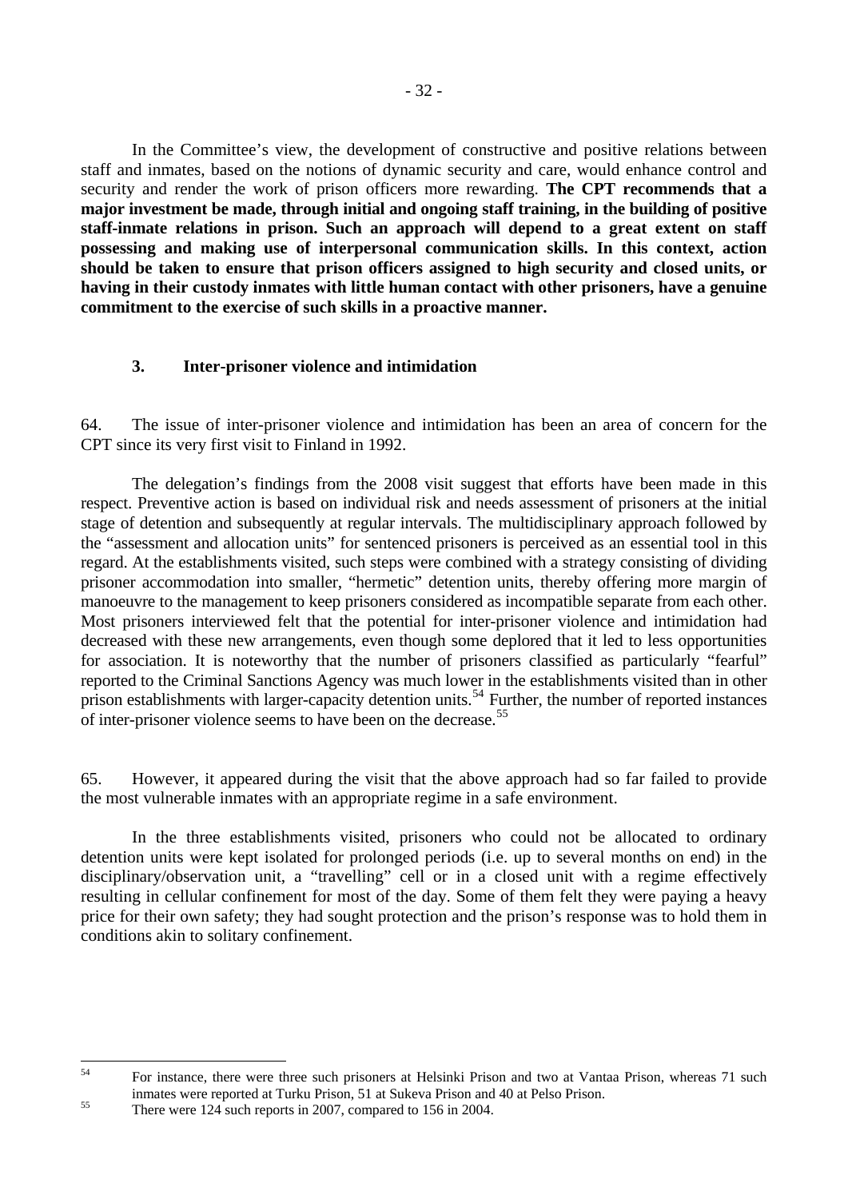In the Committee's view, the development of constructive and positive relations between staff and inmates, based on the notions of dynamic security and care, would enhance control and security and render the work of prison officers more rewarding. **The CPT recommends that a major investment be made, through initial and ongoing staff training, in the building of positive staff-inmate relations in prison. Such an approach will depend to a great extent on staff possessing and making use of interpersonal communication skills. In this context, action should be taken to ensure that prison officers assigned to high security and closed units, or having in their custody inmates with little human contact with other prisoners, have a genuine commitment to the exercise of such skills in a proactive manner.**

### 3. Inter-prisoner violence and intimidation

64. The issue of inter-prisoner violence and intimidation has been an area of concern for the CPT since its very first visit to Finland in 1992.

The delegation's findings from the 2008 visit suggest that efforts have been made in this respect. Preventive action is based on individual risk and needs assessment of prisoners at the initial stage of detention and subsequently at regular intervals. The multidisciplinary approach followed by the "assessment and allocation units" for sentenced prisoners is perceived as an essential tool in this regard. At the establishments visited, such steps were combined with a strategy consisting of dividing prisoner accommodation into smaller, "hermetic" detention units, thereby offering more margin of manoeuvre to the management to keep prisoners considered as incompatible separate from each other. Most prisoners interviewed felt that the potential for inter-prisoner violence and intimidation had decreased with these new arrangements, even though some deplored that it led to less opportunities for association. It is noteworthy that the number of prisoners classified as particularly "fearful" reported to the Criminal Sanctions Agency was much lower in the establishments visited than in other prison establishments with larger-capacity detention units.[54] Further, the number of reported instances of inter-prisoner violence seems to have been on the decrease.[55]

65. However, it appeared during the visit that the above approach had so far failed to provide the most vulnerable inmates with an appropriate regime in a safe environment.

In the three establishments visited, prisoners who could not be allocated to ordinary detention units were kept isolated for prolonged periods (i.e. up to several months on end) in the disciplinary/observation unit, a "travelling" cell or in a closed unit with a regime effectively resulting in cellular confinement for most of the day. Some of them felt they were paying a heavy price for their own safety; they had sought protection and the prison's response was to hold them in conditions akin to solitary confinement.

---

[54] For instance, there were three such prisoners at Helsinki Prison and two at Vantaa Prison, whereas 71 such inmates were reported at Turku Prison, 51 at Sukeva Prison and 40 at Pelso Prison.

[55] There were 124 such reports in 2007, compared to 156 in 2004.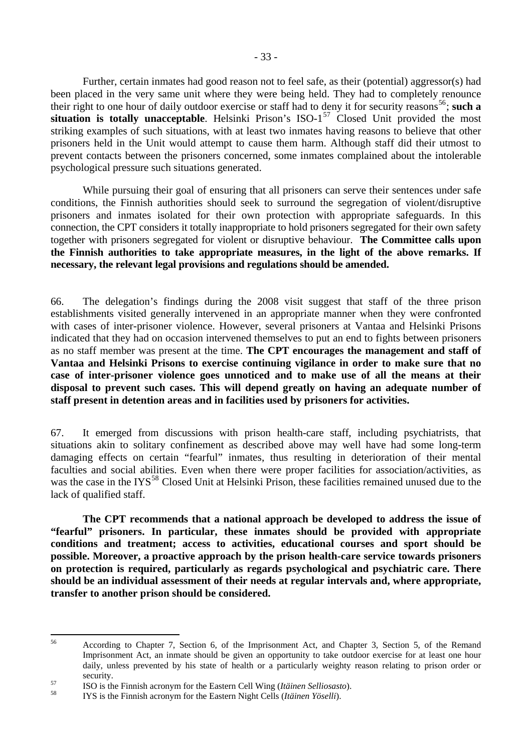Further, certain inmates had good reason not to feel safe, as their (potential) aggressor(s) had been placed in the very same unit where they were being held. They had to completely renounce their right to one hour of daily outdoor exercise or staff had to deny it for security reasons[56]; **such a situation is totally unacceptable**. Helsinki Prison's ISO-1[57] Closed Unit provided the most striking examples of such situations, with at least two inmates having reasons to believe that other prisoners held in the Unit would attempt to cause them harm. Although staff did their utmost to prevent contacts between the prisoners concerned, some inmates complained about the intolerable psychological pressure such situations generated.

While pursuing their goal of ensuring that all prisoners can serve their sentences under safe conditions, the Finnish authorities should seek to surround the segregation of violent/disruptive prisoners and inmates isolated for their own protection with appropriate safeguards. In this connection, the CPT considers it totally inappropriate to hold prisoners segregated for their own safety together with prisoners segregated for violent or disruptive behaviour. **The Committee calls upon the Finnish authorities to take appropriate measures, in the light of the above remarks. If necessary, the relevant legal provisions and regulations should be amended.**

66. The delegation's findings during the 2008 visit suggest that staff of the three prison establishments visited generally intervened in an appropriate manner when they were confronted with cases of inter-prisoner violence. However, several prisoners at Vantaa and Helsinki Prisons indicated that they had on occasion intervened themselves to put an end to fights between prisoners as no staff member was present at the time. **The CPT encourages the management and staff of Vantaa and Helsinki Prisons to exercise continuing vigilance in order to make sure that no case of inter-prisoner violence goes unnoticed and to make use of all the means at their disposal to prevent such cases. This will depend greatly on having an adequate number of staff present in detention areas and in facilities used by prisoners for activities.**

67. It emerged from discussions with prison health-care staff, including psychiatrists, that situations akin to solitary confinement as described above may well have had some long-term damaging effects on certain "fearful" inmates, thus resulting in deterioration of their mental faculties and social abilities. Even when there were proper facilities for association/activities, as was the case in the IYS[58] Closed Unit at Helsinki Prison, these facilities remained unused due to the lack of qualified staff.

**The CPT recommends that a national approach be developed to address the issue of "fearful" prisoners. In particular, these inmates should be provided with appropriate conditions and treatment; access to activities, educational courses and sport should be possible. Moreover, a proactive approach by the prison health-care service towards prisoners on protection is required, particularly as regards psychological and psychiatric care. There should be an individual assessment of their needs at regular intervals and, where appropriate, transfer to another prison should be considered.**

---

[56] According to Chapter 7, Section 6, of the Imprisonment Act, and Chapter 3, Section 5, of the Remand Imprisonment Act, an inmate should be given an opportunity to take outdoor exercise for at least one hour daily, unless prevented by his state of health or a particularly weighty reason relating to prison order or security.

[57] ISO is the Finnish acronym for the Eastern Cell Wing (*Itäinen Selliosasto*).

[58] IYS is the Finnish acronym for the Eastern Night Cells (*Itäinen Yöselli*).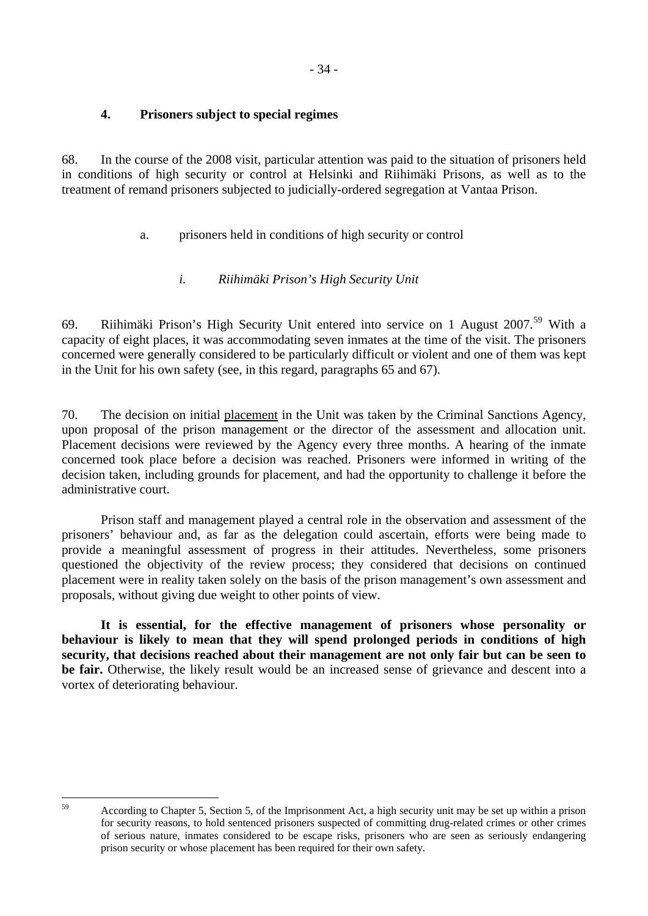### 4. Prisoners subject to special regimes

68. In the course of the 2008 visit, particular attention was paid to the situation of prisoners held in conditions of high security or control at Helsinki and Riihimäki Prisons, as well as to the treatment of remand prisoners subjected to judicially-ordered segregation at Vantaa Prison.

a. prisoners held in conditions of high security or control

*i. Riihimäki Prison's High Security Unit*

69. Riihimäki Prison's High Security Unit entered into service on 1 August 2007.[59] With a capacity of eight places, it was accommodating seven inmates at the time of the visit. The prisoners concerned were generally considered to be particularly difficult or violent and one of them was kept in the Unit for his own safety (see, in this regard, paragraphs 65 and 67).

70. The decision on initial placement in the Unit was taken by the Criminal Sanctions Agency, upon proposal of the prison management or the director of the assessment and allocation unit. Placement decisions were reviewed by the Agency every three months. A hearing of the inmate concerned took place before a decision was reached. Prisoners were informed in writing of the decision taken, including grounds for placement, and had the opportunity to challenge it before the administrative court.

Prison staff and management played a central role in the observation and assessment of the prisoners' behaviour and, as far as the delegation could ascertain, efforts were being made to provide a meaningful assessment of progress in their attitudes. Nevertheless, some prisoners questioned the objectivity of the review process; they considered that decisions on continued placement were in reality taken solely on the basis of the prison management's own assessment and proposals, without giving due weight to other points of view.

**It is essential, for the effective management of prisoners whose personality or behaviour is likely to mean that they will spend prolonged periods in conditions of high security, that decisions reached about their management are not only fair but can be seen to be fair.** Otherwise, the likely result would be an increased sense of grievance and descent into a vortex of deteriorating behaviour.

---

[59] According to Chapter 5, Section 5, of the Imprisonment Act, a high security unit may be set up within a prison for security reasons, to hold sentenced prisoners suspected of committing drug-related crimes or other crimes of serious nature, inmates considered to be escape risks, prisoners who are seen as seriously endangering prison security or whose placement has been required for their own safety.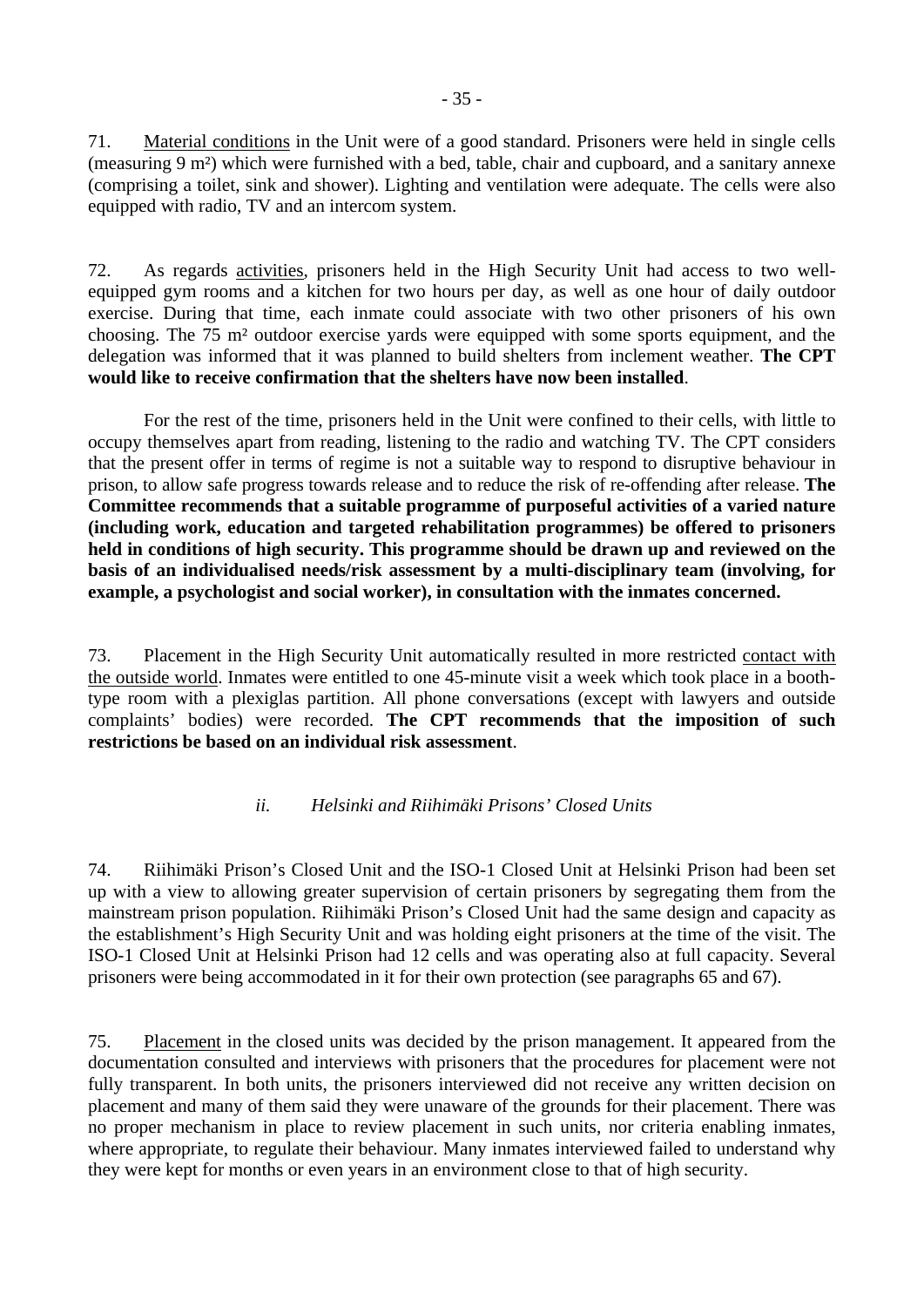71. Material conditions in the Unit were of a good standard. Prisoners were held in single cells (measuring 9 m²) which were furnished with a bed, table, chair and cupboard, and a sanitary annexe (comprising a toilet, sink and shower). Lighting and ventilation were adequate. The cells were also equipped with radio, TV and an intercom system.

72. As regards activities, prisoners held in the High Security Unit had access to two well-equipped gym rooms and a kitchen for two hours per day, as well as one hour of daily outdoor exercise. During that time, each inmate could associate with two other prisoners of his own choosing. The 75 m² outdoor exercise yards were equipped with some sports equipment, and the delegation was informed that it was planned to build shelters from inclement weather. **The CPT would like to receive confirmation that the shelters have now been installed**.

For the rest of the time, prisoners held in the Unit were confined to their cells, with little to occupy themselves apart from reading, listening to the radio and watching TV. The CPT considers that the present offer in terms of regime is not a suitable way to respond to disruptive behaviour in prison, to allow safe progress towards release and to reduce the risk of re-offending after release. **The Committee recommends that a suitable programme of purposeful activities of a varied nature (including work, education and targeted rehabilitation programmes) be offered to prisoners held in conditions of high security. This programme should be drawn up and reviewed on the basis of an individualised needs/risk assessment by a multi-disciplinary team (involving, for example, a psychologist and social worker), in consultation with the inmates concerned.**

73. Placement in the High Security Unit automatically resulted in more restricted contact with the outside world. Inmates were entitled to one 45-minute visit a week which took place in a booth-type room with a plexiglas partition. All phone conversations (except with lawyers and outside complaints' bodies) were recorded. **The CPT recommends that the imposition of such restrictions be based on an individual risk assessment**.

*ii. Helsinki and Riihimäki Prisons' Closed Units*

74. Riihimäki Prison's Closed Unit and the ISO-1 Closed Unit at Helsinki Prison had been set up with a view to allowing greater supervision of certain prisoners by segregating them from the mainstream prison population. Riihimäki Prison's Closed Unit had the same design and capacity as the establishment's High Security Unit and was holding eight prisoners at the time of the visit. The ISO-1 Closed Unit at Helsinki Prison had 12 cells and was operating also at full capacity. Several prisoners were being accommodated in it for their own protection (see paragraphs 65 and 67).

75. Placement in the closed units was decided by the prison management. It appeared from the documentation consulted and interviews with prisoners that the procedures for placement were not fully transparent. In both units, the prisoners interviewed did not receive any written decision on placement and many of them said they were unaware of the grounds for their placement. There was no proper mechanism in place to review placement in such units, nor criteria enabling inmates, where appropriate, to regulate their behaviour. Many inmates interviewed failed to understand why they were kept for months or even years in an environment close to that of high security.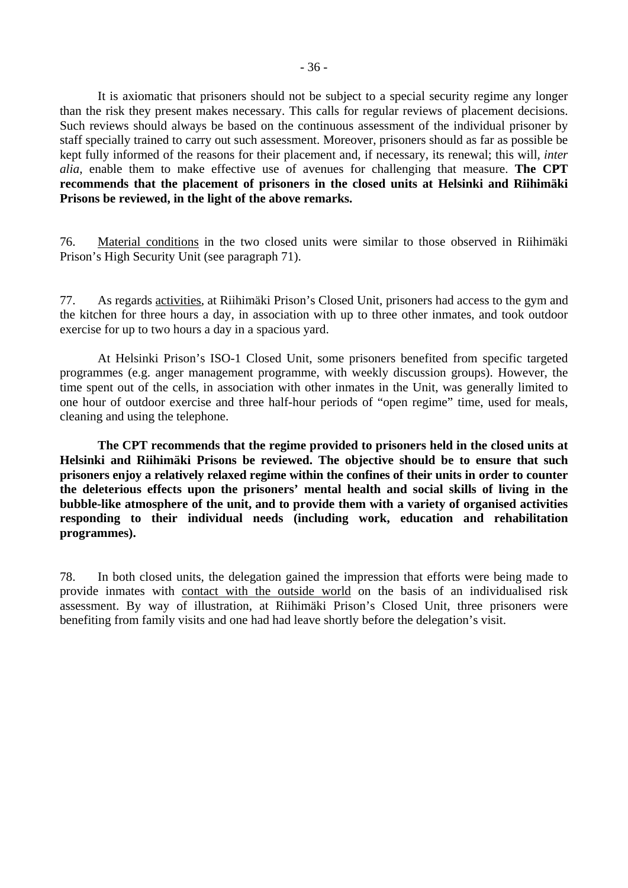It is axiomatic that prisoners should not be subject to a special security regime any longer than the risk they present makes necessary. This calls for regular reviews of placement decisions. Such reviews should always be based on the continuous assessment of the individual prisoner by staff specially trained to carry out such assessment. Moreover, prisoners should as far as possible be kept fully informed of the reasons for their placement and, if necessary, its renewal; this will, *inter alia*, enable them to make effective use of avenues for challenging that measure. **The CPT recommends that the placement of prisoners in the closed units at Helsinki and Riihimäki Prisons be reviewed, in the light of the above remarks.**

76. Material conditions in the two closed units were similar to those observed in Riihimäki Prison's High Security Unit (see paragraph 71).

77. As regards activities, at Riihimäki Prison's Closed Unit, prisoners had access to the gym and the kitchen for three hours a day, in association with up to three other inmates, and took outdoor exercise for up to two hours a day in a spacious yard.

At Helsinki Prison's ISO-1 Closed Unit, some prisoners benefited from specific targeted programmes (e.g. anger management programme, with weekly discussion groups). However, the time spent out of the cells, in association with other inmates in the Unit, was generally limited to one hour of outdoor exercise and three half-hour periods of "open regime" time, used for meals, cleaning and using the telephone.

**The CPT recommends that the regime provided to prisoners held in the closed units at Helsinki and Riihimäki Prisons be reviewed. The objective should be to ensure that such prisoners enjoy a relatively relaxed regime within the confines of their units in order to counter the deleterious effects upon the prisoners' mental health and social skills of living in the bubble-like atmosphere of the unit, and to provide them with a variety of organised activities responding to their individual needs (including work, education and rehabilitation programmes).**

78. In both closed units, the delegation gained the impression that efforts were being made to provide inmates with contact with the outside world on the basis of an individualised risk assessment. By way of illustration, at Riihimäki Prison's Closed Unit, three prisoners were benefiting from family visits and one had had leave shortly before the delegation's visit.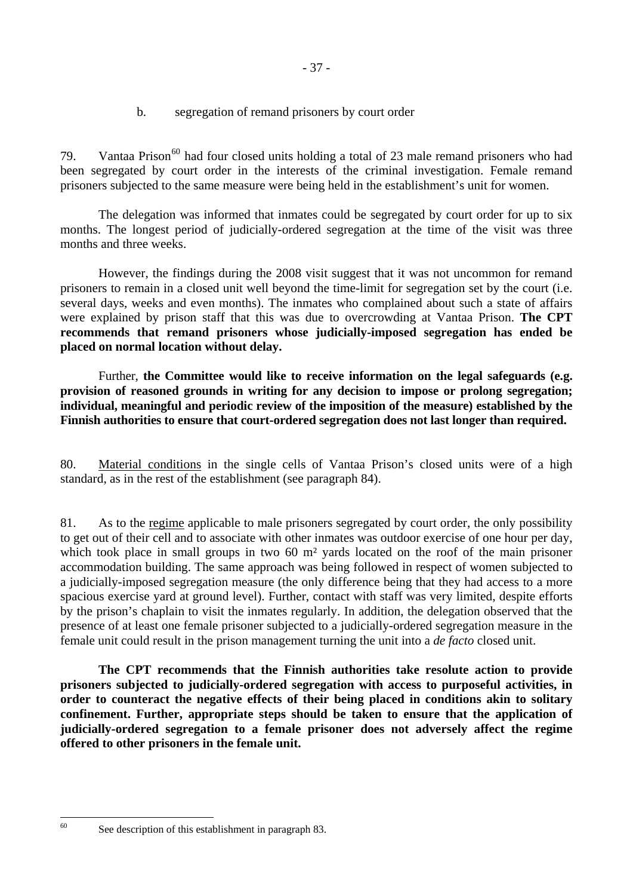b. segregation of remand prisoners by court order

79. Vantaa Prison[60] had four closed units holding a total of 23 male remand prisoners who had been segregated by court order in the interests of the criminal investigation. Female remand prisoners subjected to the same measure were being held in the establishment's unit for women.

The delegation was informed that inmates could be segregated by court order for up to six months. The longest period of judicially-ordered segregation at the time of the visit was three months and three weeks.

However, the findings during the 2008 visit suggest that it was not uncommon for remand prisoners to remain in a closed unit well beyond the time-limit for segregation set by the court (i.e. several days, weeks and even months). The inmates who complained about such a state of affairs were explained by prison staff that this was due to overcrowding at Vantaa Prison. **The CPT recommends that remand prisoners whose judicially-imposed segregation has ended be placed on normal location without delay.**

Further, **the Committee would like to receive information on the legal safeguards (e.g. provision of reasoned grounds in writing for any decision to impose or prolong segregation; individual, meaningful and periodic review of the imposition of the measure) established by the Finnish authorities to ensure that court-ordered segregation does not last longer than required.**

80. Material conditions in the single cells of Vantaa Prison's closed units were of a high standard, as in the rest of the establishment (see paragraph 84).

81. As to the regime applicable to male prisoners segregated by court order, the only possibility to get out of their cell and to associate with other inmates was outdoor exercise of one hour per day, which took place in small groups in two 60 m² yards located on the roof of the main prisoner accommodation building. The same approach was being followed in respect of women subjected to a judicially-imposed segregation measure (the only difference being that they had access to a more spacious exercise yard at ground level). Further, contact with staff was very limited, despite efforts by the prison's chaplain to visit the inmates regularly. In addition, the delegation observed that the presence of at least one female prisoner subjected to a judicially-ordered segregation measure in the female unit could result in the prison management turning the unit into a *de facto* closed unit.

**The CPT recommends that the Finnish authorities take resolute action to provide prisoners subjected to judicially-ordered segregation with access to purposeful activities, in order to counteract the negative effects of their being placed in conditions akin to solitary confinement. Further, appropriate steps should be taken to ensure that the application of judicially-ordered segregation to a female prisoner does not adversely affect the regime offered to other prisoners in the female unit.**

---

[60] See description of this establishment in paragraph 83.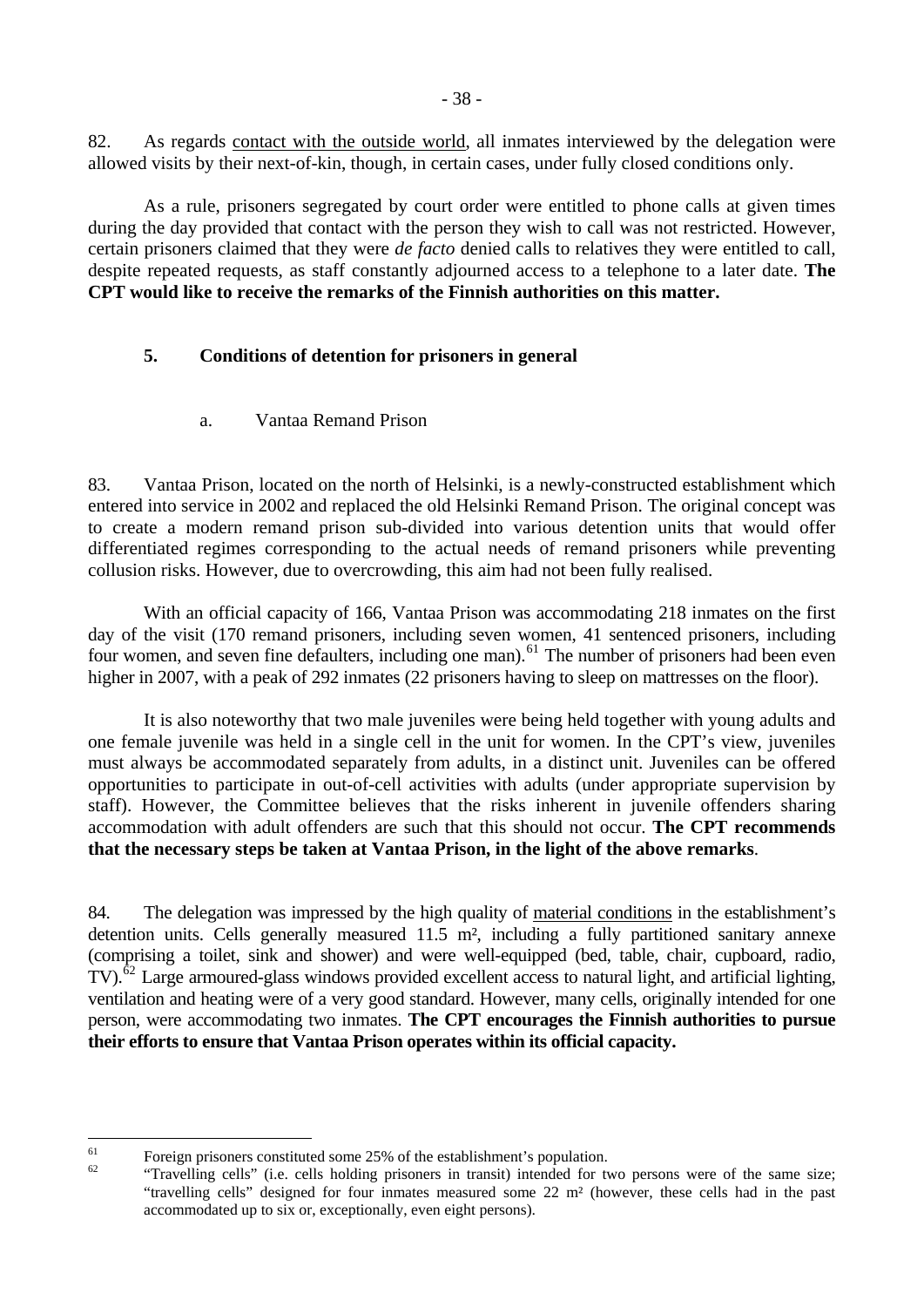82. As regards contact with the outside world, all inmates interviewed by the delegation were allowed visits by their next-of-kin, though, in certain cases, under fully closed conditions only.

As a rule, prisoners segregated by court order were entitled to phone calls at given times during the day provided that contact with the person they wish to call was not restricted. However, certain prisoners claimed that they were *de facto* denied calls to relatives they were entitled to call, despite repeated requests, as staff constantly adjourned access to a telephone to a later date. **The CPT would like to receive the remarks of the Finnish authorities on this matter.**

### 5. Conditions of detention for prisoners in general

#### a. Vantaa Remand Prison

83. Vantaa Prison, located on the north of Helsinki, is a newly-constructed establishment which entered into service in 2002 and replaced the old Helsinki Remand Prison. The original concept was to create a modern remand prison sub-divided into various detention units that would offer differentiated regimes corresponding to the actual needs of remand prisoners while preventing collusion risks. However, due to overcrowding, this aim had not been fully realised.

With an official capacity of 166, Vantaa Prison was accommodating 218 inmates on the first day of the visit (170 remand prisoners, including seven women, 41 sentenced prisoners, including four women, and seven fine defaulters, including one man).[61] The number of prisoners had been even higher in 2007, with a peak of 292 inmates (22 prisoners having to sleep on mattresses on the floor).

It is also noteworthy that two male juveniles were being held together with young adults and one female juvenile was held in a single cell in the unit for women. In the CPT's view, juveniles must always be accommodated separately from adults, in a distinct unit. Juveniles can be offered opportunities to participate in out-of-cell activities with adults (under appropriate supervision by staff). However, the Committee believes that the risks inherent in juvenile offenders sharing accommodation with adult offenders are such that this should not occur. **The CPT recommends that the necessary steps be taken at Vantaa Prison, in the light of the above remarks**.

84. The delegation was impressed by the high quality of material conditions in the establishment's detention units. Cells generally measured 11.5 m², including a fully partitioned sanitary annexe (comprising a toilet, sink and shower) and were well-equipped (bed, table, chair, cupboard, radio, TV).[62] Large armoured-glass windows provided excellent access to natural light, and artificial lighting, ventilation and heating were of a very good standard. However, many cells, originally intended for one person, were accommodating two inmates. **The CPT encourages the Finnish authorities to pursue their efforts to ensure that Vantaa Prison operates within its official capacity.**

---

[61] Foreign prisoners constituted some 25% of the establishment's population.

[62] "Travelling cells" (i.e. cells holding prisoners in transit) intended for two persons were of the same size; "travelling cells" designed for four inmates measured some 22 m² (however, these cells had in the past accommodated up to six or, exceptionally, even eight persons).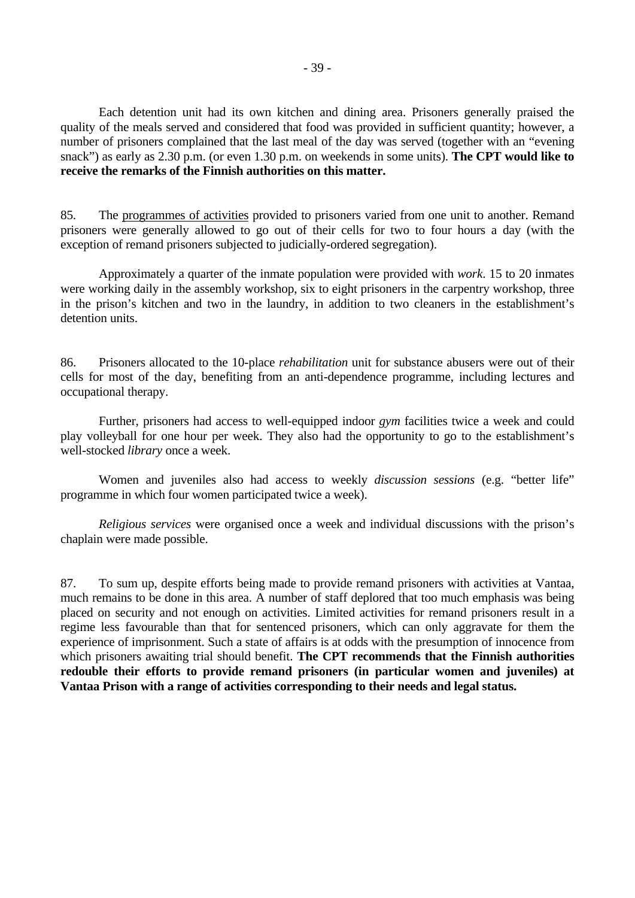Each detention unit had its own kitchen and dining area. Prisoners generally praised the quality of the meals served and considered that food was provided in sufficient quantity; however, a number of prisoners complained that the last meal of the day was served (together with an "evening snack") as early as 2.30 p.m. (or even 1.30 p.m. on weekends in some units). **The CPT would like to receive the remarks of the Finnish authorities on this matter.**

85. The programmes of activities provided to prisoners varied from one unit to another. Remand prisoners were generally allowed to go out of their cells for two to four hours a day (with the exception of remand prisoners subjected to judicially-ordered segregation).

Approximately a quarter of the inmate population were provided with *work*. 15 to 20 inmates were working daily in the assembly workshop, six to eight prisoners in the carpentry workshop, three in the prison's kitchen and two in the laundry, in addition to two cleaners in the establishment's detention units.

86. Prisoners allocated to the 10-place *rehabilitation* unit for substance abusers were out of their cells for most of the day, benefiting from an anti-dependence programme, including lectures and occupational therapy.

Further, prisoners had access to well-equipped indoor *gym* facilities twice a week and could play volleyball for one hour per week. They also had the opportunity to go to the establishment's well-stocked *library* once a week.

Women and juveniles also had access to weekly *discussion sessions* (e.g. "better life" programme in which four women participated twice a week).

*Religious services* were organised once a week and individual discussions with the prison's chaplain were made possible.

87. To sum up, despite efforts being made to provide remand prisoners with activities at Vantaa, much remains to be done in this area. A number of staff deplored that too much emphasis was being placed on security and not enough on activities. Limited activities for remand prisoners result in a regime less favourable than that for sentenced prisoners, which can only aggravate for them the experience of imprisonment. Such a state of affairs is at odds with the presumption of innocence from which prisoners awaiting trial should benefit. **The CPT recommends that the Finnish authorities redouble their efforts to provide remand prisoners (in particular women and juveniles) at Vantaa Prison with a range of activities corresponding to their needs and legal status.**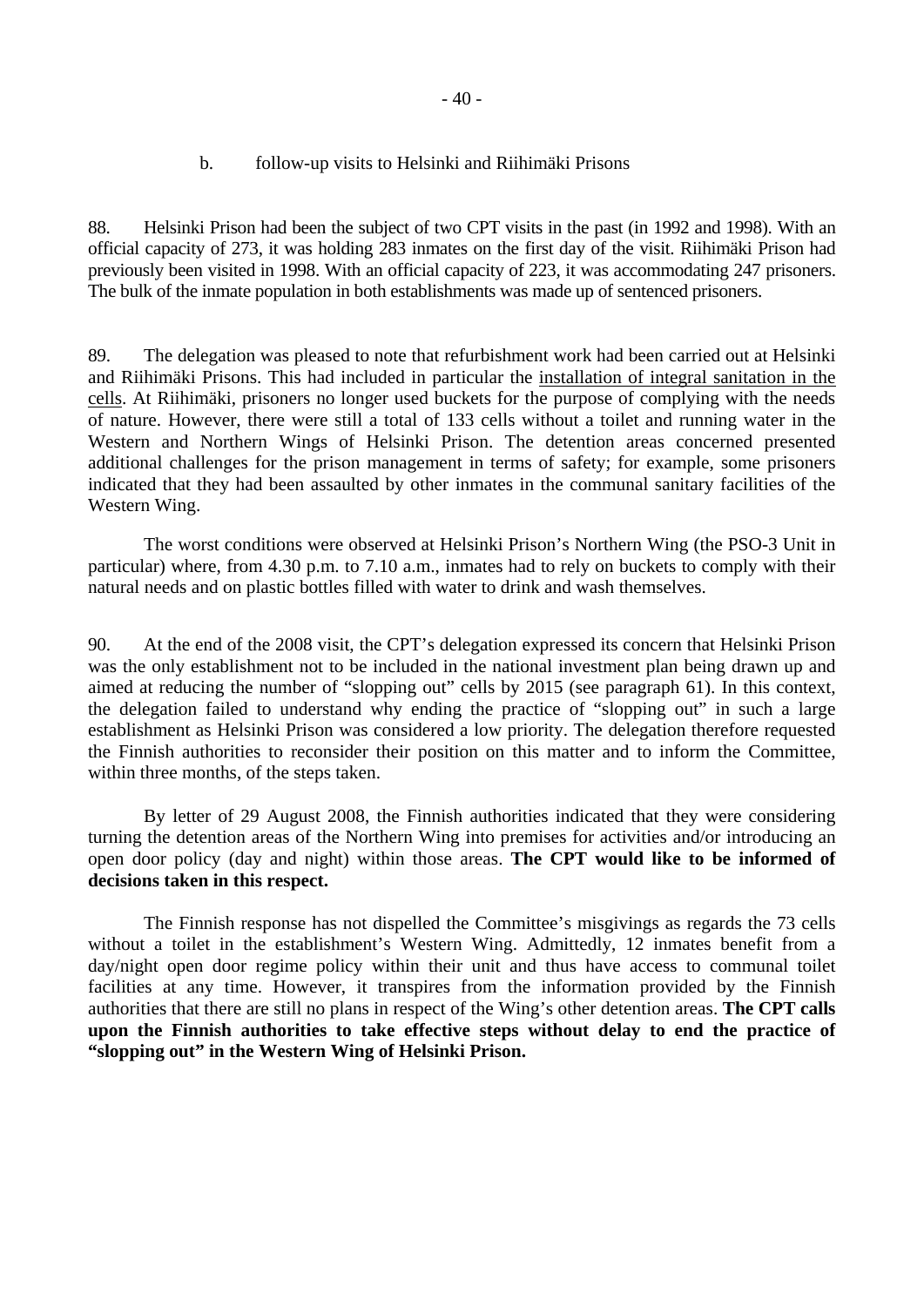### b. follow-up visits to Helsinki and Riihimäki Prisons

88. Helsinki Prison had been the subject of two CPT visits in the past (in 1992 and 1998). With an official capacity of 273, it was holding 283 inmates on the first day of the visit. Riihimäki Prison had previously been visited in 1998. With an official capacity of 223, it was accommodating 247 prisoners. The bulk of the inmate population in both establishments was made up of sentenced prisoners.

89. The delegation was pleased to note that refurbishment work had been carried out at Helsinki and Riihimäki Prisons. This had included in particular the installation of integral sanitation in the cells. At Riihimäki, prisoners no longer used buckets for the purpose of complying with the needs of nature. However, there were still a total of 133 cells without a toilet and running water in the Western and Northern Wings of Helsinki Prison. The detention areas concerned presented additional challenges for the prison management in terms of safety; for example, some prisoners indicated that they had been assaulted by other inmates in the communal sanitary facilities of the Western Wing.

The worst conditions were observed at Helsinki Prison's Northern Wing (the PSO-3 Unit in particular) where, from 4.30 p.m. to 7.10 a.m., inmates had to rely on buckets to comply with their natural needs and on plastic bottles filled with water to drink and wash themselves.

90. At the end of the 2008 visit, the CPT's delegation expressed its concern that Helsinki Prison was the only establishment not to be included in the national investment plan being drawn up and aimed at reducing the number of "slopping out" cells by 2015 (see paragraph 61). In this context, the delegation failed to understand why ending the practice of "slopping out" in such a large establishment as Helsinki Prison was considered a low priority. The delegation therefore requested the Finnish authorities to reconsider their position on this matter and to inform the Committee, within three months, of the steps taken.

By letter of 29 August 2008, the Finnish authorities indicated that they were considering turning the detention areas of the Northern Wing into premises for activities and/or introducing an open door policy (day and night) within those areas. **The CPT would like to be informed of decisions taken in this respect.**

The Finnish response has not dispelled the Committee's misgivings as regards the 73 cells without a toilet in the establishment's Western Wing. Admittedly, 12 inmates benefit from a day/night open door regime policy within their unit and thus have access to communal toilet facilities at any time. However, it transpires from the information provided by the Finnish authorities that there are still no plans in respect of the Wing's other detention areas. **The CPT calls upon the Finnish authorities to take effective steps without delay to end the practice of "slopping out" in the Western Wing of Helsinki Prison.**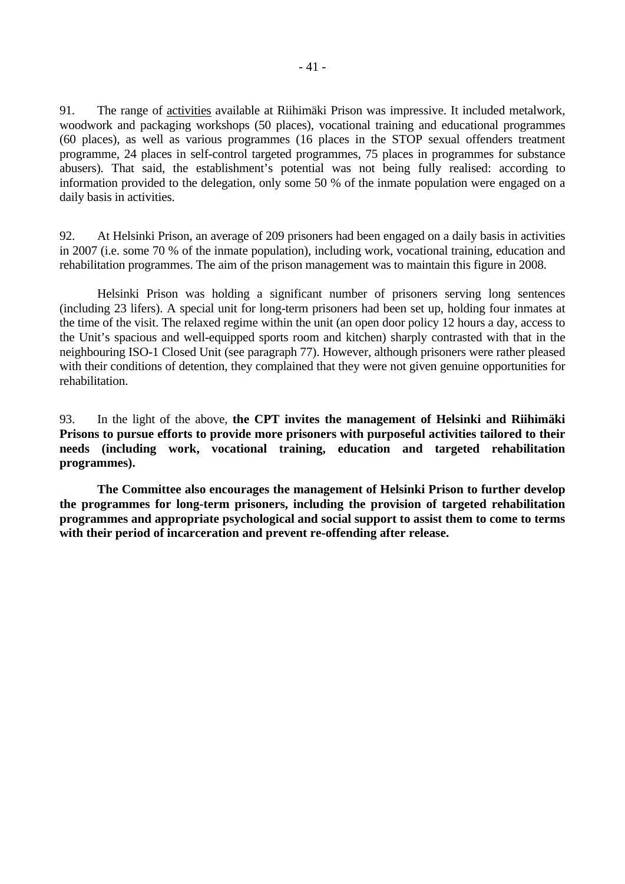91. The range of activities available at Riihimäki Prison was impressive. It included metalwork, woodwork and packaging workshops (50 places), vocational training and educational programmes (60 places), as well as various programmes (16 places in the STOP sexual offenders treatment programme, 24 places in self-control targeted programmes, 75 places in programmes for substance abusers). That said, the establishment's potential was not being fully realised: according to information provided to the delegation, only some 50 % of the inmate population were engaged on a daily basis in activities.

92. At Helsinki Prison, an average of 209 prisoners had been engaged on a daily basis in activities in 2007 (i.e. some 70 % of the inmate population), including work, vocational training, education and rehabilitation programmes. The aim of the prison management was to maintain this figure in 2008.

Helsinki Prison was holding a significant number of prisoners serving long sentences (including 23 lifers). A special unit for long-term prisoners had been set up, holding four inmates at the time of the visit. The relaxed regime within the unit (an open door policy 12 hours a day, access to the Unit's spacious and well-equipped sports room and kitchen) sharply contrasted with that in the neighbouring ISO-1 Closed Unit (see paragraph 77). However, although prisoners were rather pleased with their conditions of detention, they complained that they were not given genuine opportunities for rehabilitation.

93. In the light of the above, **the CPT invites the management of Helsinki and Riihimäki Prisons to pursue efforts to provide more prisoners with purposeful activities tailored to their needs (including work, vocational training, education and targeted rehabilitation programmes).**

**The Committee also encourages the management of Helsinki Prison to further develop the programmes for long-term prisoners, including the provision of targeted rehabilitation programmes and appropriate psychological and social support to assist them to come to terms with their period of incarceration and prevent re-offending after release.**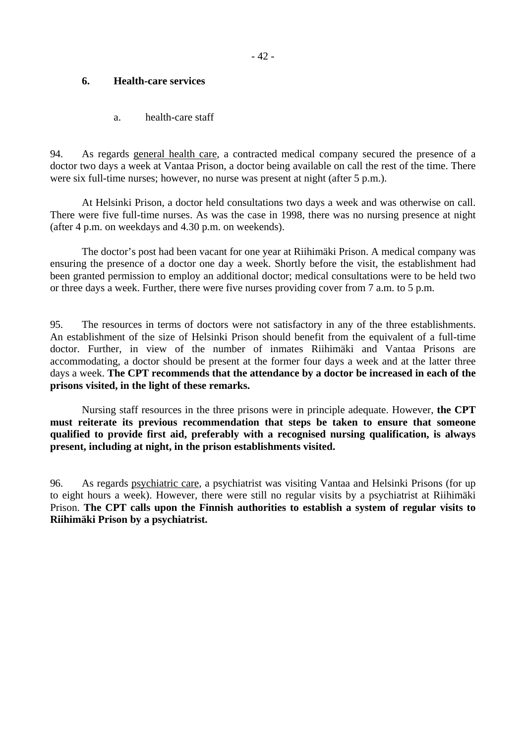### 6. Health-care services

#### a. health-care staff

94. As regards general health care, a contracted medical company secured the presence of a doctor two days a week at Vantaa Prison, a doctor being available on call the rest of the time. There were six full-time nurses; however, no nurse was present at night (after 5 p.m.).

At Helsinki Prison, a doctor held consultations two days a week and was otherwise on call. There were five full-time nurses. As was the case in 1998, there was no nursing presence at night (after 4 p.m. on weekdays and 4.30 p.m. on weekends).

The doctor's post had been vacant for one year at Riihimäki Prison. A medical company was ensuring the presence of a doctor one day a week. Shortly before the visit, the establishment had been granted permission to employ an additional doctor; medical consultations were to be held two or three days a week. Further, there were five nurses providing cover from 7 a.m. to 5 p.m.

95. The resources in terms of doctors were not satisfactory in any of the three establishments. An establishment of the size of Helsinki Prison should benefit from the equivalent of a full-time doctor. Further, in view of the number of inmates Riihimäki and Vantaa Prisons are accommodating, a doctor should be present at the former four days a week and at the latter three days a week. **The CPT recommends that the attendance by a doctor be increased in each of the prisons visited, in the light of these remarks.**

Nursing staff resources in the three prisons were in principle adequate. However, **the CPT must reiterate its previous recommendation that steps be taken to ensure that someone qualified to provide first aid, preferably with a recognised nursing qualification, is always present, including at night, in the prison establishments visited.**

96. As regards psychiatric care, a psychiatrist was visiting Vantaa and Helsinki Prisons (for up to eight hours a week). However, there were still no regular visits by a psychiatrist at Riihimäki Prison. **The CPT calls upon the Finnish authorities to establish a system of regular visits to Riihimäki Prison by a psychiatrist.**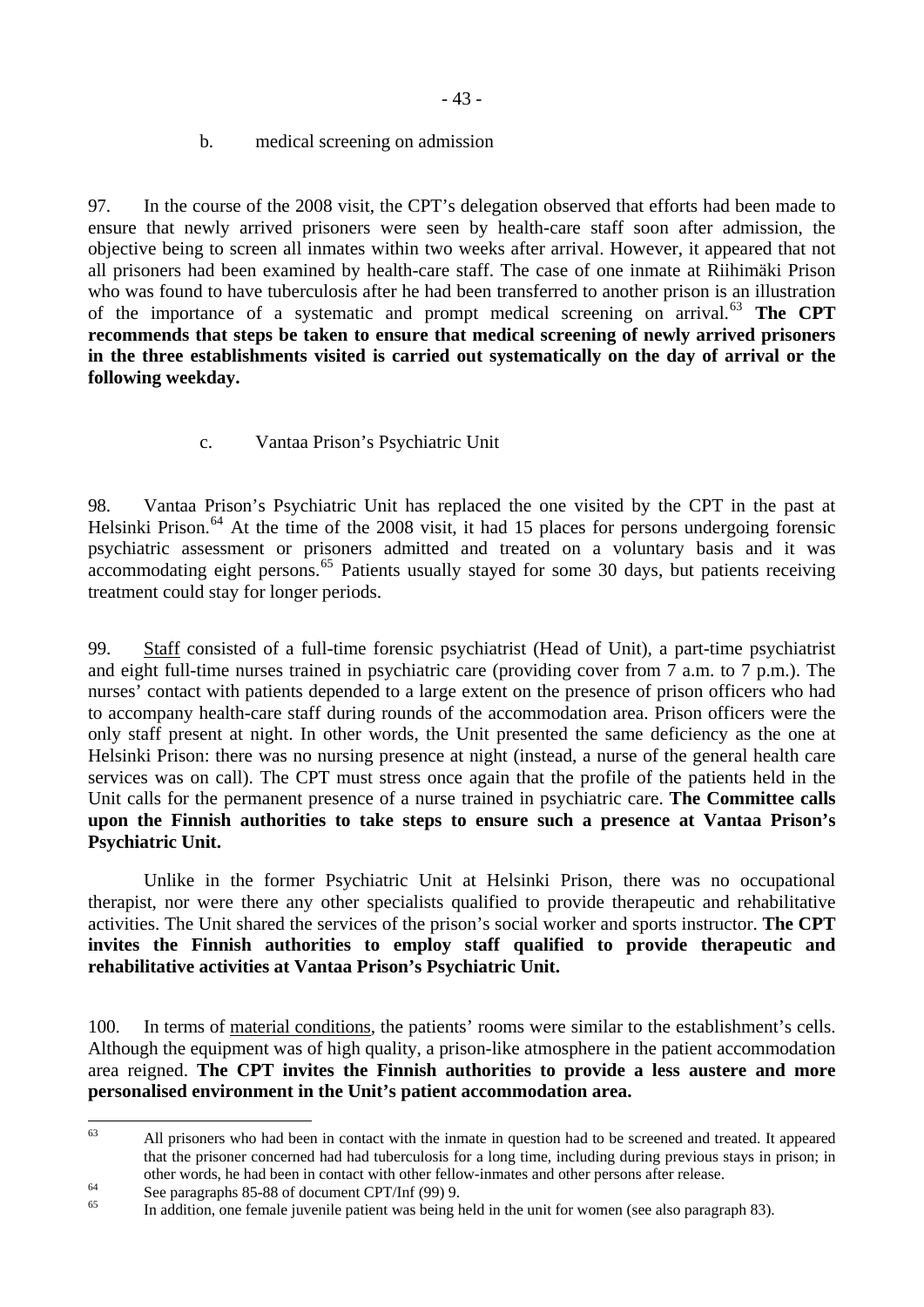### b. medical screening on admission

97. In the course of the 2008 visit, the CPT's delegation observed that efforts had been made to ensure that newly arrived prisoners were seen by health-care staff soon after admission, the objective being to screen all inmates within two weeks after arrival. However, it appeared that not all prisoners had been examined by health-care staff. The case of one inmate at Riihimäki Prison who was found to have tuberculosis after he had been transferred to another prison is an illustration of the importance of a systematic and prompt medical screening on arrival.[63] **The CPT recommends that steps be taken to ensure that medical screening of newly arrived prisoners in the three establishments visited is carried out systematically on the day of arrival or the following weekday.**

### c. Vantaa Prison's Psychiatric Unit

98. Vantaa Prison's Psychiatric Unit has replaced the one visited by the CPT in the past at Helsinki Prison.[64] At the time of the 2008 visit, it had 15 places for persons undergoing forensic psychiatric assessment or prisoners admitted and treated on a voluntary basis and it was accommodating eight persons.[65] Patients usually stayed for some 30 days, but patients receiving treatment could stay for longer periods.

99. Staff consisted of a full-time forensic psychiatrist (Head of Unit), a part-time psychiatrist and eight full-time nurses trained in psychiatric care (providing cover from 7 a.m. to 7 p.m.). The nurses' contact with patients depended to a large extent on the presence of prison officers who had to accompany health-care staff during rounds of the accommodation area. Prison officers were the only staff present at night. In other words, the Unit presented the same deficiency as the one at Helsinki Prison: there was no nursing presence at night (instead, a nurse of the general health care services was on call). The CPT must stress once again that the profile of the patients held in the Unit calls for the permanent presence of a nurse trained in psychiatric care. **The Committee calls upon the Finnish authorities to take steps to ensure such a presence at Vantaa Prison's Psychiatric Unit.**

Unlike in the former Psychiatric Unit at Helsinki Prison, there was no occupational therapist, nor were there any other specialists qualified to provide therapeutic and rehabilitative activities. The Unit shared the services of the prison's social worker and sports instructor. **The CPT invites the Finnish authorities to employ staff qualified to provide therapeutic and rehabilitative activities at Vantaa Prison's Psychiatric Unit.**

100. In terms of material conditions, the patients' rooms were similar to the establishment's cells. Although the equipment was of high quality, a prison-like atmosphere in the patient accommodation area reigned. **The CPT invites the Finnish authorities to provide a less austere and more personalised environment in the Unit's patient accommodation area.**

---

[63] All prisoners who had been in contact with the inmate in question had to be screened and treated. It appeared that the prisoner concerned had had tuberculosis for a long time, including during previous stays in prison; in other words, he had been in contact with other fellow-inmates and other persons after release.

[64] See paragraphs 85-88 of document CPT/Inf (99) 9.

[65] In addition, one female juvenile patient was being held in the unit for women (see also paragraph 83).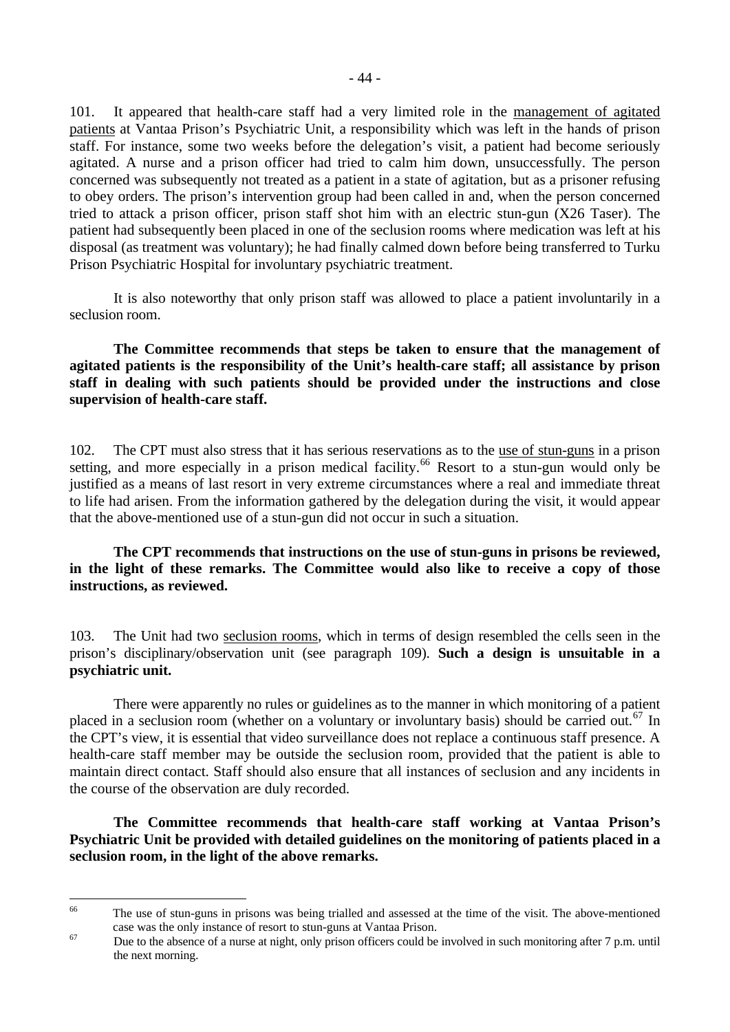101. It appeared that health-care staff had a very limited role in the management of agitated patients at Vantaa Prison's Psychiatric Unit, a responsibility which was left in the hands of prison staff. For instance, some two weeks before the delegation's visit, a patient had become seriously agitated. A nurse and a prison officer had tried to calm him down, unsuccessfully. The person concerned was subsequently not treated as a patient in a state of agitation, but as a prisoner refusing to obey orders. The prison's intervention group had been called in and, when the person concerned tried to attack a prison officer, prison staff shot him with an electric stun-gun (X26 Taser). The patient had subsequently been placed in one of the seclusion rooms where medication was left at his disposal (as treatment was voluntary); he had finally calmed down before being transferred to Turku Prison Psychiatric Hospital for involuntary psychiatric treatment.

It is also noteworthy that only prison staff was allowed to place a patient involuntarily in a seclusion room.

**The Committee recommends that steps be taken to ensure that the management of agitated patients is the responsibility of the Unit's health-care staff; all assistance by prison staff in dealing with such patients should be provided under the instructions and close supervision of health-care staff.**

102. The CPT must also stress that it has serious reservations as to the use of stun-guns in a prison setting, and more especially in a prison medical facility.[66] Resort to a stun-gun would only be justified as a means of last resort in very extreme circumstances where a real and immediate threat to life had arisen. From the information gathered by the delegation during the visit, it would appear that the above-mentioned use of a stun-gun did not occur in such a situation.

**The CPT recommends that instructions on the use of stun-guns in prisons be reviewed, in the light of these remarks. The Committee would also like to receive a copy of those instructions, as reviewed.**

103. The Unit had two seclusion rooms, which in terms of design resembled the cells seen in the prison's disciplinary/observation unit (see paragraph 109). **Such a design is unsuitable in a psychiatric unit.**

There were apparently no rules or guidelines as to the manner in which monitoring of a patient placed in a seclusion room (whether on a voluntary or involuntary basis) should be carried out.[67] In the CPT's view, it is essential that video surveillance does not replace a continuous staff presence. A health-care staff member may be outside the seclusion room, provided that the patient is able to maintain direct contact. Staff should also ensure that all instances of seclusion and any incidents in the course of the observation are duly recorded.

**The Committee recommends that health-care staff working at Vantaa Prison's Psychiatric Unit be provided with detailed guidelines on the monitoring of patients placed in a seclusion room, in the light of the above remarks.**

---

[66] The use of stun-guns in prisons was being trialled and assessed at the time of the visit. The above-mentioned case was the only instance of resort to stun-guns at Vantaa Prison.

[67] Due to the absence of a nurse at night, only prison officers could be involved in such monitoring after 7 p.m. until the next morning.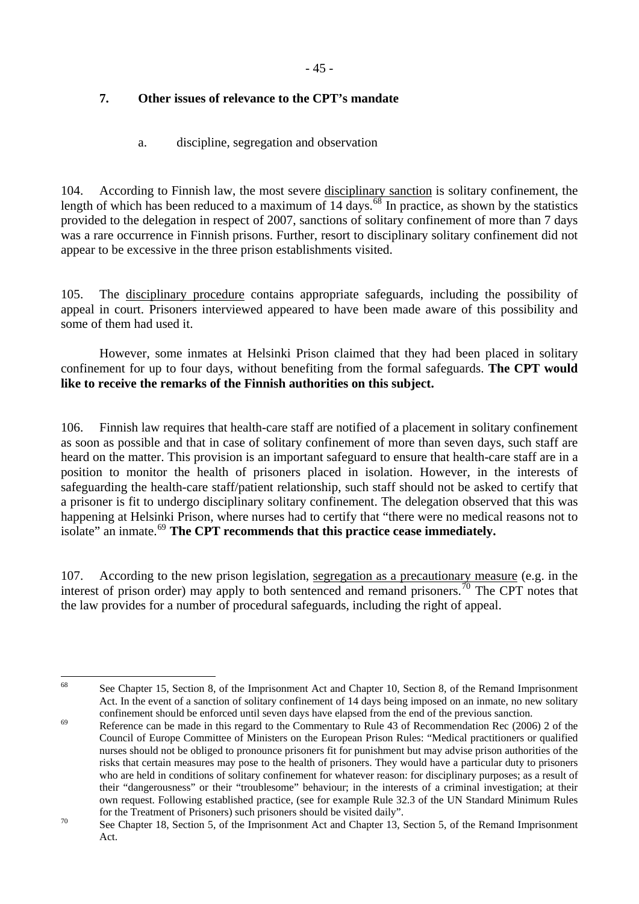## 7. Other issues of relevance to the CPT's mandate

### a. discipline, segregation and observation

104. According to Finnish law, the most severe disciplinary sanction is solitary confinement, the length of which has been reduced to a maximum of 14 days.[68] In practice, as shown by the statistics provided to the delegation in respect of 2007, sanctions of solitary confinement of more than 7 days was a rare occurrence in Finnish prisons. Further, resort to disciplinary solitary confinement did not appear to be excessive in the three prison establishments visited.

105. The disciplinary procedure contains appropriate safeguards, including the possibility of appeal in court. Prisoners interviewed appeared to have been made aware of this possibility and some of them had used it.

However, some inmates at Helsinki Prison claimed that they had been placed in solitary confinement for up to four days, without benefiting from the formal safeguards. **The CPT would like to receive the remarks of the Finnish authorities on this subject.**

106. Finnish law requires that health-care staff are notified of a placement in solitary confinement as soon as possible and that in case of solitary confinement of more than seven days, such staff are heard on the matter. This provision is an important safeguard to ensure that health-care staff are in a position to monitor the health of prisoners placed in isolation. However, in the interests of safeguarding the health-care staff/patient relationship, such staff should not be asked to certify that a prisoner is fit to undergo disciplinary solitary confinement. The delegation observed that this was happening at Helsinki Prison, where nurses had to certify that "there were no medical reasons not to isolate" an inmate.[69] **The CPT recommends that this practice cease immediately.**

107. According to the new prison legislation, segregation as a precautionary measure (e.g. in the interest of prison order) may apply to both sentenced and remand prisoners.[70] The CPT notes that the law provides for a number of procedural safeguards, including the right of appeal.

---

[68] See Chapter 15, Section 8, of the Imprisonment Act and Chapter 10, Section 8, of the Remand Imprisonment Act. In the event of a sanction of solitary confinement of 14 days being imposed on an inmate, no new solitary confinement should be enforced until seven days have elapsed from the end of the previous sanction.

[69] Reference can be made in this regard to the Commentary to Rule 43 of Recommendation Rec (2006) 2 of the Council of Europe Committee of Ministers on the European Prison Rules: "Medical practitioners or qualified nurses should not be obliged to pronounce prisoners fit for punishment but may advise prison authorities of the risks that certain measures may pose to the health of prisoners. They would have a particular duty to prisoners who are held in conditions of solitary confinement for whatever reason: for disciplinary purposes; as a result of their "dangerousness" or their "troublesome" behaviour; in the interests of a criminal investigation; at their own request. Following established practice, (see for example Rule 32.3 of the UN Standard Minimum Rules for the Treatment of Prisoners) such prisoners should be visited daily".

[70] See Chapter 18, Section 5, of the Imprisonment Act and Chapter 13, Section 5, of the Remand Imprisonment Act.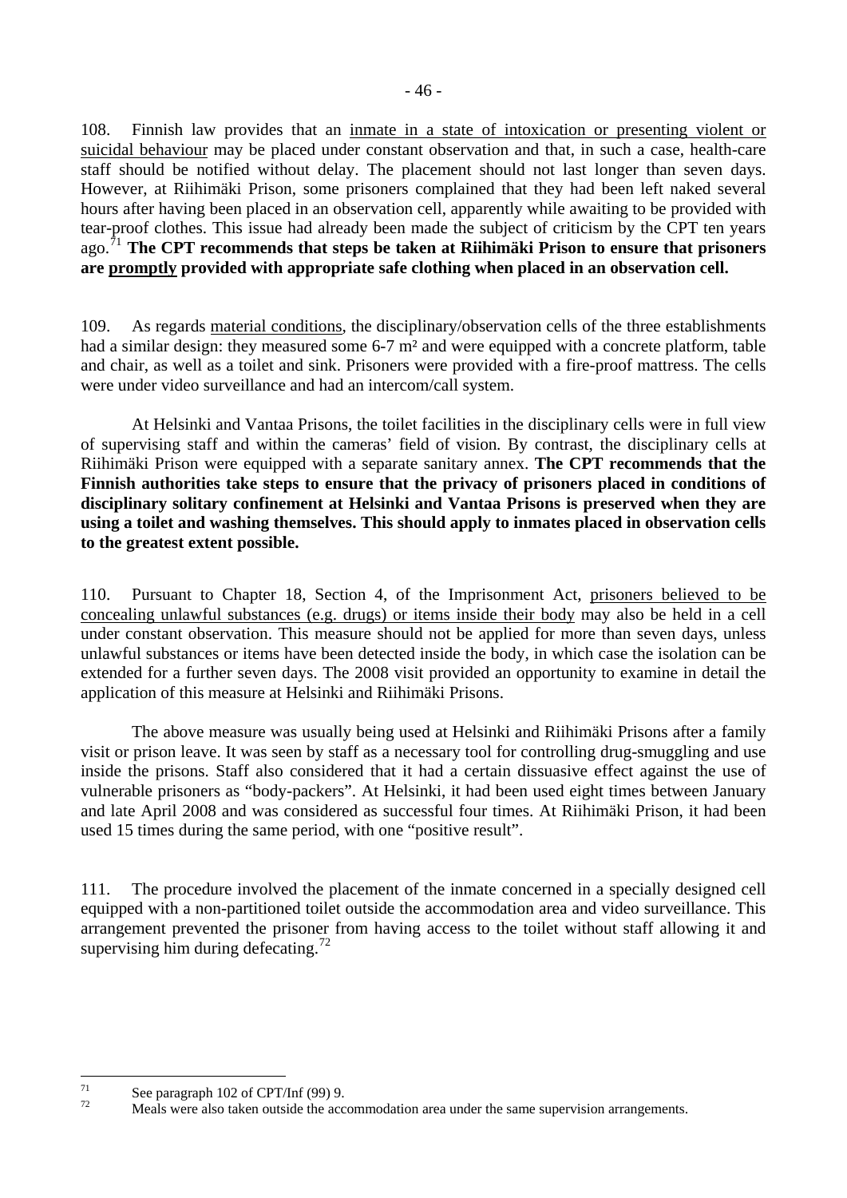108. Finnish law provides that an inmate in a state of intoxication or presenting violent or suicidal behaviour may be placed under constant observation and that, in such a case, health-care staff should be notified without delay. The placement should not last longer than seven days. However, at Riihimäki Prison, some prisoners complained that they had been left naked several hours after having been placed in an observation cell, apparently while awaiting to be provided with tear-proof clothes. This issue had already been made the subject of criticism by the CPT ten years ago.[71] **The CPT recommends that steps be taken at Riihimäki Prison to ensure that prisoners are promptly provided with appropriate safe clothing when placed in an observation cell.**

109. As regards material conditions, the disciplinary/observation cells of the three establishments had a similar design: they measured some 6-7 m² and were equipped with a concrete platform, table and chair, as well as a toilet and sink. Prisoners were provided with a fire-proof mattress. The cells were under video surveillance and had an intercom/call system.

At Helsinki and Vantaa Prisons, the toilet facilities in the disciplinary cells were in full view of supervising staff and within the cameras' field of vision. By contrast, the disciplinary cells at Riihimäki Prison were equipped with a separate sanitary annex. **The CPT recommends that the Finnish authorities take steps to ensure that the privacy of prisoners placed in conditions of disciplinary solitary confinement at Helsinki and Vantaa Prisons is preserved when they are using a toilet and washing themselves. This should apply to inmates placed in observation cells to the greatest extent possible.**

110. Pursuant to Chapter 18, Section 4, of the Imprisonment Act, prisoners believed to be concealing unlawful substances (e.g. drugs) or items inside their body may also be held in a cell under constant observation. This measure should not be applied for more than seven days, unless unlawful substances or items have been detected inside the body, in which case the isolation can be extended for a further seven days. The 2008 visit provided an opportunity to examine in detail the application of this measure at Helsinki and Riihimäki Prisons.

The above measure was usually being used at Helsinki and Riihimäki Prisons after a family visit or prison leave. It was seen by staff as a necessary tool for controlling drug-smuggling and use inside the prisons. Staff also considered that it had a certain dissuasive effect against the use of vulnerable prisoners as "body-packers". At Helsinki, it had been used eight times between January and late April 2008 and was considered as successful four times. At Riihimäki Prison, it had been used 15 times during the same period, with one "positive result".

111. The procedure involved the placement of the inmate concerned in a specially designed cell equipped with a non-partitioned toilet outside the accommodation area and video surveillance. This arrangement prevented the prisoner from having access to the toilet without staff allowing it and supervising him during defecating.[72]

---

[71] See paragraph 102 of CPT/Inf (99) 9.

[72] Meals were also taken outside the accommodation area under the same supervision arrangements.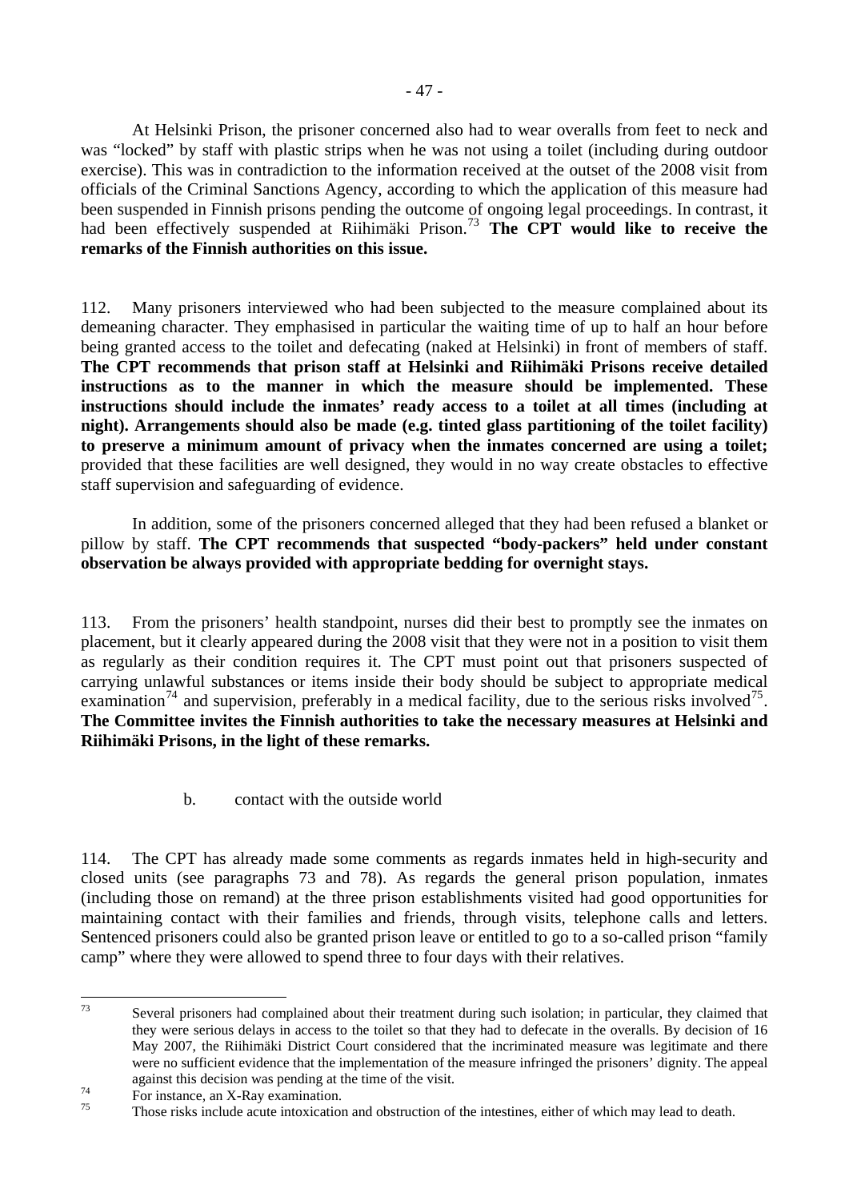At Helsinki Prison, the prisoner concerned also had to wear overalls from feet to neck and was "locked" by staff with plastic strips when he was not using a toilet (including during outdoor exercise). This was in contradiction to the information received at the outset of the 2008 visit from officials of the Criminal Sanctions Agency, according to which the application of this measure had been suspended in Finnish prisons pending the outcome of ongoing legal proceedings. In contrast, it had been effectively suspended at Riihimäki Prison.[73] **The CPT would like to receive the remarks of the Finnish authorities on this issue.**

112. Many prisoners interviewed who had been subjected to the measure complained about its demeaning character. They emphasised in particular the waiting time of up to half an hour before being granted access to the toilet and defecating (naked at Helsinki) in front of members of staff. **The CPT recommends that prison staff at Helsinki and Riihimäki Prisons receive detailed instructions as to the manner in which the measure should be implemented. These instructions should include the inmates' ready access to a toilet at all times (including at night). Arrangements should also be made (e.g. tinted glass partitioning of the toilet facility) to preserve a minimum amount of privacy when the inmates concerned are using a toilet;** provided that these facilities are well designed, they would in no way create obstacles to effective staff supervision and safeguarding of evidence.

In addition, some of the prisoners concerned alleged that they had been refused a blanket or pillow by staff. **The CPT recommends that suspected "body-packers" held under constant observation be always provided with appropriate bedding for overnight stays.**

113. From the prisoners' health standpoint, nurses did their best to promptly see the inmates on placement, but it clearly appeared during the 2008 visit that they were not in a position to visit them as regularly as their condition requires it. The CPT must point out that prisoners suspected of carrying unlawful substances or items inside their body should be subject to appropriate medical examination[74] and supervision, preferably in a medical facility, due to the serious risks involved[75]. **The Committee invites the Finnish authorities to take the necessary measures at Helsinki and Riihimäki Prisons, in the light of these remarks.**

b. contact with the outside world

114. The CPT has already made some comments as regards inmates held in high-security and closed units (see paragraphs 73 and 78). As regards the general prison population, inmates (including those on remand) at the three prison establishments visited had good opportunities for maintaining contact with their families and friends, through visits, telephone calls and letters. Sentenced prisoners could also be granted prison leave or entitled to go to a so-called prison "family camp" where they were allowed to spend three to four days with their relatives.

---

[73] Several prisoners had complained about their treatment during such isolation; in particular, they claimed that they were serious delays in access to the toilet so that they had to defecate in the overalls. By decision of 16 May 2007, the Riihimäki District Court considered that the incriminated measure was legitimate and there were no sufficient evidence that the implementation of the measure infringed the prisoners' dignity. The appeal against this decision was pending at the time of the visit.

[74] For instance, an X-Ray examination.

[75] Those risks include acute intoxication and obstruction of the intestines, either of which may lead to death.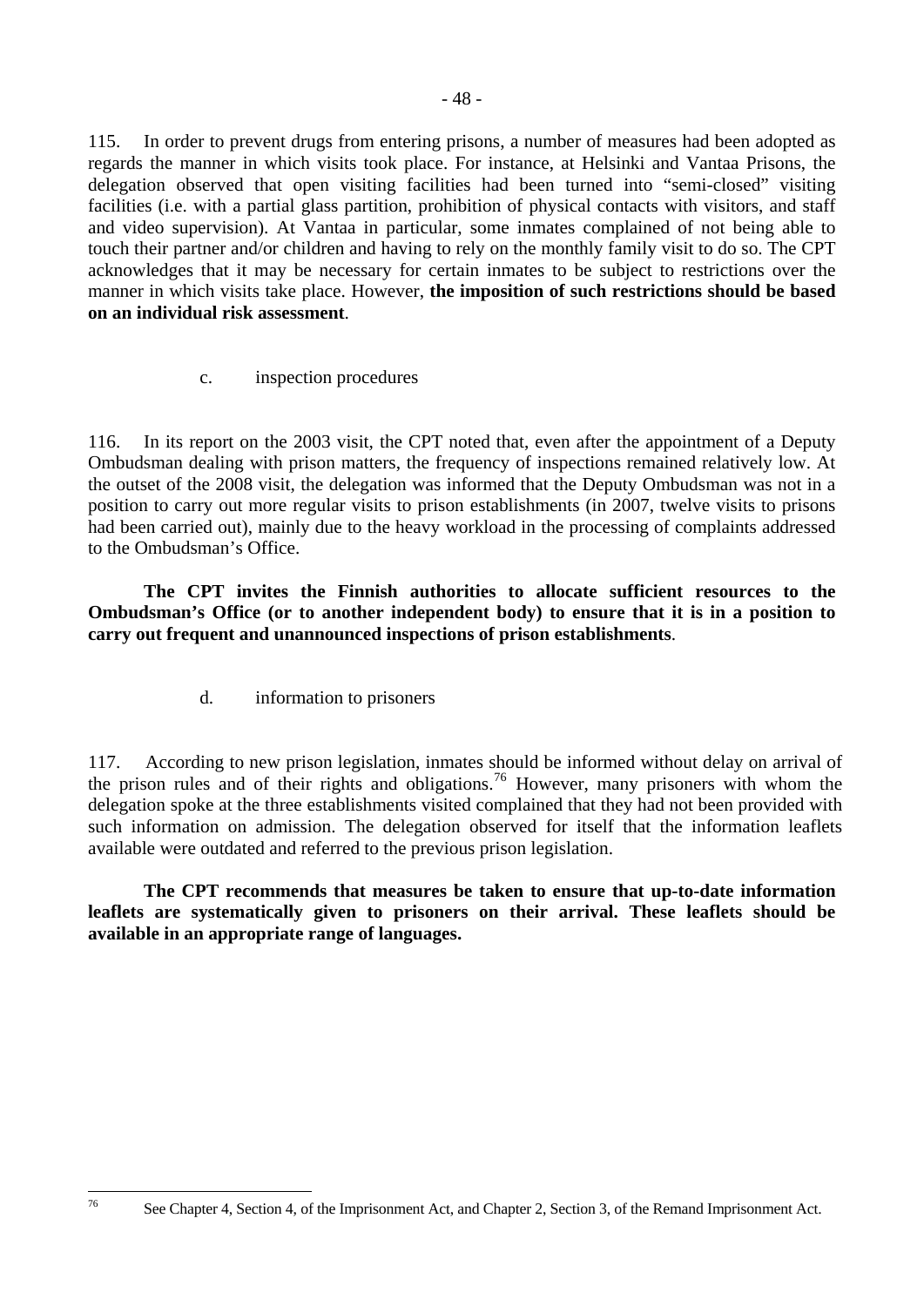115. In order to prevent drugs from entering prisons, a number of measures had been adopted as regards the manner in which visits took place. For instance, at Helsinki and Vantaa Prisons, the delegation observed that open visiting facilities had been turned into "semi-closed" visiting facilities (i.e. with a partial glass partition, prohibition of physical contacts with visitors, and staff and video supervision). At Vantaa in particular, some inmates complained of not being able to touch their partner and/or children and having to rely on the monthly family visit to do so. The CPT acknowledges that it may be necessary for certain inmates to be subject to restrictions over the manner in which visits take place. However, **the imposition of such restrictions should be based on an individual risk assessment**.

c. inspection procedures

116. In its report on the 2003 visit, the CPT noted that, even after the appointment of a Deputy Ombudsman dealing with prison matters, the frequency of inspections remained relatively low. At the outset of the 2008 visit, the delegation was informed that the Deputy Ombudsman was not in a position to carry out more regular visits to prison establishments (in 2007, twelve visits to prisons had been carried out), mainly due to the heavy workload in the processing of complaints addressed to the Ombudsman's Office.

**The CPT invites the Finnish authorities to allocate sufficient resources to the Ombudsman's Office (or to another independent body) to ensure that it is in a position to carry out frequent and unannounced inspections of prison establishments**.

d. information to prisoners

117. According to new prison legislation, inmates should be informed without delay on arrival of the prison rules and of their rights and obligations.[76] However, many prisoners with whom the delegation spoke at the three establishments visited complained that they had not been provided with such information on admission. The delegation observed for itself that the information leaflets available were outdated and referred to the previous prison legislation.

**The CPT recommends that measures be taken to ensure that up-to-date information leaflets are systematically given to prisoners on their arrival. These leaflets should be available in an appropriate range of languages.**

---

[76] See Chapter 4, Section 4, of the Imprisonment Act, and Chapter 2, Section 3, of the Remand Imprisonment Act.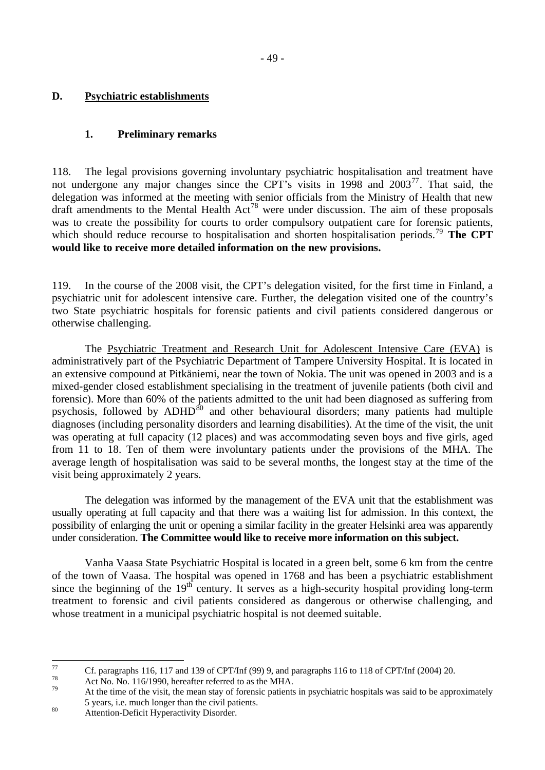## D. Psychiatric establishments

### 1. Preliminary remarks

118. The legal provisions governing involuntary psychiatric hospitalisation and treatment have not undergone any major changes since the CPT's visits in 1998 and 2003[77]. That said, the delegation was informed at the meeting with senior officials from the Ministry of Health that new draft amendments to the Mental Health Act[78] were under discussion. The aim of these proposals was to create the possibility for courts to order compulsory outpatient care for forensic patients, which should reduce recourse to hospitalisation and shorten hospitalisation periods.[79] **The CPT would like to receive more detailed information on the new provisions.**

119. In the course of the 2008 visit, the CPT's delegation visited, for the first time in Finland, a psychiatric unit for adolescent intensive care. Further, the delegation visited one of the country's two State psychiatric hospitals for forensic patients and civil patients considered dangerous or otherwise challenging.

The Psychiatric Treatment and Research Unit for Adolescent Intensive Care (EVA) is administratively part of the Psychiatric Department of Tampere University Hospital. It is located in an extensive compound at Pitkäniemi, near the town of Nokia. The unit was opened in 2003 and is a mixed-gender closed establishment specialising in the treatment of juvenile patients (both civil and forensic). More than 60% of the patients admitted to the unit had been diagnosed as suffering from psychosis, followed by ADHD[80] and other behavioural disorders; many patients had multiple diagnoses (including personality disorders and learning disabilities). At the time of the visit, the unit was operating at full capacity (12 places) and was accommodating seven boys and five girls, aged from 11 to 18. Ten of them were involuntary patients under the provisions of the MHA. The average length of hospitalisation was said to be several months, the longest stay at the time of the visit being approximately 2 years.

The delegation was informed by the management of the EVA unit that the establishment was usually operating at full capacity and that there was a waiting list for admission. In this context, the possibility of enlarging the unit or opening a similar facility in the greater Helsinki area was apparently under consideration. **The Committee would like to receive more information on this subject.**

Vanha Vaasa State Psychiatric Hospital is located in a green belt, some 6 km from the centre of the town of Vaasa. The hospital was opened in 1768 and has been a psychiatric establishment since the beginning of the 19th century. It serves as a high-security hospital providing long-term treatment to forensic and civil patients considered as dangerous or otherwise challenging, and whose treatment in a municipal psychiatric hospital is not deemed suitable.

---

[77] Cf. paragraphs 116, 117 and 139 of CPT/Inf (99) 9, and paragraphs 116 to 118 of CPT/Inf (2004) 20.

[78] Act No. No. 116/1990, hereafter referred to as the MHA.

[79] At the time of the visit, the mean stay of forensic patients in psychiatric hospitals was said to be approximately 5 years, i.e. much longer than the civil patients.

[80] Attention-Deficit Hyperactivity Disorder.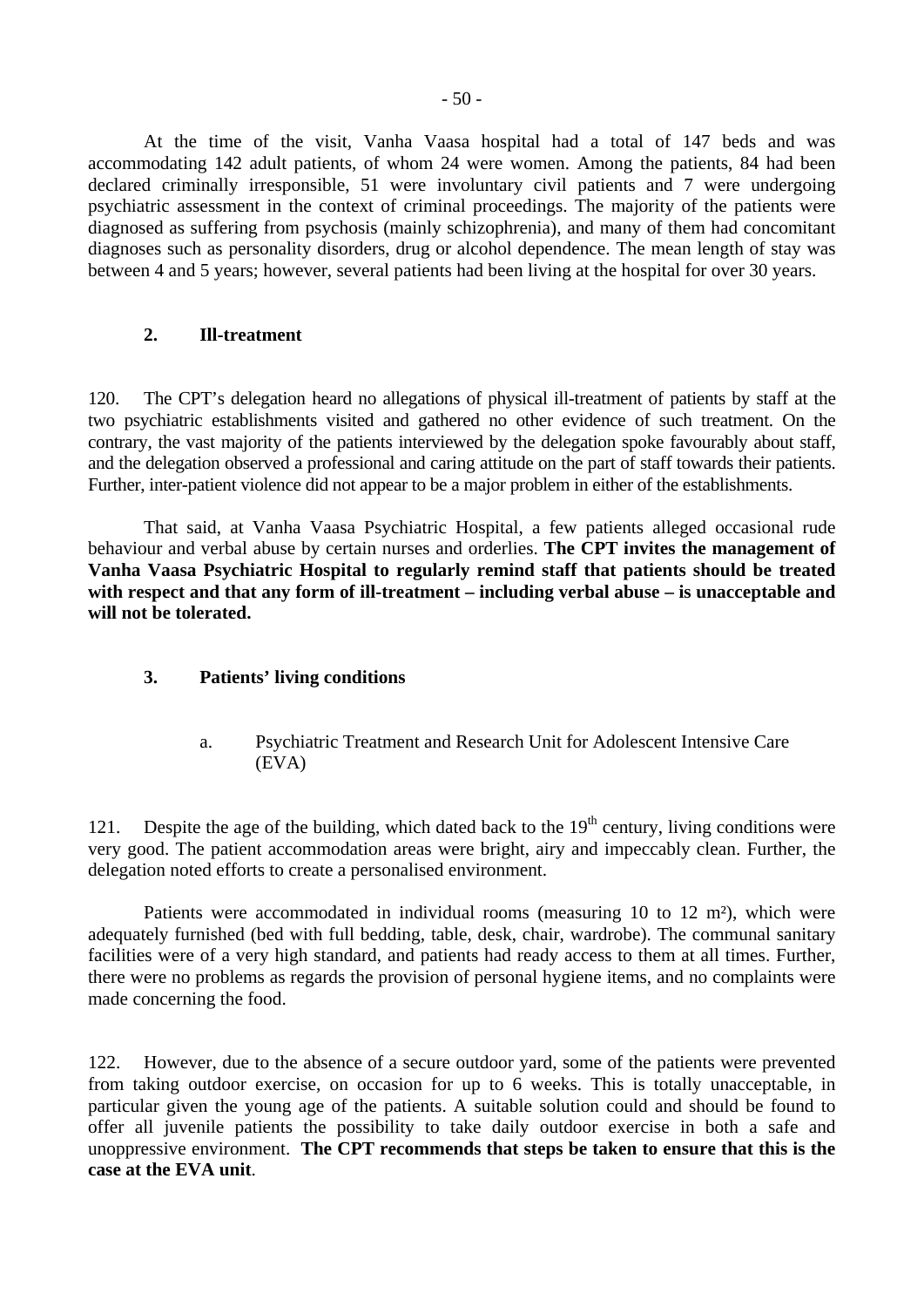At the time of the visit, Vanha Vaasa hospital had a total of 147 beds and was accommodating 142 adult patients, of whom 24 were women. Among the patients, 84 had been declared criminally irresponsible, 51 were involuntary civil patients and 7 were undergoing psychiatric assessment in the context of criminal proceedings. The majority of the patients were diagnosed as suffering from psychosis (mainly schizophrenia), and many of them had concomitant diagnoses such as personality disorders, drug or alcohol dependence. The mean length of stay was between 4 and 5 years; however, several patients had been living at the hospital for over 30 years.

### 2. Ill-treatment

120. The CPT's delegation heard no allegations of physical ill-treatment of patients by staff at the two psychiatric establishments visited and gathered no other evidence of such treatment. On the contrary, the vast majority of the patients interviewed by the delegation spoke favourably about staff, and the delegation observed a professional and caring attitude on the part of staff towards their patients. Further, inter-patient violence did not appear to be a major problem in either of the establishments.

That said, at Vanha Vaasa Psychiatric Hospital, a few patients alleged occasional rude behaviour and verbal abuse by certain nurses and orderlies. **The CPT invites the management of Vanha Vaasa Psychiatric Hospital to regularly remind staff that patients should be treated with respect and that any form of ill-treatment – including verbal abuse – is unacceptable and will not be tolerated.**

### 3. Patients' living conditions

#### a. Psychiatric Treatment and Research Unit for Adolescent Intensive Care (EVA)

121. Despite the age of the building, which dated back to the 19th century, living conditions were very good. The patient accommodation areas were bright, airy and impeccably clean. Further, the delegation noted efforts to create a personalised environment.

Patients were accommodated in individual rooms (measuring 10 to 12 m²), which were adequately furnished (bed with full bedding, table, desk, chair, wardrobe). The communal sanitary facilities were of a very high standard, and patients had ready access to them at all times. Further, there were no problems as regards the provision of personal hygiene items, and no complaints were made concerning the food.

122. However, due to the absence of a secure outdoor yard, some of the patients were prevented from taking outdoor exercise, on occasion for up to 6 weeks. This is totally unacceptable, in particular given the young age of the patients. A suitable solution could and should be found to offer all juvenile patients the possibility to take daily outdoor exercise in both a safe and unoppressive environment. **The CPT recommends that steps be taken to ensure that this is the case at the EVA unit**.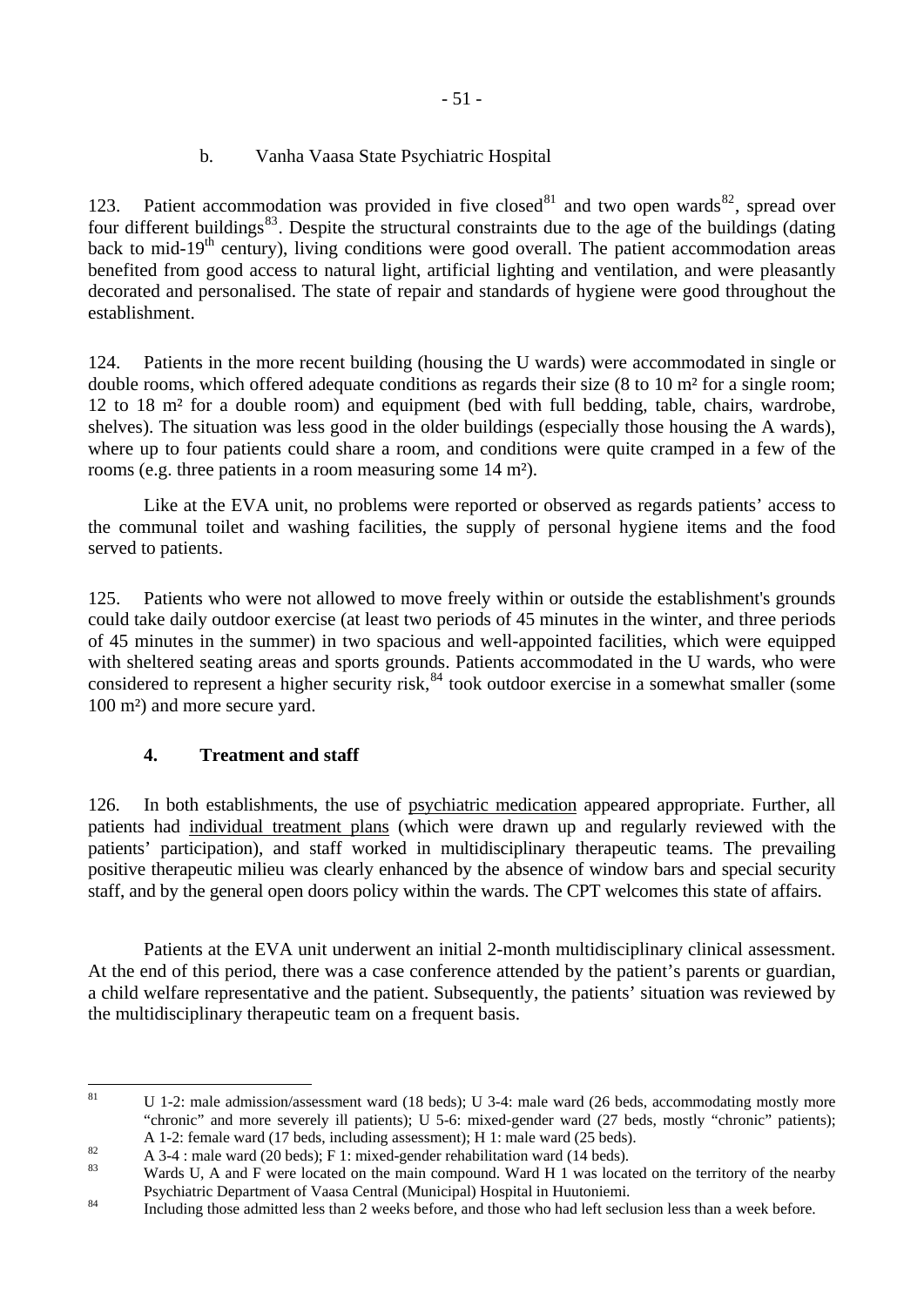b. Vanha Vaasa State Psychiatric Hospital

123. Patient accommodation was provided in five closed[81] and two open wards[82], spread over four different buildings[83]. Despite the structural constraints due to the age of the buildings (dating back to mid-19th century), living conditions were good overall. The patient accommodation areas benefited from good access to natural light, artificial lighting and ventilation, and were pleasantly decorated and personalised. The state of repair and standards of hygiene were good throughout the establishment.

124. Patients in the more recent building (housing the U wards) were accommodated in single or double rooms, which offered adequate conditions as regards their size (8 to 10 m² for a single room; 12 to 18 m² for a double room) and equipment (bed with full bedding, table, chairs, wardrobe, shelves). The situation was less good in the older buildings (especially those housing the A wards), where up to four patients could share a room, and conditions were quite cramped in a few of the rooms (e.g. three patients in a room measuring some 14 m²).

Like at the EVA unit, no problems were reported or observed as regards patients' access to the communal toilet and washing facilities, the supply of personal hygiene items and the food served to patients.

125. Patients who were not allowed to move freely within or outside the establishment's grounds could take daily outdoor exercise (at least two periods of 45 minutes in the winter, and three periods of 45 minutes in the summer) in two spacious and well-appointed facilities, which were equipped with sheltered seating areas and sports grounds. Patients accommodated in the U wards, who were considered to represent a higher security risk,[84] took outdoor exercise in a somewhat smaller (some 100 m²) and more secure yard.

## 4. Treatment and staff

126. In both establishments, the use of psychiatric medication appeared appropriate. Further, all patients had individual treatment plans (which were drawn up and regularly reviewed with the patients' participation), and staff worked in multidisciplinary therapeutic teams. The prevailing positive therapeutic milieu was clearly enhanced by the absence of window bars and special security staff, and by the general open doors policy within the wards. The CPT welcomes this state of affairs.

Patients at the EVA unit underwent an initial 2-month multidisciplinary clinical assessment. At the end of this period, there was a case conference attended by the patient's parents or guardian, a child welfare representative and the patient. Subsequently, the patients' situation was reviewed by the multidisciplinary therapeutic team on a frequent basis.

---

[81] U 1-2: male admission/assessment ward (18 beds); U 3-4: male ward (26 beds, accommodating mostly more "chronic" and more severely ill patients); U 5-6: mixed-gender ward (27 beds, mostly "chronic" patients); A 1-2: female ward (17 beds, including assessment); H 1: male ward (25 beds).

[82] A 3-4 : male ward (20 beds); F 1: mixed-gender rehabilitation ward (14 beds).

[83] Wards U, A and F were located on the main compound. Ward H 1 was located on the territory of the nearby Psychiatric Department of Vaasa Central (Municipal) Hospital in Huutoniemi.

[84] Including those admitted less than 2 weeks before, and those who had left seclusion less than a week before.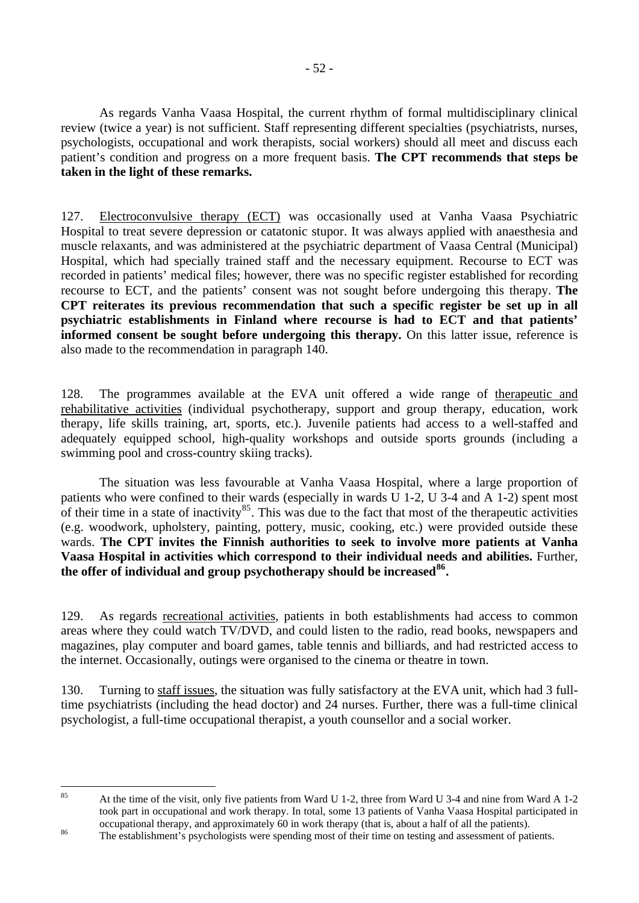As regards Vanha Vaasa Hospital, the current rhythm of formal multidisciplinary clinical review (twice a year) is not sufficient. Staff representing different specialties (psychiatrists, nurses, psychologists, occupational and work therapists, social workers) should all meet and discuss each patient's condition and progress on a more frequent basis. **The CPT recommends that steps be taken in the light of these remarks.**

127. Electroconvulsive therapy (ECT) was occasionally used at Vanha Vaasa Psychiatric Hospital to treat severe depression or catatonic stupor. It was always applied with anaesthesia and muscle relaxants, and was administered at the psychiatric department of Vaasa Central (Municipal) Hospital, which had specially trained staff and the necessary equipment. Recourse to ECT was recorded in patients' medical files; however, there was no specific register established for recording recourse to ECT, and the patients' consent was not sought before undergoing this therapy. **The CPT reiterates its previous recommendation that such a specific register be set up in all psychiatric establishments in Finland where recourse is had to ECT and that patients' informed consent be sought before undergoing this therapy.** On this latter issue, reference is also made to the recommendation in paragraph 140.

128. The programmes available at the EVA unit offered a wide range of therapeutic and rehabilitative activities (individual psychotherapy, support and group therapy, education, work therapy, life skills training, art, sports, etc.). Juvenile patients had access to a well-staffed and adequately equipped school, high-quality workshops and outside sports grounds (including a swimming pool and cross-country skiing tracks).

The situation was less favourable at Vanha Vaasa Hospital, where a large proportion of patients who were confined to their wards (especially in wards U 1-2, U 3-4 and A 1-2) spent most of their time in a state of inactivity[85]. This was due to the fact that most of the therapeutic activities (e.g. woodwork, upholstery, painting, pottery, music, cooking, etc.) were provided outside these wards. **The CPT invites the Finnish authorities to seek to involve more patients at Vanha Vaasa Hospital in activities which correspond to their individual needs and abilities.** Further, **the offer of individual and group psychotherapy should be increased[86].**

129. As regards recreational activities, patients in both establishments had access to common areas where they could watch TV/DVD, and could listen to the radio, read books, newspapers and magazines, play computer and board games, table tennis and billiards, and had restricted access to the internet. Occasionally, outings were organised to the cinema or theatre in town.

130. Turning to staff issues, the situation was fully satisfactory at the EVA unit, which had 3 full-time psychiatrists (including the head doctor) and 24 nurses. Further, there was a full-time clinical psychologist, a full-time occupational therapist, a youth counsellor and a social worker.

---

[85] At the time of the visit, only five patients from Ward U 1-2, three from Ward U 3-4 and nine from Ward A 1-2 took part in occupational and work therapy. In total, some 13 patients of Vanha Vaasa Hospital participated in occupational therapy, and approximately 60 in work therapy (that is, about a half of all the patients).

[86] The establishment's psychologists were spending most of their time on testing and assessment of patients.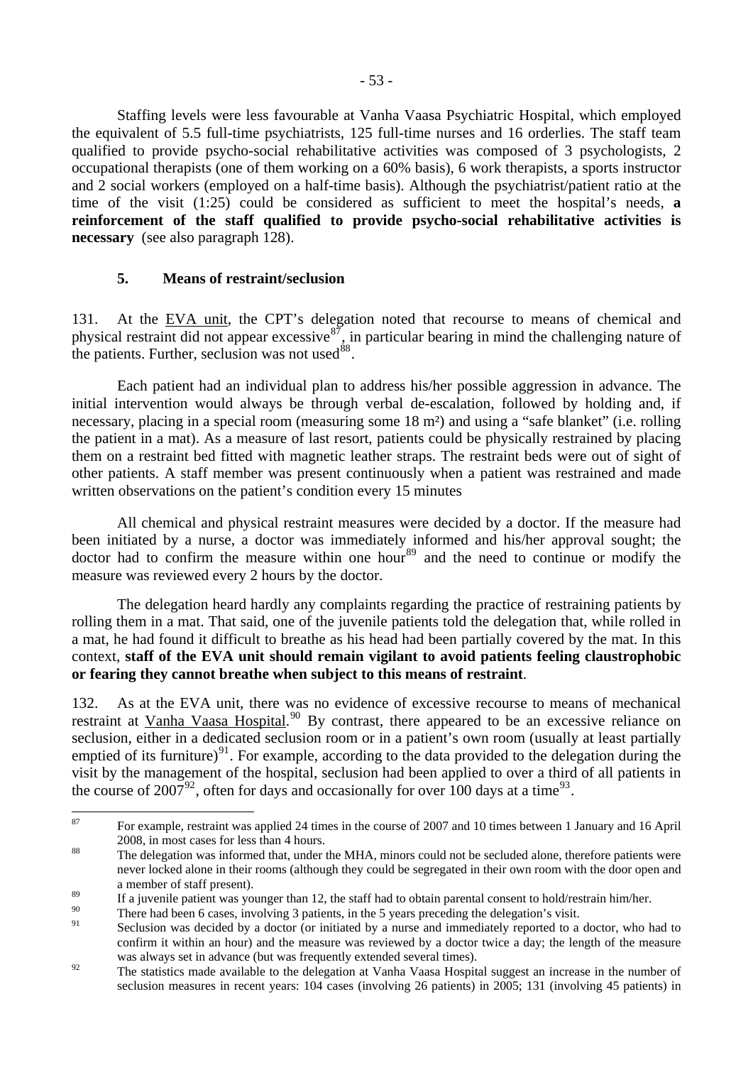Staffing levels were less favourable at Vanha Vaasa Psychiatric Hospital, which employed the equivalent of 5.5 full-time psychiatrists, 125 full-time nurses and 16 orderlies. The staff team qualified to provide psycho-social rehabilitative activities was composed of 3 psychologists, 2 occupational therapists (one of them working on a 60% basis), 6 work therapists, a sports instructor and 2 social workers (employed on a half-time basis). Although the psychiatrist/patient ratio at the time of the visit (1:25) could be considered as sufficient to meet the hospital's needs, **a reinforcement of the staff qualified to provide psycho-social rehabilitative activities is necessary** (see also paragraph 128).

### 5. Means of restraint/seclusion

131. At the EVA unit, the CPT's delegation noted that recourse to means of chemical and physical restraint did not appear excessive[87], in particular bearing in mind the challenging nature of the patients. Further, seclusion was not used[88].

Each patient had an individual plan to address his/her possible aggression in advance. The initial intervention would always be through verbal de-escalation, followed by holding and, if necessary, placing in a special room (measuring some 18 m²) and using a "safe blanket" (i.e. rolling the patient in a mat). As a measure of last resort, patients could be physically restrained by placing them on a restraint bed fitted with magnetic leather straps. The restraint beds were out of sight of other patients. A staff member was present continuously when a patient was restrained and made written observations on the patient's condition every 15 minutes

All chemical and physical restraint measures were decided by a doctor. If the measure had been initiated by a nurse, a doctor was immediately informed and his/her approval sought; the doctor had to confirm the measure within one hour[89] and the need to continue or modify the measure was reviewed every 2 hours by the doctor.

The delegation heard hardly any complaints regarding the practice of restraining patients by rolling them in a mat. That said, one of the juvenile patients told the delegation that, while rolled in a mat, he had found it difficult to breathe as his head had been partially covered by the mat. In this context, **staff of the EVA unit should remain vigilant to avoid patients feeling claustrophobic or fearing they cannot breathe when subject to this means of restraint**.

132. As at the EVA unit, there was no evidence of excessive recourse to means of mechanical restraint at Vanha Vaasa Hospital.[90] By contrast, there appeared to be an excessive reliance on seclusion, either in a dedicated seclusion room or in a patient's own room (usually at least partially emptied of its furniture)[91]. For example, according to the data provided to the delegation during the visit by the management of the hospital, seclusion had been applied to over a third of all patients in the course of 2007[92], often for days and occasionally for over 100 days at a time[93].

---

[87] For example, restraint was applied 24 times in the course of 2007 and 10 times between 1 January and 16 April 2008, in most cases for less than 4 hours.

[88] The delegation was informed that, under the MHA, minors could not be secluded alone, therefore patients were never locked alone in their rooms (although they could be segregated in their own room with the door open and a member of staff present).

[89] If a juvenile patient was younger than 12, the staff had to obtain parental consent to hold/restrain him/her.

[90] There had been 6 cases, involving 3 patients, in the 5 years preceding the delegation's visit.

[91] Seclusion was decided by a doctor (or initiated by a nurse and immediately reported to a doctor, who had to confirm it within an hour) and the measure was reviewed by a doctor twice a day; the length of the measure was always set in advance (but was frequently extended several times).

[92] The statistics made available to the delegation at Vanha Vaasa Hospital suggest an increase in the number of seclusion measures in recent years: 104 cases (involving 26 patients) in 2005; 131 (involving 45 patients) in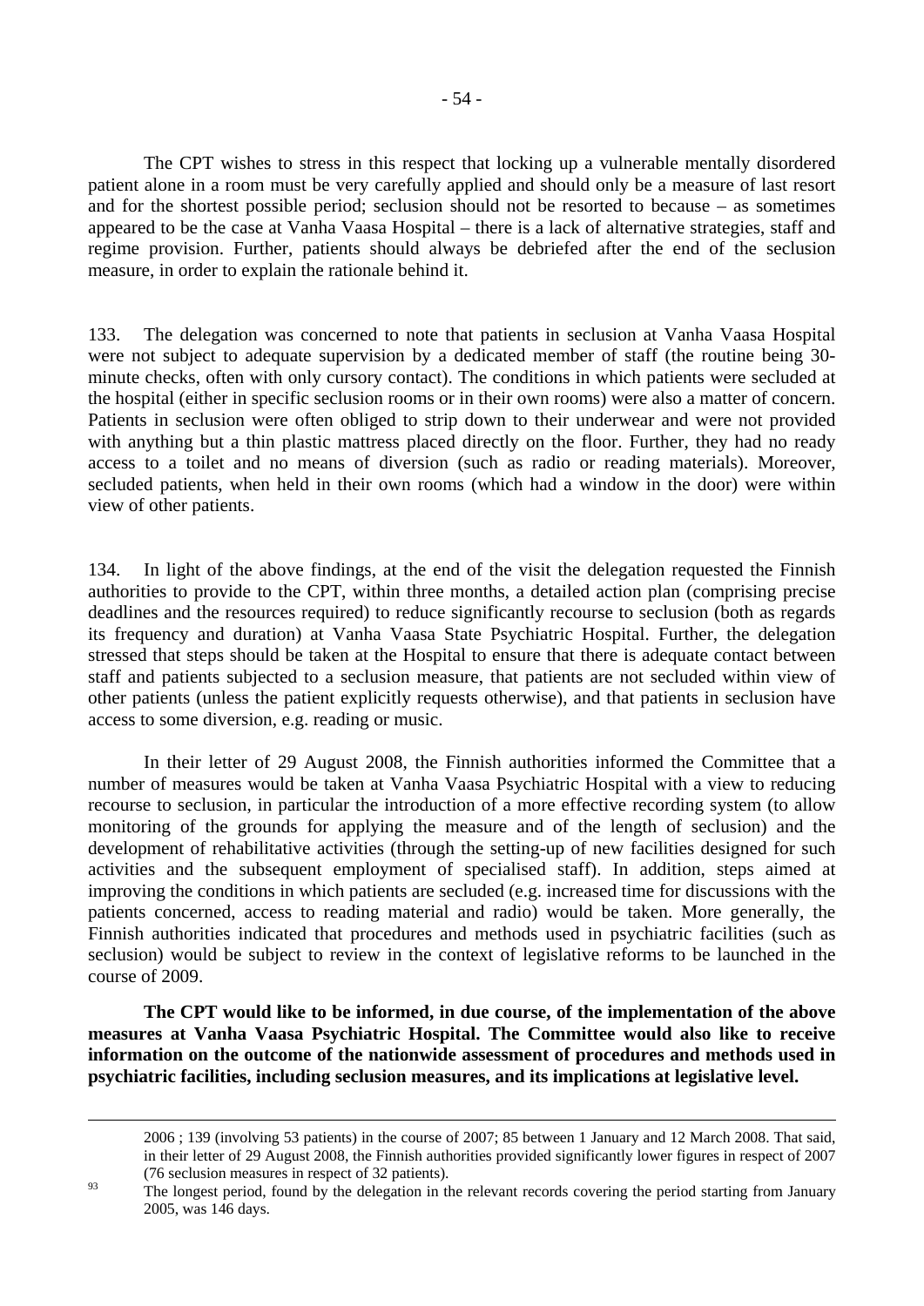The CPT wishes to stress in this respect that locking up a vulnerable mentally disordered patient alone in a room must be very carefully applied and should only be a measure of last resort and for the shortest possible period; seclusion should not be resorted to because – as sometimes appeared to be the case at Vanha Vaasa Hospital – there is a lack of alternative strategies, staff and regime provision. Further, patients should always be debriefed after the end of the seclusion measure, in order to explain the rationale behind it.

133. The delegation was concerned to note that patients in seclusion at Vanha Vaasa Hospital were not subject to adequate supervision by a dedicated member of staff (the routine being 30-minute checks, often with only cursory contact). The conditions in which patients were secluded at the hospital (either in specific seclusion rooms or in their own rooms) were also a matter of concern. Patients in seclusion were often obliged to strip down to their underwear and were not provided with anything but a thin plastic mattress placed directly on the floor. Further, they had no ready access to a toilet and no means of diversion (such as radio or reading materials). Moreover, secluded patients, when held in their own rooms (which had a window in the door) were within view of other patients.

134. In light of the above findings, at the end of the visit the delegation requested the Finnish authorities to provide to the CPT, within three months, a detailed action plan (comprising precise deadlines and the resources required) to reduce significantly recourse to seclusion (both as regards its frequency and duration) at Vanha Vaasa State Psychiatric Hospital. Further, the delegation stressed that steps should be taken at the Hospital to ensure that there is adequate contact between staff and patients subjected to a seclusion measure, that patients are not secluded within view of other patients (unless the patient explicitly requests otherwise), and that patients in seclusion have access to some diversion, e.g. reading or music.

In their letter of 29 August 2008, the Finnish authorities informed the Committee that a number of measures would be taken at Vanha Vaasa Psychiatric Hospital with a view to reducing recourse to seclusion, in particular the introduction of a more effective recording system (to allow monitoring of the grounds for applying the measure and of the length of seclusion) and the development of rehabilitative activities (through the setting-up of new facilities designed for such activities and the subsequent employment of specialised staff). In addition, steps aimed at improving the conditions in which patients are secluded (e.g. increased time for discussions with the patients concerned, access to reading material and radio) would be taken. More generally, the Finnish authorities indicated that procedures and methods used in psychiatric facilities (such as seclusion) would be subject to review in the context of legislative reforms to be launched in the course of 2009.

**The CPT would like to be informed, in due course, of the implementation of the above measures at Vanha Vaasa Psychiatric Hospital. The Committee would also like to receive information on the outcome of the nationwide assessment of procedures and methods used in psychiatric facilities, including seclusion measures, and its implications at legislative level.**

---

2006 ; 139 (involving 53 patients) in the course of 2007; 85 between 1 January and 12 March 2008. That said, in their letter of 29 August 2008, the Finnish authorities provided significantly lower figures in respect of 2007 (76 seclusion measures in respect of 32 patients).

[93] The longest period, found by the delegation in the relevant records covering the period starting from January 2005, was 146 days.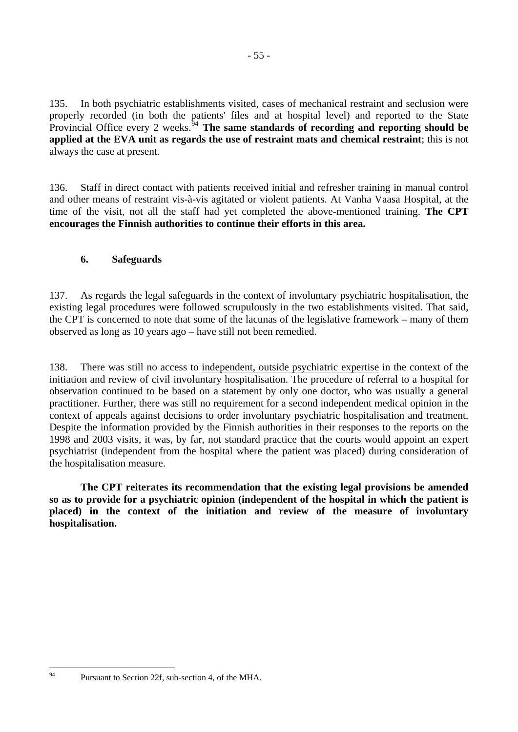135. In both psychiatric establishments visited, cases of mechanical restraint and seclusion were properly recorded (in both the patients' files and at hospital level) and reported to the State Provincial Office every 2 weeks.[94] **The same standards of recording and reporting should be applied at the EVA unit as regards the use of restraint mats and chemical restraint**; this is not always the case at present.

136. Staff in direct contact with patients received initial and refresher training in manual control and other means of restraint vis-à-vis agitated or violent patients. At Vanha Vaasa Hospital, at the time of the visit, not all the staff had yet completed the above-mentioned training. **The CPT encourages the Finnish authorities to continue their efforts in this area.**

### 6. Safeguards

137. As regards the legal safeguards in the context of involuntary psychiatric hospitalisation, the existing legal procedures were followed scrupulously in the two establishments visited. That said, the CPT is concerned to note that some of the lacunas of the legislative framework – many of them observed as long as 10 years ago – have still not been remedied.

138. There was still no access to <u>independent, outside psychiatric expertise</u> in the context of the initiation and review of civil involuntary hospitalisation. The procedure of referral to a hospital for observation continued to be based on a statement by only one doctor, who was usually a general practitioner. Further, there was still no requirement for a second independent medical opinion in the context of appeals against decisions to order involuntary psychiatric hospitalisation and treatment. Despite the information provided by the Finnish authorities in their responses to the reports on the 1998 and 2003 visits, it was, by far, not standard practice that the courts would appoint an expert psychiatrist (independent from the hospital where the patient was placed) during consideration of the hospitalisation measure.

**The CPT reiterates its recommendation that the existing legal provisions be amended so as to provide for a psychiatric opinion (independent of the hospital in which the patient is placed) in the context of the initiation and review of the measure of involuntary hospitalisation.**

---

[94] Pursuant to Section 22f, sub-section 4, of the MHA.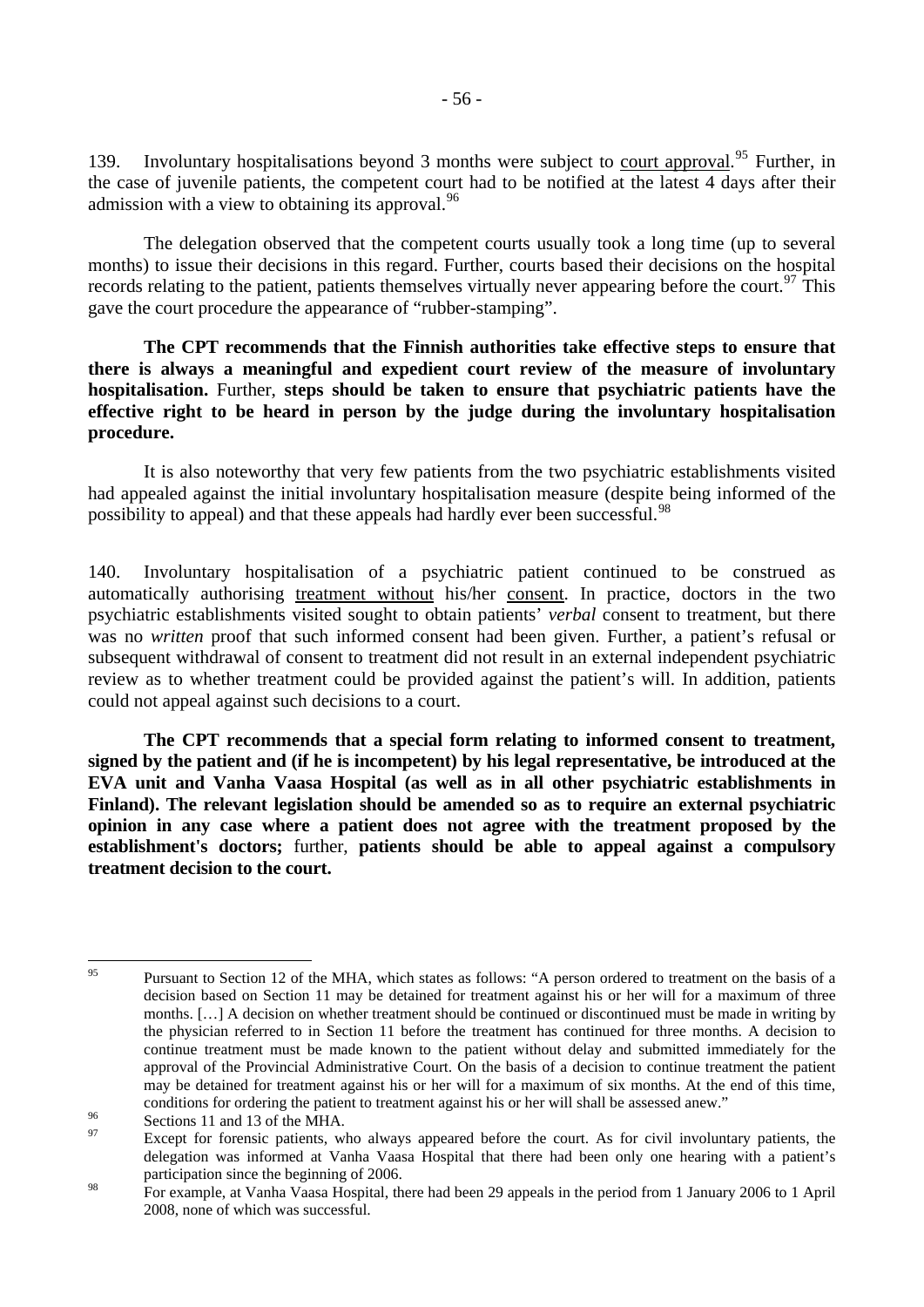139. Involuntary hospitalisations beyond 3 months were subject to court approval.[95] Further, in the case of juvenile patients, the competent court had to be notified at the latest 4 days after their admission with a view to obtaining its approval.[96]

The delegation observed that the competent courts usually took a long time (up to several months) to issue their decisions in this regard. Further, courts based their decisions on the hospital records relating to the patient, patients themselves virtually never appearing before the court.[97] This gave the court procedure the appearance of "rubber-stamping".

**The CPT recommends that the Finnish authorities take effective steps to ensure that there is always a meaningful and expedient court review of the measure of involuntary hospitalisation.** Further, **steps should be taken to ensure that psychiatric patients have the effective right to be heard in person by the judge during the involuntary hospitalisation procedure.**

It is also noteworthy that very few patients from the two psychiatric establishments visited had appealed against the initial involuntary hospitalisation measure (despite being informed of the possibility to appeal) and that these appeals had hardly ever been successful.[98]

140. Involuntary hospitalisation of a psychiatric patient continued to be construed as automatically authorising treatment without his/her consent. In practice, doctors in the two psychiatric establishments visited sought to obtain patients' *verbal* consent to treatment, but there was no *written* proof that such informed consent had been given. Further, a patient's refusal or subsequent withdrawal of consent to treatment did not result in an external independent psychiatric review as to whether treatment could be provided against the patient's will. In addition, patients could not appeal against such decisions to a court.

**The CPT recommends that a special form relating to informed consent to treatment, signed by the patient and (if he is incompetent) by his legal representative, be introduced at the EVA unit and Vanha Vaasa Hospital (as well as in all other psychiatric establishments in Finland). The relevant legislation should be amended so as to require an external psychiatric opinion in any case where a patient does not agree with the treatment proposed by the establishment's doctors;** further, **patients should be able to appeal against a compulsory treatment decision to the court.**

---

[95] Pursuant to Section 12 of the MHA, which states as follows: "A person ordered to treatment on the basis of a decision based on Section 11 may be detained for treatment against his or her will for a maximum of three months. […] A decision on whether treatment should be continued or discontinued must be made in writing by the physician referred to in Section 11 before the treatment has continued for three months. A decision to continue treatment must be made known to the patient without delay and submitted immediately for the approval of the Provincial Administrative Court. On the basis of a decision to continue treatment the patient may be detained for treatment against his or her will for a maximum of six months. At the end of this time, conditions for ordering the patient to treatment against his or her will shall be assessed anew."

[96] Sections 11 and 13 of the MHA.

[97] Except for forensic patients, who always appeared before the court. As for civil involuntary patients, the delegation was informed at Vanha Vaasa Hospital that there had been only one hearing with a patient's participation since the beginning of 2006.

[98] For example, at Vanha Vaasa Hospital, there had been 29 appeals in the period from 1 January 2006 to 1 April 2008, none of which was successful.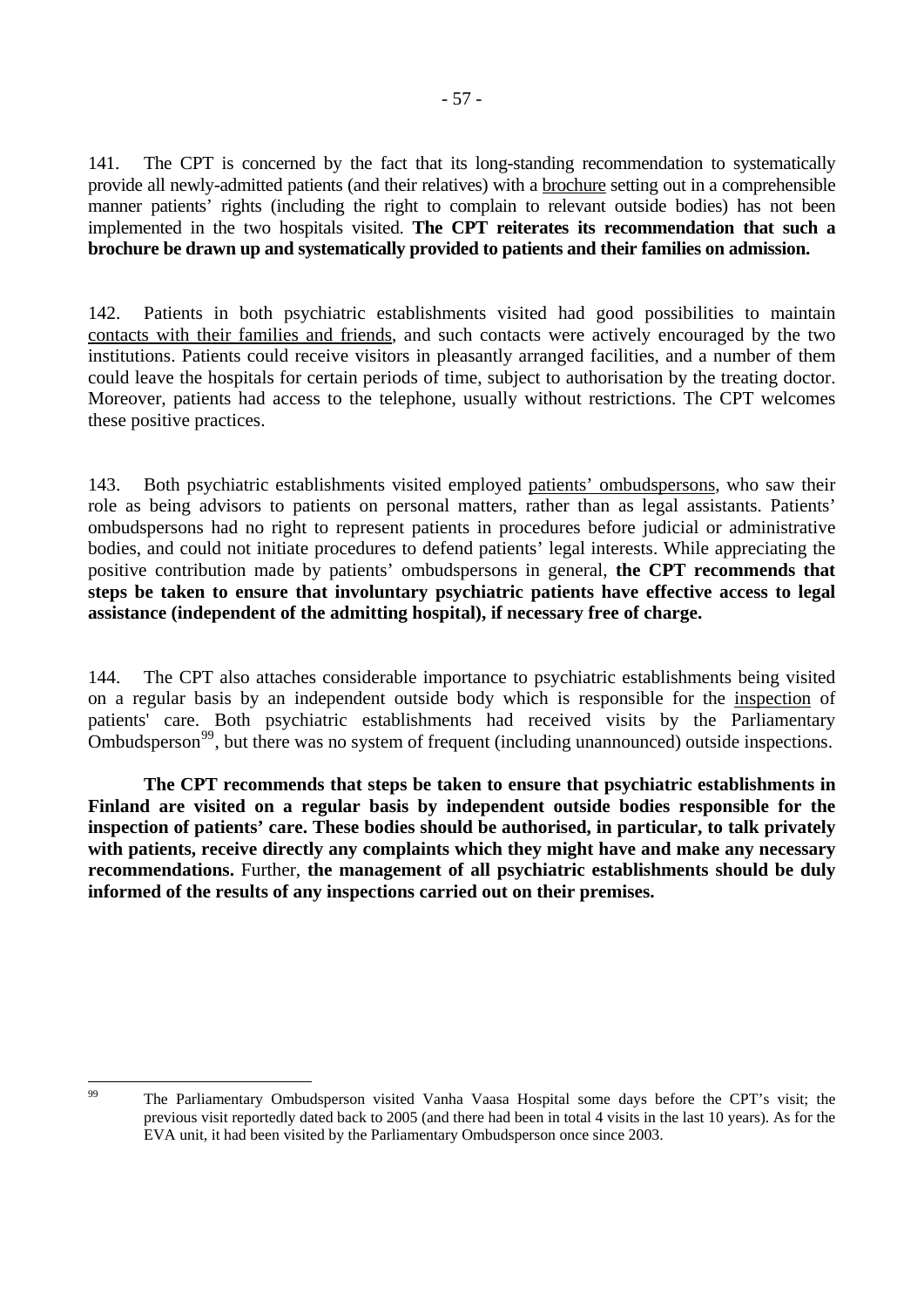141. The CPT is concerned by the fact that its long-standing recommendation to systematically provide all newly-admitted patients (and their relatives) with a brochure setting out in a comprehensible manner patients' rights (including the right to complain to relevant outside bodies) has not been implemented in the two hospitals visited. **The CPT reiterates its recommendation that such a brochure be drawn up and systematically provided to patients and their families on admission.**

142. Patients in both psychiatric establishments visited had good possibilities to maintain contacts with their families and friends, and such contacts were actively encouraged by the two institutions. Patients could receive visitors in pleasantly arranged facilities, and a number of them could leave the hospitals for certain periods of time, subject to authorisation by the treating doctor. Moreover, patients had access to the telephone, usually without restrictions. The CPT welcomes these positive practices.

143. Both psychiatric establishments visited employed patients' ombudspersons, who saw their role as being advisors to patients on personal matters, rather than as legal assistants. Patients' ombudspersons had no right to represent patients in procedures before judicial or administrative bodies, and could not initiate procedures to defend patients' legal interests. While appreciating the positive contribution made by patients' ombudspersons in general, **the CPT recommends that steps be taken to ensure that involuntary psychiatric patients have effective access to legal assistance (independent of the admitting hospital), if necessary free of charge.**

144. The CPT also attaches considerable importance to psychiatric establishments being visited on a regular basis by an independent outside body which is responsible for the inspection of patients' care. Both psychiatric establishments had received visits by the Parliamentary Ombudsperson[99], but there was no system of frequent (including unannounced) outside inspections.

**The CPT recommends that steps be taken to ensure that psychiatric establishments in Finland are visited on a regular basis by independent outside bodies responsible for the inspection of patients' care. These bodies should be authorised, in particular, to talk privately with patients, receive directly any complaints which they might have and make any necessary recommendations.** Further, **the management of all psychiatric establishments should be duly informed of the results of any inspections carried out on their premises.**

---

[99] The Parliamentary Ombudsperson visited Vanha Vaasa Hospital some days before the CPT's visit; the previous visit reportedly dated back to 2005 (and there had been in total 4 visits in the last 10 years). As for the EVA unit, it had been visited by the Parliamentary Ombudsperson once since 2003.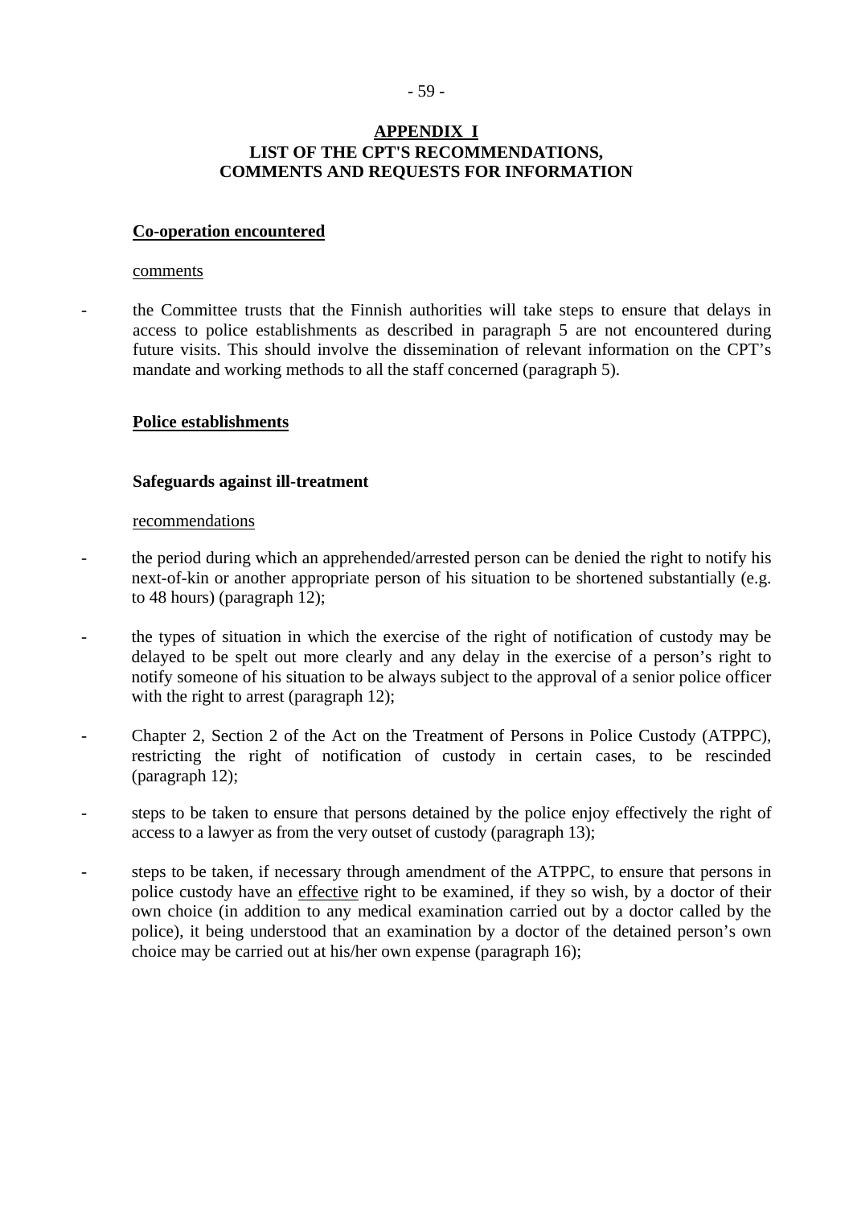## APPENDIX I
## LIST OF THE CPT'S RECOMMENDATIONS, COMMENTS AND REQUESTS FOR INFORMATION

**Co-operation encountered**

comments

- the Committee trusts that the Finnish authorities will take steps to ensure that delays in access to police establishments as described in paragraph 5 are not encountered during future visits. This should involve the dissemination of relevant information on the CPT's mandate and working methods to all the staff concerned (paragraph 5).

**Police establishments**

**Safeguards against ill-treatment**

recommendations

- the period during which an apprehended/arrested person can be denied the right to notify his next-of-kin or another appropriate person of his situation to be shortened substantially (e.g. to 48 hours) (paragraph 12);
- the types of situation in which the exercise of the right of notification of custody may be delayed to be spelt out more clearly and any delay in the exercise of a person's right to notify someone of his situation to be always subject to the approval of a senior police officer with the right to arrest (paragraph 12);
- Chapter 2, Section 2 of the Act on the Treatment of Persons in Police Custody (ATPPC), restricting the right of notification of custody in certain cases, to be rescinded (paragraph 12);
- steps to be taken to ensure that persons detained by the police enjoy effectively the right of access to a lawyer as from the very outset of custody (paragraph 13);
- steps to be taken, if necessary through amendment of the ATPPC, to ensure that persons in police custody have an effective right to be examined, if they so wish, by a doctor of their own choice (in addition to any medical examination carried out by a doctor called by the police), it being understood that an examination by a doctor of the detained person's own choice may be carried out at his/her own expense (paragraph 16);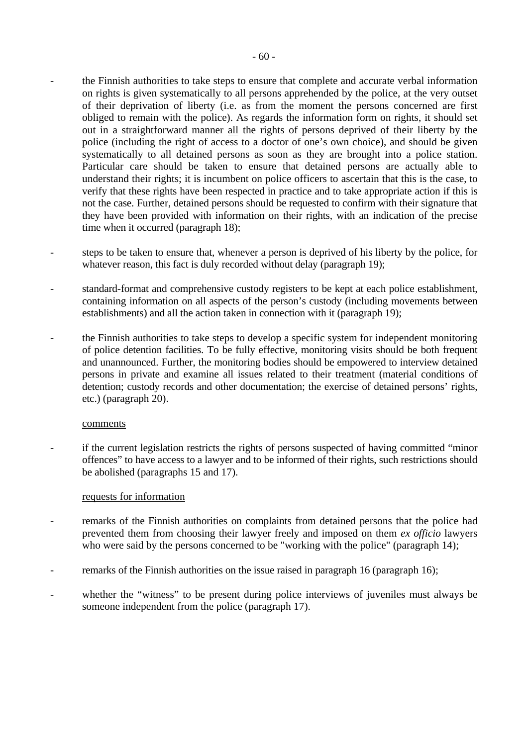- the Finnish authorities to take steps to ensure that complete and accurate verbal information on rights is given systematically to all persons apprehended by the police, at the very outset of their deprivation of liberty (i.e. as from the moment the persons concerned are first obliged to remain with the police). As regards the information form on rights, it should set out in a straightforward manner <u>all</u> the rights of persons deprived of their liberty by the police (including the right of access to a doctor of one's own choice), and should be given systematically to all detained persons as soon as they are brought into a police station. Particular care should be taken to ensure that detained persons are actually able to understand their rights; it is incumbent on police officers to ascertain that this is the case, to verify that these rights have been respected in practice and to take appropriate action if this is not the case. Further, detained persons should be requested to confirm with their signature that they have been provided with information on their rights, with an indication of the precise time when it occurred (paragraph 18);

- steps to be taken to ensure that, whenever a person is deprived of his liberty by the police, for whatever reason, this fact is duly recorded without delay (paragraph 19);

- standard-format and comprehensive custody registers to be kept at each police establishment, containing information on all aspects of the person's custody (including movements between establishments) and all the action taken in connection with it (paragraph 19);

- the Finnish authorities to take steps to develop a specific system for independent monitoring of police detention facilities. To be fully effective, monitoring visits should be both frequent and unannounced. Further, the monitoring bodies should be empowered to interview detained persons in private and examine all issues related to their treatment (material conditions of detention; custody records and other documentation; the exercise of detained persons' rights, etc.) (paragraph 20).

<u>comments</u>

- if the current legislation restricts the rights of persons suspected of having committed "minor offences" to have access to a lawyer and to be informed of their rights, such restrictions should be abolished (paragraphs 15 and 17).

<u>requests for information</u>

- remarks of the Finnish authorities on complaints from detained persons that the police had prevented them from choosing their lawyer freely and imposed on them *ex officio* lawyers who were said by the persons concerned to be "working with the police" (paragraph 14);

- remarks of the Finnish authorities on the issue raised in paragraph 16 (paragraph 16);

- whether the "witness" to be present during police interviews of juveniles must always be someone independent from the police (paragraph 17).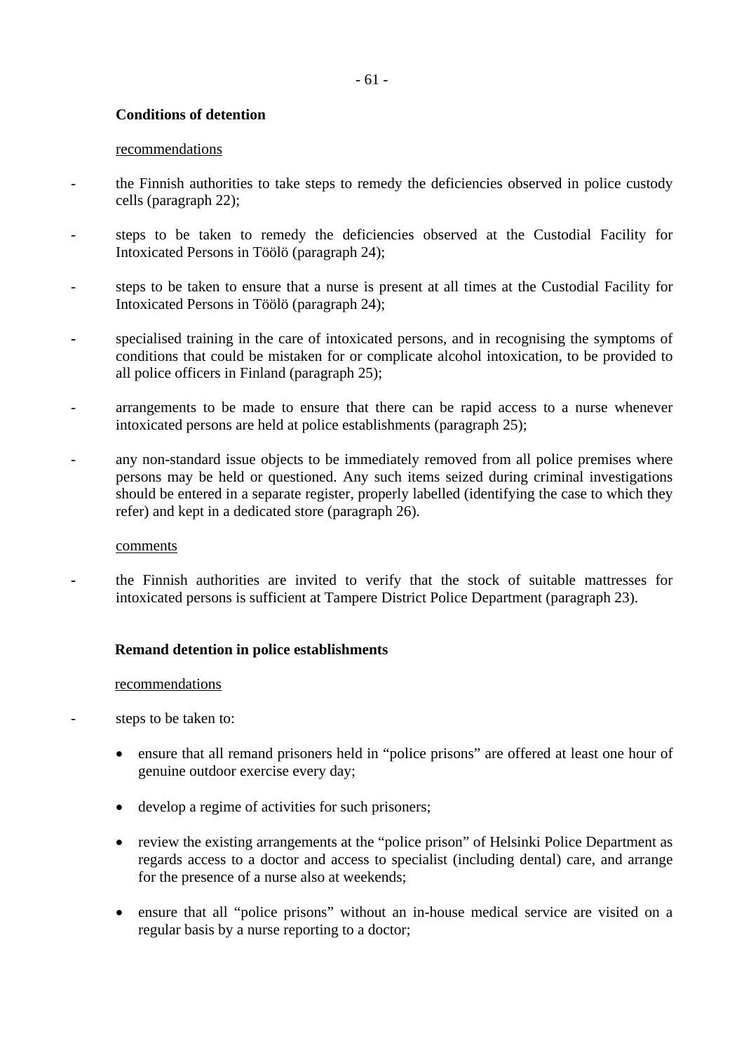**Conditions of detention**

recommendations

- the Finnish authorities to take steps to remedy the deficiencies observed in police custody cells (paragraph 22);
- steps to be taken to remedy the deficiencies observed at the Custodial Facility for Intoxicated Persons in Töölö (paragraph 24);
- steps to be taken to ensure that a nurse is present at all times at the Custodial Facility for Intoxicated Persons in Töölö (paragraph 24);
- specialised training in the care of intoxicated persons, and in recognising the symptoms of conditions that could be mistaken for or complicate alcohol intoxication, to be provided to all police officers in Finland (paragraph 25);
- arrangements to be made to ensure that there can be rapid access to a nurse whenever intoxicated persons are held at police establishments (paragraph 25);
- any non-standard issue objects to be immediately removed from all police premises where persons may be held or questioned. Any such items seized during criminal investigations should be entered in a separate register, properly labelled (identifying the case to which they refer) and kept in a dedicated store (paragraph 26).

comments

- the Finnish authorities are invited to verify that the stock of suitable mattresses for intoxicated persons is sufficient at Tampere District Police Department (paragraph 23).

**Remand detention in police establishments**

recommendations

- steps to be taken to:
  - ensure that all remand prisoners held in "police prisons" are offered at least one hour of genuine outdoor exercise every day;
  - develop a regime of activities for such prisoners;
  - review the existing arrangements at the "police prison" of Helsinki Police Department as regards access to a doctor and access to specialist (including dental) care, and arrange for the presence of a nurse also at weekends;
  - ensure that all "police prisons" without an in-house medical service are visited on a regular basis by a nurse reporting to a doctor;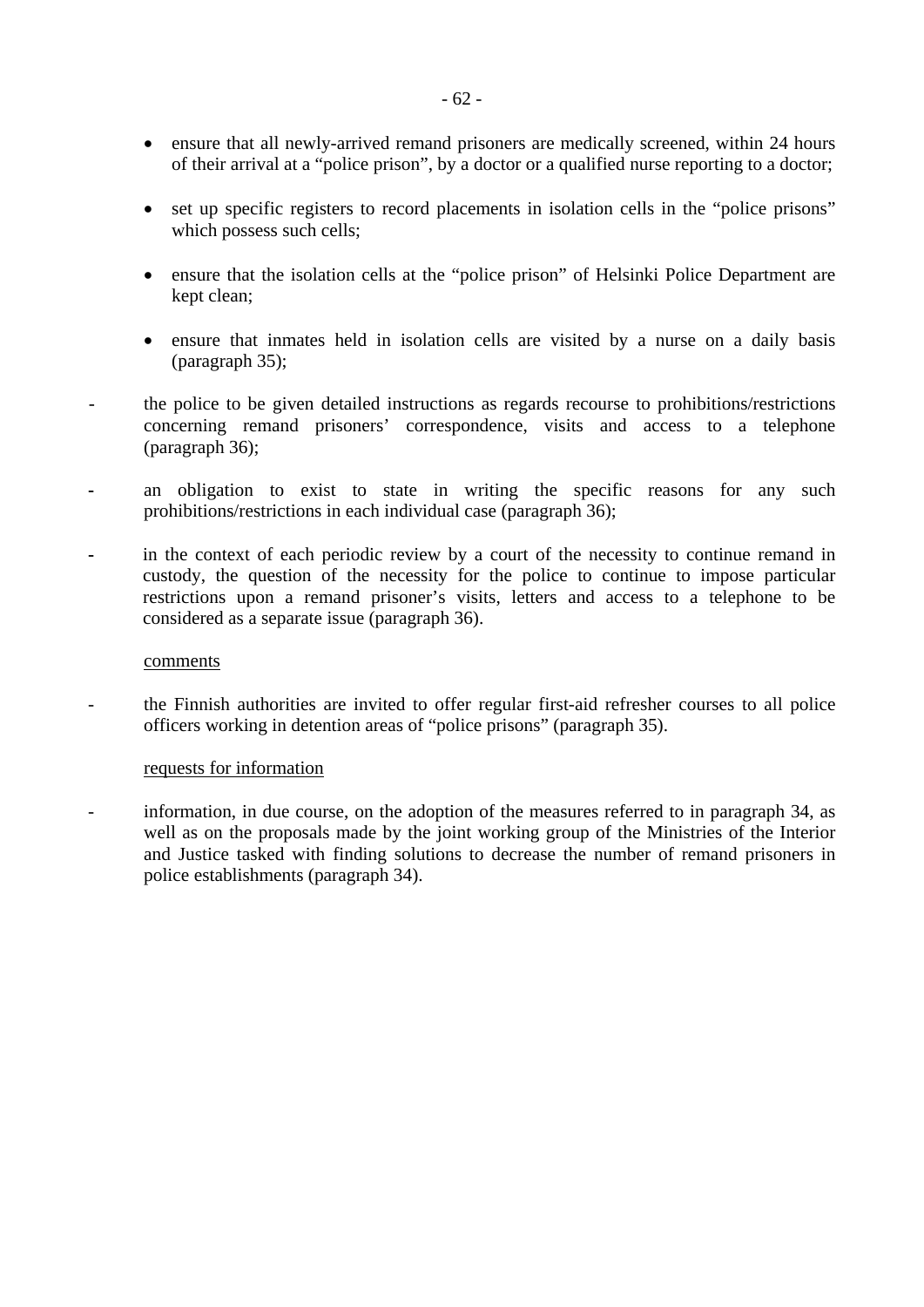- ensure that all newly-arrived remand prisoners are medically screened, within 24 hours of their arrival at a "police prison", by a doctor or a qualified nurse reporting to a doctor;

- set up specific registers to record placements in isolation cells in the "police prisons" which possess such cells;

- ensure that the isolation cells at the "police prison" of Helsinki Police Department are kept clean;

- ensure that inmates held in isolation cells are visited by a nurse on a daily basis (paragraph 35);

- the police to be given detailed instructions as regards recourse to prohibitions/restrictions concerning remand prisoners' correspondence, visits and access to a telephone (paragraph 36);

- an obligation to exist to state in writing the specific reasons for any such prohibitions/restrictions in each individual case (paragraph 36);

- in the context of each periodic review by a court of the necessity to continue remand in custody, the question of the necessity for the police to continue to impose particular restrictions upon a remand prisoner's visits, letters and access to a telephone to be considered as a separate issue (paragraph 36).

comments

- the Finnish authorities are invited to offer regular first-aid refresher courses to all police officers working in detention areas of "police prisons" (paragraph 35).

requests for information

- information, in due course, on the adoption of the measures referred to in paragraph 34, as well as on the proposals made by the joint working group of the Ministries of the Interior and Justice tasked with finding solutions to decrease the number of remand prisoners in police establishments (paragraph 34).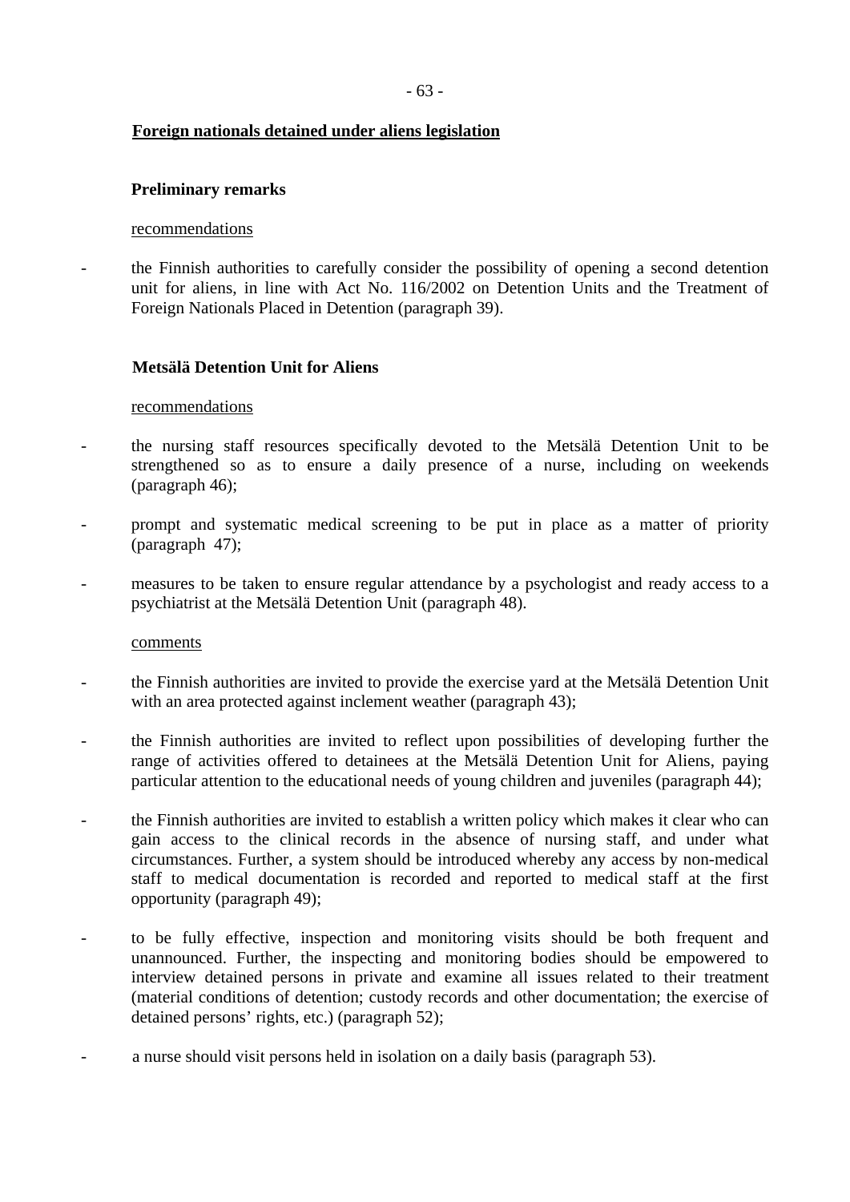**Foreign nationals detained under aliens legislation**

**Preliminary remarks**

recommendations

- the Finnish authorities to carefully consider the possibility of opening a second detention unit for aliens, in line with Act No. 116/2002 on Detention Units and the Treatment of Foreign Nationals Placed in Detention (paragraph 39).

**Metsälä Detention Unit for Aliens**

recommendations

- the nursing staff resources specifically devoted to the Metsälä Detention Unit to be strengthened so as to ensure a daily presence of a nurse, including on weekends (paragraph 46);
- prompt and systematic medical screening to be put in place as a matter of priority (paragraph 47);
- measures to be taken to ensure regular attendance by a psychologist and ready access to a psychiatrist at the Metsälä Detention Unit (paragraph 48).

comments

- the Finnish authorities are invited to provide the exercise yard at the Metsälä Detention Unit with an area protected against inclement weather (paragraph 43);
- the Finnish authorities are invited to reflect upon possibilities of developing further the range of activities offered to detainees at the Metsälä Detention Unit for Aliens, paying particular attention to the educational needs of young children and juveniles (paragraph 44);
- the Finnish authorities are invited to establish a written policy which makes it clear who can gain access to the clinical records in the absence of nursing staff, and under what circumstances. Further, a system should be introduced whereby any access by non-medical staff to medical documentation is recorded and reported to medical staff at the first opportunity (paragraph 49);
- to be fully effective, inspection and monitoring visits should be both frequent and unannounced. Further, the inspecting and monitoring bodies should be empowered to interview detained persons in private and examine all issues related to their treatment (material conditions of detention; custody records and other documentation; the exercise of detained persons' rights, etc.) (paragraph 52);
- a nurse should visit persons held in isolation on a daily basis (paragraph 53).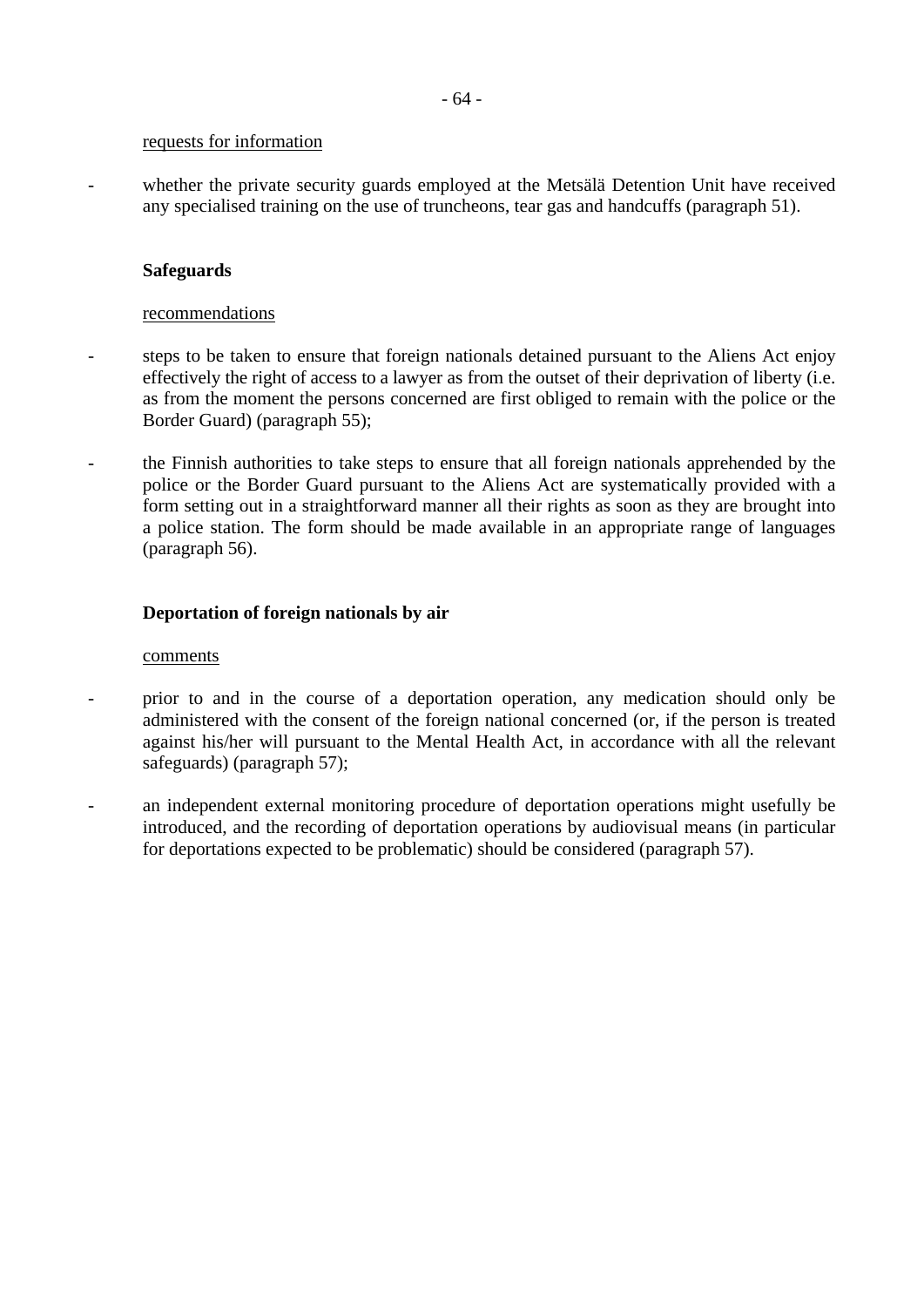requests for information

- whether the private security guards employed at the Metsälä Detention Unit have received any specialised training on the use of truncheons, tear gas and handcuffs (paragraph 51).

**Safeguards**

recommendations

- steps to be taken to ensure that foreign nationals detained pursuant to the Aliens Act enjoy effectively the right of access to a lawyer as from the outset of their deprivation of liberty (i.e. as from the moment the persons concerned are first obliged to remain with the police or the Border Guard) (paragraph 55);

- the Finnish authorities to take steps to ensure that all foreign nationals apprehended by the police or the Border Guard pursuant to the Aliens Act are systematically provided with a form setting out in a straightforward manner all their rights as soon as they are brought into a police station. The form should be made available in an appropriate range of languages (paragraph 56).

**Deportation of foreign nationals by air**

comments

- prior to and in the course of a deportation operation, any medication should only be administered with the consent of the foreign national concerned (or, if the person is treated against his/her will pursuant to the Mental Health Act, in accordance with all the relevant safeguards) (paragraph 57);

- an independent external monitoring procedure of deportation operations might usefully be introduced, and the recording of deportation operations by audiovisual means (in particular for deportations expected to be problematic) should be considered (paragraph 57).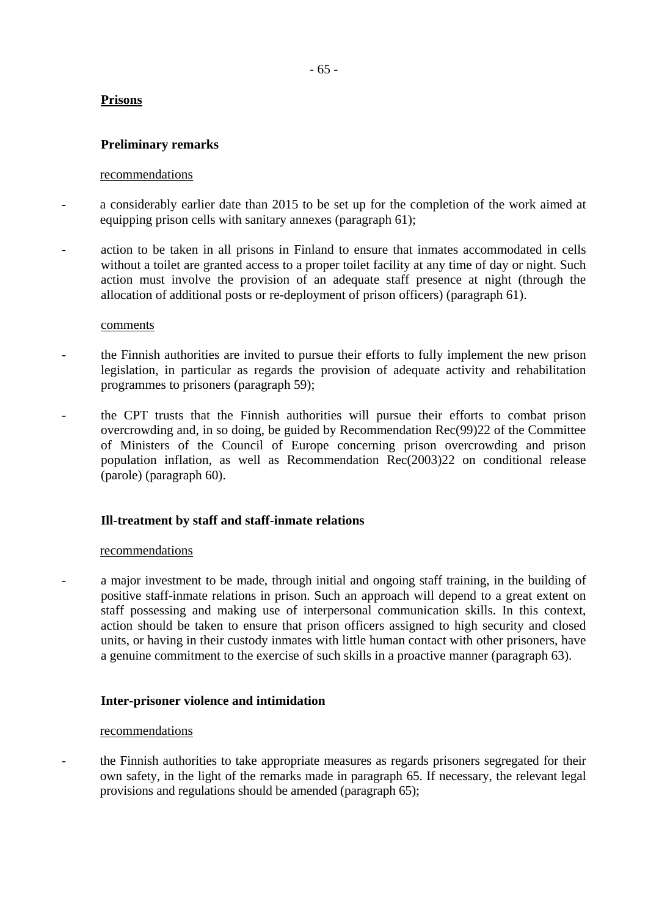**Prisons**

**Preliminary remarks**

recommendations

- a considerably earlier date than 2015 to be set up for the completion of the work aimed at equipping prison cells with sanitary annexes (paragraph 61);

- action to be taken in all prisons in Finland to ensure that inmates accommodated in cells without a toilet are granted access to a proper toilet facility at any time of day or night. Such action must involve the provision of an adequate staff presence at night (through the allocation of additional posts or re-deployment of prison officers) (paragraph 61).

comments

- the Finnish authorities are invited to pursue their efforts to fully implement the new prison legislation, in particular as regards the provision of adequate activity and rehabilitation programmes to prisoners (paragraph 59);

- the CPT trusts that the Finnish authorities will pursue their efforts to combat prison overcrowding and, in so doing, be guided by Recommendation Rec(99)22 of the Committee of Ministers of the Council of Europe concerning prison overcrowding and prison population inflation, as well as Recommendation Rec(2003)22 on conditional release (parole) (paragraph 60).

**Ill-treatment by staff and staff-inmate relations**

recommendations

- a major investment to be made, through initial and ongoing staff training, in the building of positive staff-inmate relations in prison. Such an approach will depend to a great extent on staff possessing and making use of interpersonal communication skills. In this context, action should be taken to ensure that prison officers assigned to high security and closed units, or having in their custody inmates with little human contact with other prisoners, have a genuine commitment to the exercise of such skills in a proactive manner (paragraph 63).

**Inter-prisoner violence and intimidation**

recommendations

- the Finnish authorities to take appropriate measures as regards prisoners segregated for their own safety, in the light of the remarks made in paragraph 65. If necessary, the relevant legal provisions and regulations should be amended (paragraph 65);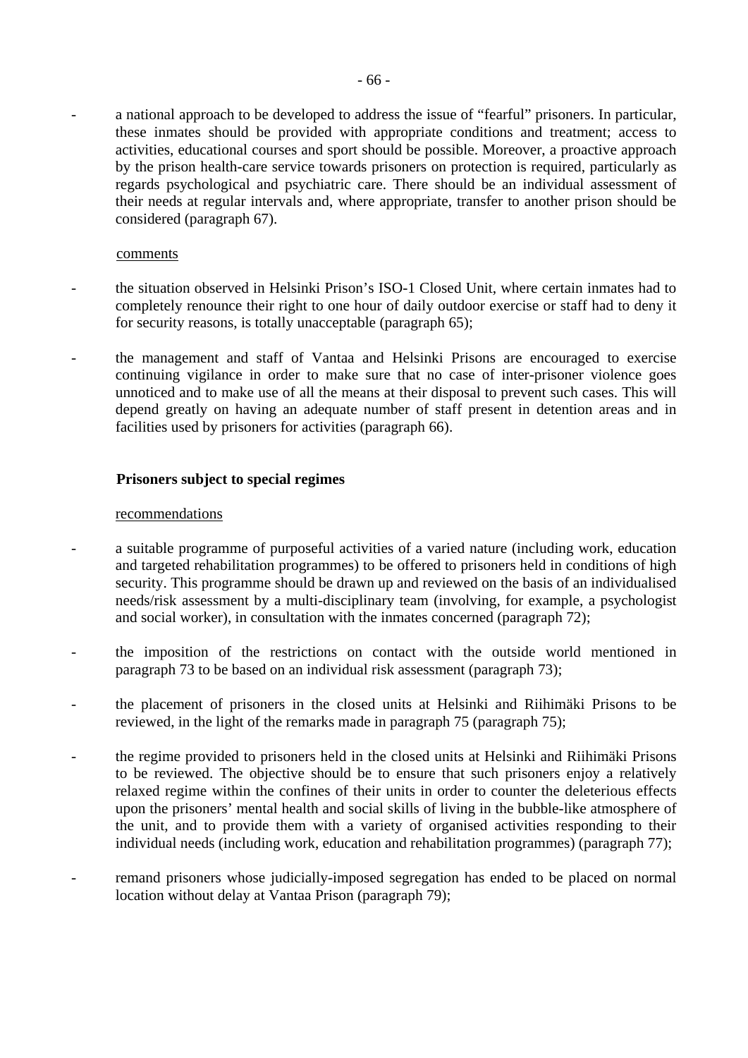- a national approach to be developed to address the issue of "fearful" prisoners. In particular, these inmates should be provided with appropriate conditions and treatment; access to activities, educational courses and sport should be possible. Moreover, a proactive approach by the prison health-care service towards prisoners on protection is required, particularly as regards psychological and psychiatric care. There should be an individual assessment of their needs at regular intervals and, where appropriate, transfer to another prison should be considered (paragraph 67).

comments

- the situation observed in Helsinki Prison's ISO-1 Closed Unit, where certain inmates had to completely renounce their right to one hour of daily outdoor exercise or staff had to deny it for security reasons, is totally unacceptable (paragraph 65);
- the management and staff of Vantaa and Helsinki Prisons are encouraged to exercise continuing vigilance in order to make sure that no case of inter-prisoner violence goes unnoticed and to make use of all the means at their disposal to prevent such cases. This will depend greatly on having an adequate number of staff present in detention areas and in facilities used by prisoners for activities (paragraph 66).

**Prisoners subject to special regimes**

recommendations

- a suitable programme of purposeful activities of a varied nature (including work, education and targeted rehabilitation programmes) to be offered to prisoners held in conditions of high security. This programme should be drawn up and reviewed on the basis of an individualised needs/risk assessment by a multi-disciplinary team (involving, for example, a psychologist and social worker), in consultation with the inmates concerned (paragraph 72);
- the imposition of the restrictions on contact with the outside world mentioned in paragraph 73 to be based on an individual risk assessment (paragraph 73);
- the placement of prisoners in the closed units at Helsinki and Riihimäki Prisons to be reviewed, in the light of the remarks made in paragraph 75 (paragraph 75);
- the regime provided to prisoners held in the closed units at Helsinki and Riihimäki Prisons to be reviewed. The objective should be to ensure that such prisoners enjoy a relatively relaxed regime within the confines of their units in order to counter the deleterious effects upon the prisoners' mental health and social skills of living in the bubble-like atmosphere of the unit, and to provide them with a variety of organised activities responding to their individual needs (including work, education and rehabilitation programmes) (paragraph 77);
- remand prisoners whose judicially-imposed segregation has ended to be placed on normal location without delay at Vantaa Prison (paragraph 79);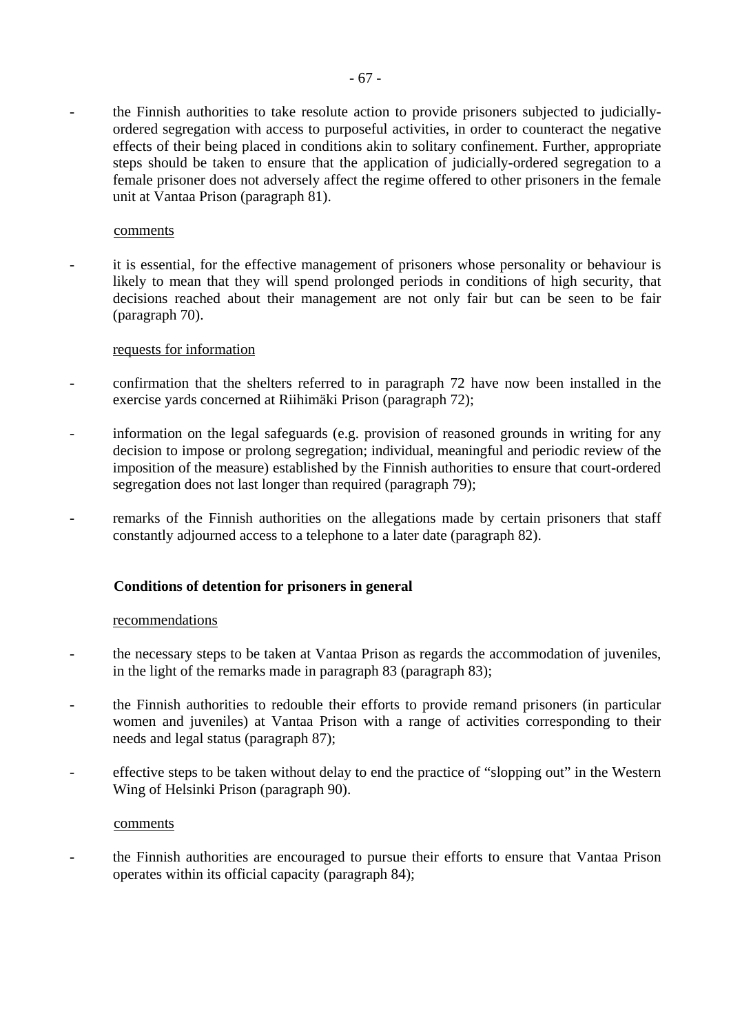- the Finnish authorities to take resolute action to provide prisoners subjected to judicially-ordered segregation with access to purposeful activities, in order to counteract the negative effects of their being placed in conditions akin to solitary confinement. Further, appropriate steps should be taken to ensure that the application of judicially-ordered segregation to a female prisoner does not adversely affect the regime offered to other prisoners in the female unit at Vantaa Prison (paragraph 81).

comments

- it is essential, for the effective management of prisoners whose personality or behaviour is likely to mean that they will spend prolonged periods in conditions of high security, that decisions reached about their management are not only fair but can be seen to be fair (paragraph 70).

requests for information

- confirmation that the shelters referred to in paragraph 72 have now been installed in the exercise yards concerned at Riihimäki Prison (paragraph 72);
- information on the legal safeguards (e.g. provision of reasoned grounds in writing for any decision to impose or prolong segregation; individual, meaningful and periodic review of the imposition of the measure) established by the Finnish authorities to ensure that court-ordered segregation does not last longer than required (paragraph 79);
- remarks of the Finnish authorities on the allegations made by certain prisoners that staff constantly adjourned access to a telephone to a later date (paragraph 82).

**Conditions of detention for prisoners in general**

recommendations

- the necessary steps to be taken at Vantaa Prison as regards the accommodation of juveniles, in the light of the remarks made in paragraph 83 (paragraph 83);
- the Finnish authorities to redouble their efforts to provide remand prisoners (in particular women and juveniles) at Vantaa Prison with a range of activities corresponding to their needs and legal status (paragraph 87);
- effective steps to be taken without delay to end the practice of "slopping out" in the Western Wing of Helsinki Prison (paragraph 90).

comments

- the Finnish authorities are encouraged to pursue their efforts to ensure that Vantaa Prison operates within its official capacity (paragraph 84);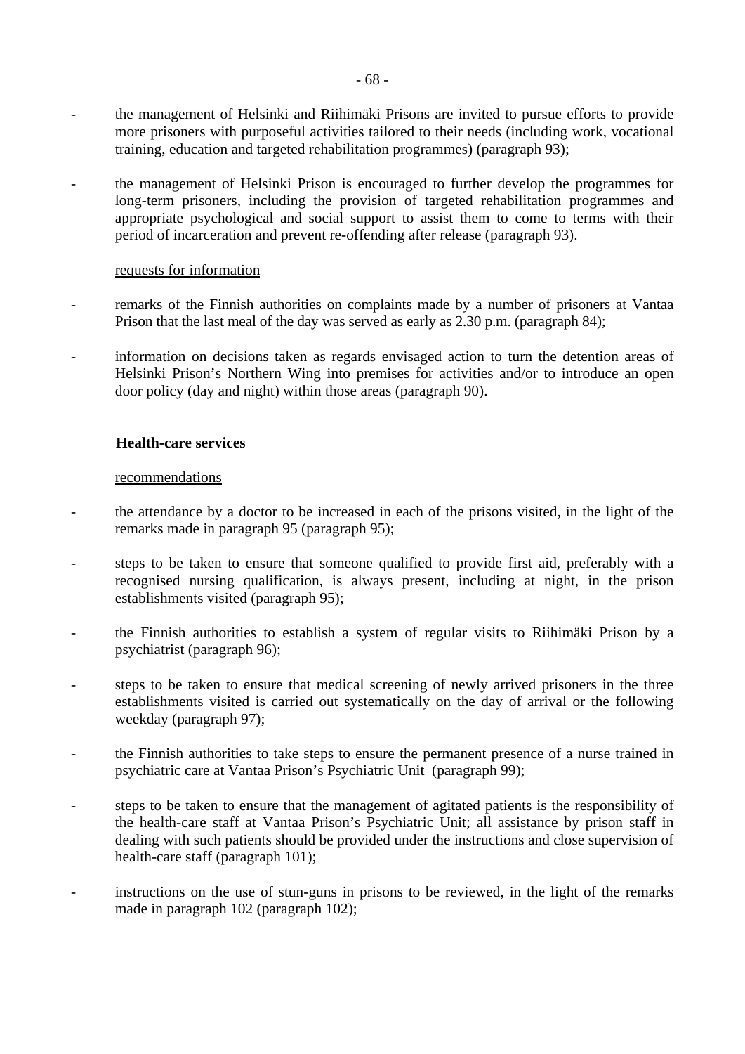- the management of Helsinki and Riihimäki Prisons are invited to pursue efforts to provide more prisoners with purposeful activities tailored to their needs (including work, vocational training, education and targeted rehabilitation programmes) (paragraph 93);

- the management of Helsinki Prison is encouraged to further develop the programmes for long-term prisoners, including the provision of targeted rehabilitation programmes and appropriate psychological and social support to assist them to come to terms with their period of incarceration and prevent re-offending after release (paragraph 93).

requests for information

- remarks of the Finnish authorities on complaints made by a number of prisoners at Vantaa Prison that the last meal of the day was served as early as 2.30 p.m. (paragraph 84);

- information on decisions taken as regards envisaged action to turn the detention areas of Helsinki Prison's Northern Wing into premises for activities and/or to introduce an open door policy (day and night) within those areas (paragraph 90).

**Health-care services**

recommendations

- the attendance by a doctor to be increased in each of the prisons visited, in the light of the remarks made in paragraph 95 (paragraph 95);

- steps to be taken to ensure that someone qualified to provide first aid, preferably with a recognised nursing qualification, is always present, including at night, in the prison establishments visited (paragraph 95);

- the Finnish authorities to establish a system of regular visits to Riihimäki Prison by a psychiatrist (paragraph 96);

- steps to be taken to ensure that medical screening of newly arrived prisoners in the three establishments visited is carried out systematically on the day of arrival or the following weekday (paragraph 97);

- the Finnish authorities to take steps to ensure the permanent presence of a nurse trained in psychiatric care at Vantaa Prison's Psychiatric Unit (paragraph 99);

- steps to be taken to ensure that the management of agitated patients is the responsibility of the health-care staff at Vantaa Prison's Psychiatric Unit; all assistance by prison staff in dealing with such patients should be provided under the instructions and close supervision of health-care staff (paragraph 101);

- instructions on the use of stun-guns in prisons to be reviewed, in the light of the remarks made in paragraph 102 (paragraph 102);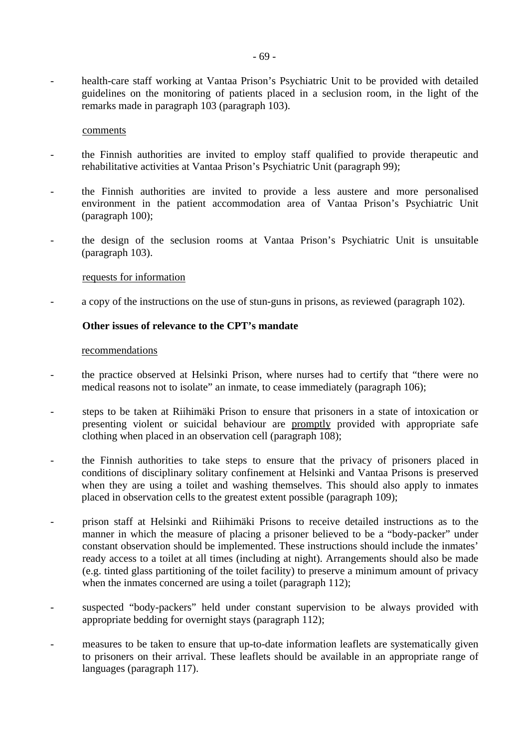- health-care staff working at Vantaa Prison's Psychiatric Unit to be provided with detailed guidelines on the monitoring of patients placed in a seclusion room, in the light of the remarks made in paragraph 103 (paragraph 103).

<u>comments</u>

- the Finnish authorities are invited to employ staff qualified to provide therapeutic and rehabilitative activities at Vantaa Prison's Psychiatric Unit (paragraph 99);
- the Finnish authorities are invited to provide a less austere and more personalised environment in the patient accommodation area of Vantaa Prison's Psychiatric Unit (paragraph 100);
- the design of the seclusion rooms at Vantaa Prison's Psychiatric Unit is unsuitable (paragraph 103).

<u>requests for information</u>

- a copy of the instructions on the use of stun-guns in prisons, as reviewed (paragraph 102).

**Other issues of relevance to the CPT's mandate**

<u>recommendations</u>

- the practice observed at Helsinki Prison, where nurses had to certify that "there were no medical reasons not to isolate" an inmate, to cease immediately (paragraph 106);
- steps to be taken at Riihimäki Prison to ensure that prisoners in a state of intoxication or presenting violent or suicidal behaviour are <u>promptly</u> provided with appropriate safe clothing when placed in an observation cell (paragraph 108);
- the Finnish authorities to take steps to ensure that the privacy of prisoners placed in conditions of disciplinary solitary confinement at Helsinki and Vantaa Prisons is preserved when they are using a toilet and washing themselves. This should also apply to inmates placed in observation cells to the greatest extent possible (paragraph 109);
- prison staff at Helsinki and Riihimäki Prisons to receive detailed instructions as to the manner in which the measure of placing a prisoner believed to be a "body-packer" under constant observation should be implemented. These instructions should include the inmates' ready access to a toilet at all times (including at night). Arrangements should also be made (e.g. tinted glass partitioning of the toilet facility) to preserve a minimum amount of privacy when the inmates concerned are using a toilet (paragraph 112);
- suspected "body-packers" held under constant supervision to be always provided with appropriate bedding for overnight stays (paragraph 112);
- measures to be taken to ensure that up-to-date information leaflets are systematically given to prisoners on their arrival. These leaflets should be available in an appropriate range of languages (paragraph 117).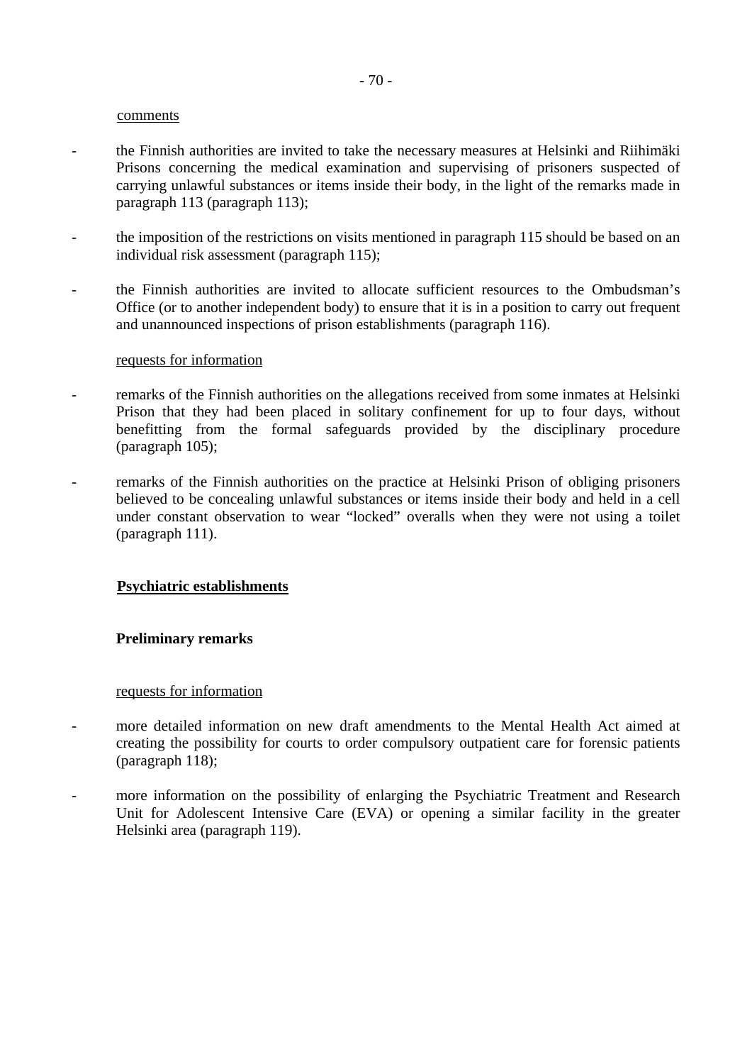comments

- the Finnish authorities are invited to take the necessary measures at Helsinki and Riihimäki Prisons concerning the medical examination and supervising of prisoners suspected of carrying unlawful substances or items inside their body, in the light of the remarks made in paragraph 113 (paragraph 113);

- the imposition of the restrictions on visits mentioned in paragraph 115 should be based on an individual risk assessment (paragraph 115);

- the Finnish authorities are invited to allocate sufficient resources to the Ombudsman's Office (or to another independent body) to ensure that it is in a position to carry out frequent and unannounced inspections of prison establishments (paragraph 116).

requests for information

- remarks of the Finnish authorities on the allegations received from some inmates at Helsinki Prison that they had been placed in solitary confinement for up to four days, without benefitting from the formal safeguards provided by the disciplinary procedure (paragraph 105);

- remarks of the Finnish authorities on the practice at Helsinki Prison of obliging prisoners believed to be concealing unlawful substances or items inside their body and held in a cell under constant observation to wear "locked" overalls when they were not using a toilet (paragraph 111).

## Psychiatric establishments

### Preliminary remarks

requests for information

- more detailed information on new draft amendments to the Mental Health Act aimed at creating the possibility for courts to order compulsory outpatient care for forensic patients (paragraph 118);

- more information on the possibility of enlarging the Psychiatric Treatment and Research Unit for Adolescent Intensive Care (EVA) or opening a similar facility in the greater Helsinki area (paragraph 119).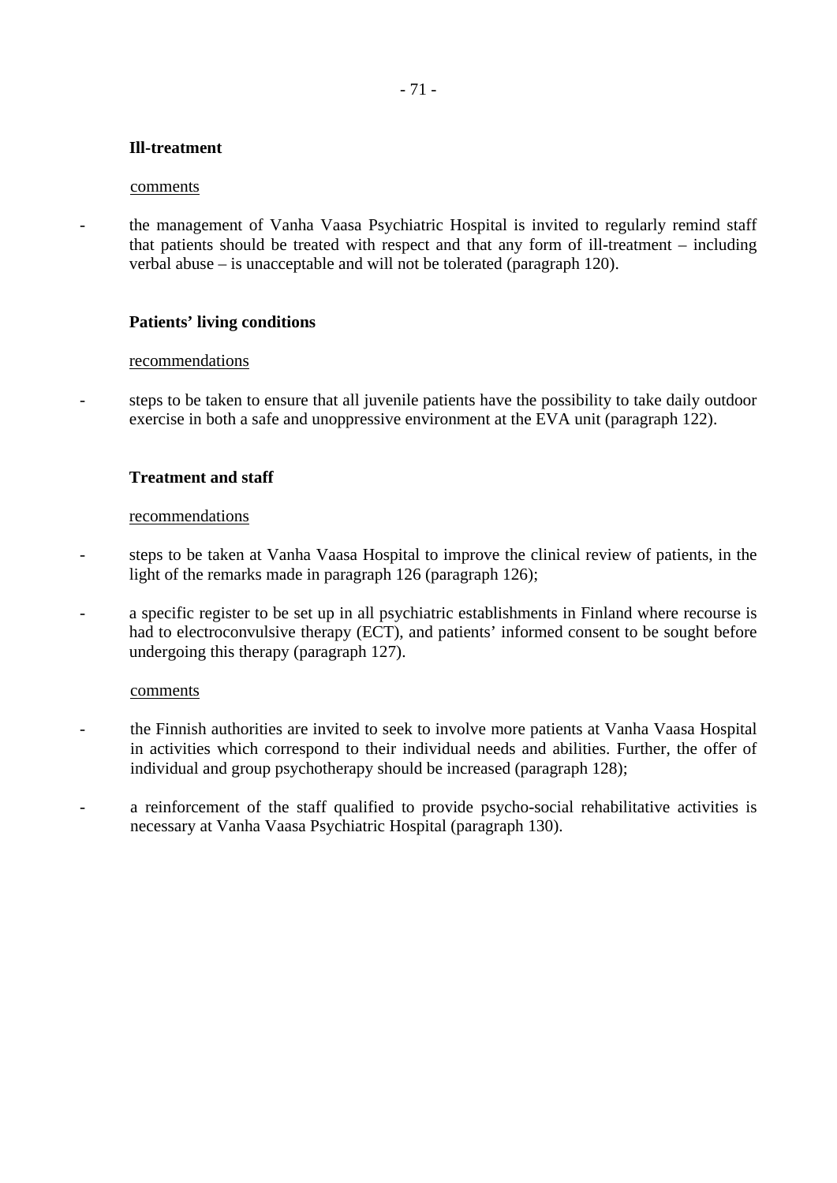**Ill-treatment**

comments

- the management of Vanha Vaasa Psychiatric Hospital is invited to regularly remind staff that patients should be treated with respect and that any form of ill-treatment – including verbal abuse – is unacceptable and will not be tolerated (paragraph 120).

**Patients' living conditions**

recommendations

- steps to be taken to ensure that all juvenile patients have the possibility to take daily outdoor exercise in both a safe and unoppressive environment at the EVA unit (paragraph 122).

**Treatment and staff**

recommendations

- steps to be taken at Vanha Vaasa Hospital to improve the clinical review of patients, in the light of the remarks made in paragraph 126 (paragraph 126);
- a specific register to be set up in all psychiatric establishments in Finland where recourse is had to electroconvulsive therapy (ECT), and patients' informed consent to be sought before undergoing this therapy (paragraph 127).

comments

- the Finnish authorities are invited to seek to involve more patients at Vanha Vaasa Hospital in activities which correspond to their individual needs and abilities. Further, the offer of individual and group psychotherapy should be increased (paragraph 128);
- a reinforcement of the staff qualified to provide psycho-social rehabilitative activities is necessary at Vanha Vaasa Psychiatric Hospital (paragraph 130).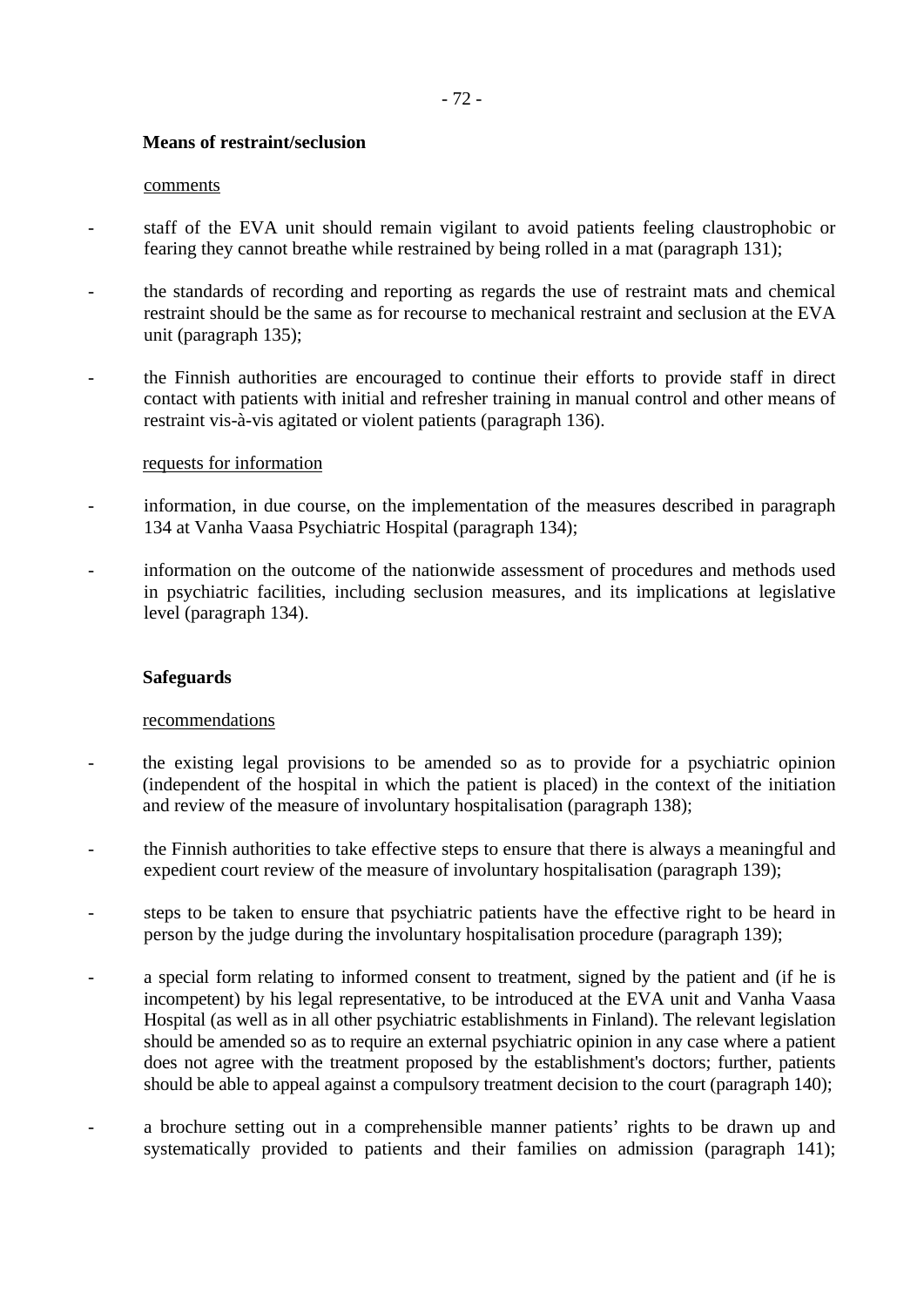**Means of restraint/seclusion**

comments

- staff of the EVA unit should remain vigilant to avoid patients feeling claustrophobic or fearing they cannot breathe while restrained by being rolled in a mat (paragraph 131);

- the standards of recording and reporting as regards the use of restraint mats and chemical restraint should be the same as for recourse to mechanical restraint and seclusion at the EVA unit (paragraph 135);

- the Finnish authorities are encouraged to continue their efforts to provide staff in direct contact with patients with initial and refresher training in manual control and other means of restraint vis-à-vis agitated or violent patients (paragraph 136).

requests for information

- information, in due course, on the implementation of the measures described in paragraph 134 at Vanha Vaasa Psychiatric Hospital (paragraph 134);

- information on the outcome of the nationwide assessment of procedures and methods used in psychiatric facilities, including seclusion measures, and its implications at legislative level (paragraph 134).

**Safeguards**

recommendations

- the existing legal provisions to be amended so as to provide for a psychiatric opinion (independent of the hospital in which the patient is placed) in the context of the initiation and review of the measure of involuntary hospitalisation (paragraph 138);

- the Finnish authorities to take effective steps to ensure that there is always a meaningful and expedient court review of the measure of involuntary hospitalisation (paragraph 139);

- steps to be taken to ensure that psychiatric patients have the effective right to be heard in person by the judge during the involuntary hospitalisation procedure (paragraph 139);

- a special form relating to informed consent to treatment, signed by the patient and (if he is incompetent) by his legal representative, to be introduced at the EVA unit and Vanha Vaasa Hospital (as well as in all other psychiatric establishments in Finland). The relevant legislation should be amended so as to require an external psychiatric opinion in any case where a patient does not agree with the treatment proposed by the establishment's doctors; further, patients should be able to appeal against a compulsory treatment decision to the court (paragraph 140);

- a brochure setting out in a comprehensible manner patients' rights to be drawn up and systematically provided to patients and their families on admission (paragraph 141);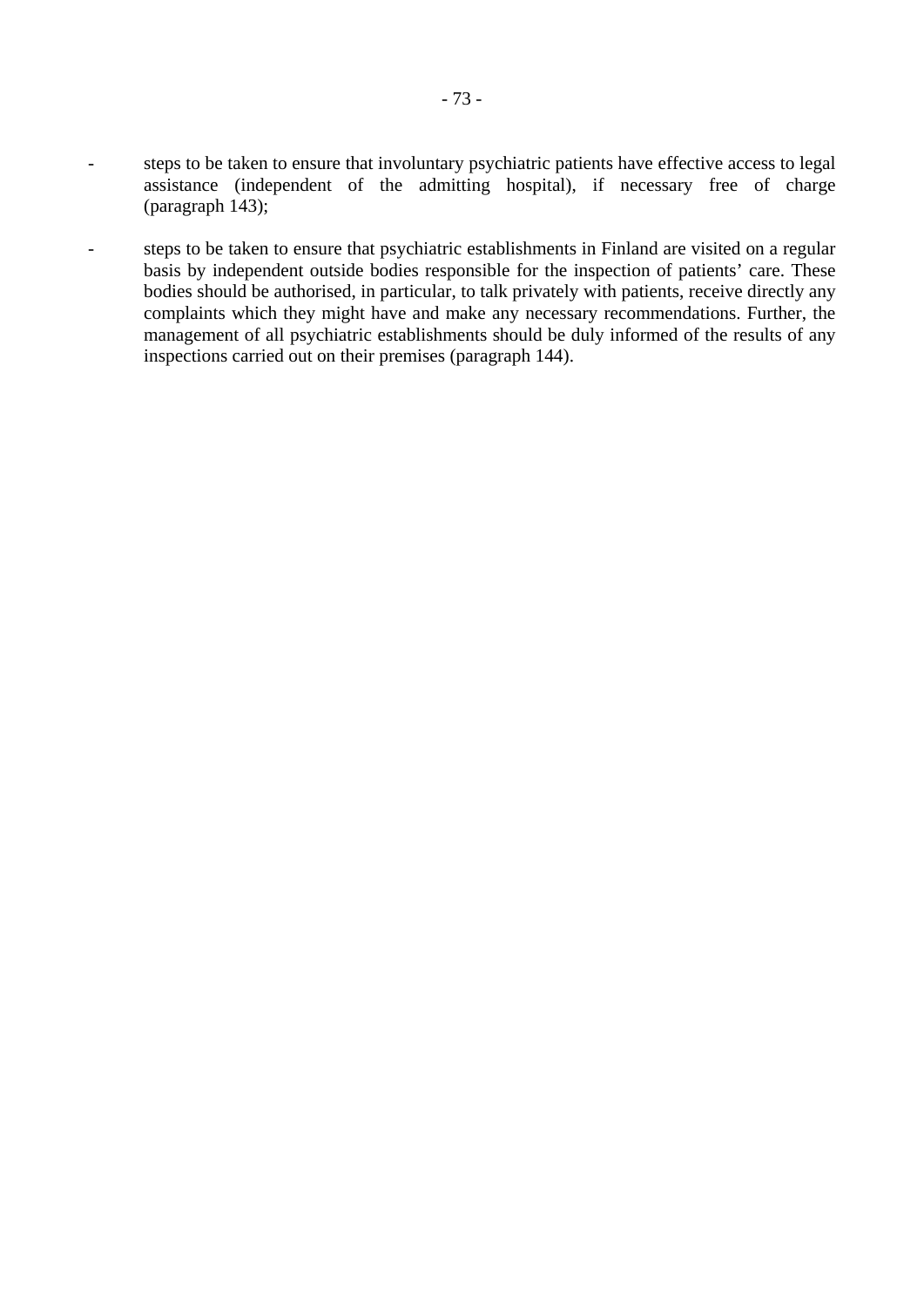- steps to be taken to ensure that involuntary psychiatric patients have effective access to legal assistance (independent of the admitting hospital), if necessary free of charge (paragraph 143);

- steps to be taken to ensure that psychiatric establishments in Finland are visited on a regular basis by independent outside bodies responsible for the inspection of patients' care. These bodies should be authorised, in particular, to talk privately with patients, receive directly any complaints which they might have and make any necessary recommendations. Further, the management of all psychiatric establishments should be duly informed of the results of any inspections carried out on their premises (paragraph 144).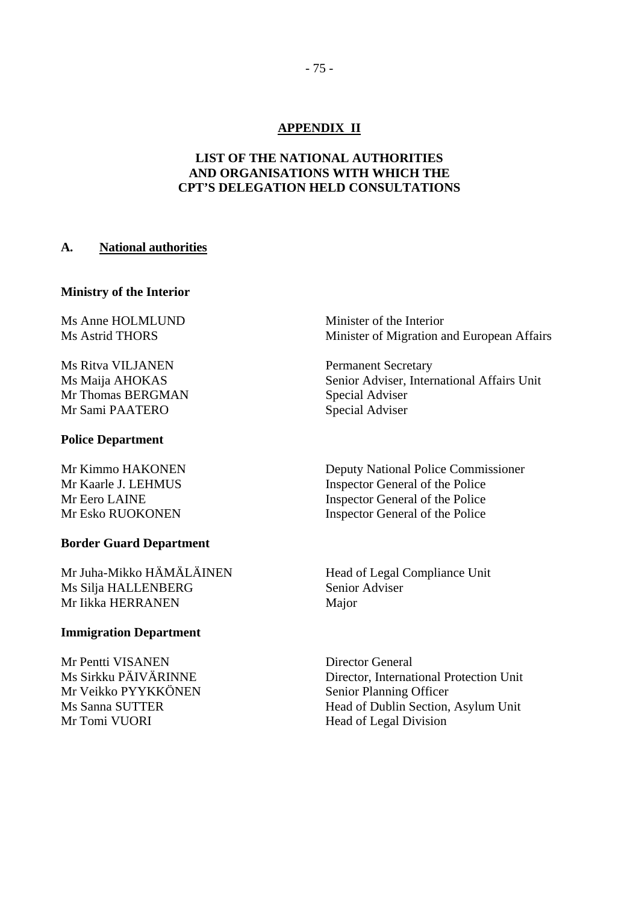**APPENDIX II**

**LIST OF THE NATIONAL AUTHORITIES AND ORGANISATIONS WITH WHICH THE CPT'S DELEGATION HELD CONSULTATIONS**

## A. National authorities

**Ministry of the Interior**

| | |
|---|---|
| Ms Anne HOLMLUND | Minister of the Interior |
| Ms Astrid THORS | Minister of Migration and European Affairs |
| Ms Ritva VILJANEN | Permanent Secretary |
| Ms Maija AHOKAS | Senior Adviser, International Affairs Unit |
| Mr Thomas BERGMAN | Special Adviser |
| Mr Sami PAATERO | Special Adviser |

**Police Department**

| | |
|---|---|
| Mr Kimmo HAKONEN | Deputy National Police Commissioner |
| Mr Kaarle J. LEHMUS | Inspector General of the Police |
| Mr Eero LAINE | Inspector General of the Police |
| Mr Esko RUOKONEN | Inspector General of the Police |

**Border Guard Department**

| | |
|---|---|
| Mr Juha-Mikko HÄMÄLÄINEN | Head of Legal Compliance Unit |
| Ms Silja HALLENBERG | Senior Adviser |
| Mr Iikka HERRANEN | Major |

**Immigration Department**

| | |
|---|---|
| Mr Pentti VISANEN | Director General |
| Ms Sirkku PÄIVÄRINNE | Director, International Protection Unit |
| Mr Veikko PYYKKÖNEN | Senior Planning Officer |
| Ms Sanna SUTTER | Head of Dublin Section, Asylum Unit |
| Mr Tomi VUORI | Head of Legal Division |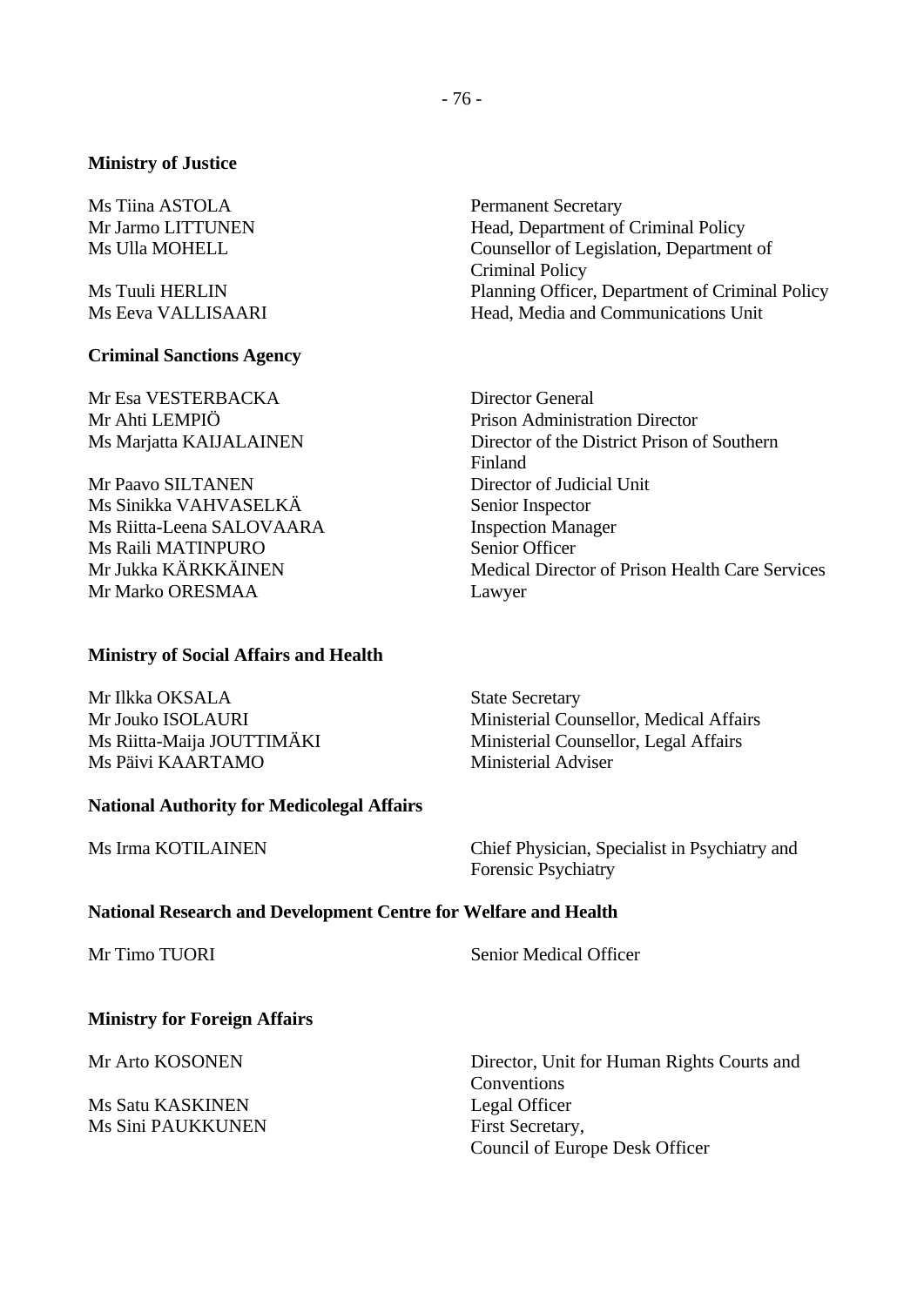**Ministry of Justice**

| | |
|---|---|
| Ms Tiina ASTOLA | Permanent Secretary |
| Mr Jarmo LITTUNEN | Head, Department of Criminal Policy |
| Ms Ulla MOHELL | Counsellor of Legislation, Department of Criminal Policy |
| Ms Tuuli HERLIN | Planning Officer, Department of Criminal Policy |
| Ms Eeva VALLISAARI | Head, Media and Communications Unit |

**Criminal Sanctions Agency**

| | |
|---|---|
| Mr Esa VESTERBACKA | Director General |
| Mr Ahti LEMPIÖ | Prison Administration Director |
| Ms Marjatta KAIJALAINEN | Director of the District Prison of Southern Finland |
| Mr Paavo SILTANEN | Director of Judicial Unit |
| Ms Sinikka VAHVASELKÄ | Senior Inspector |
| Ms Riitta-Leena SALOVAARA | Inspection Manager |
| Ms Raili MATINPURO | Senior Officer |
| Mr Jukka KÄRKKÄINEN | Medical Director of Prison Health Care Services |
| Mr Marko ORESMAA | Lawyer |

**Ministry of Social Affairs and Health**

| | |
|---|---|
| Mr Ilkka OKSALA | State Secretary |
| Mr Jouko ISOLAURI | Ministerial Counsellor, Medical Affairs |
| Ms Riitta-Maija JOUTTIMÄKI | Ministerial Counsellor, Legal Affairs |
| Ms Päivi KAARTAMO | Ministerial Adviser |

**National Authority for Medicolegal Affairs**

| | |
|---|---|
| Ms Irma KOTILAINEN | Chief Physician, Specialist in Psychiatry and Forensic Psychiatry |

**National Research and Development Centre for Welfare and Health**

| | |
|---|---|
| Mr Timo TUORI | Senior Medical Officer |

**Ministry for Foreign Affairs**

| | |
|---|---|
| Mr Arto KOSONEN | Director, Unit for Human Rights Courts and Conventions |
| Ms Satu KASKINEN | Legal Officer |
| Ms Sini PAUKKUNEN | First Secretary, Council of Europe Desk Officer |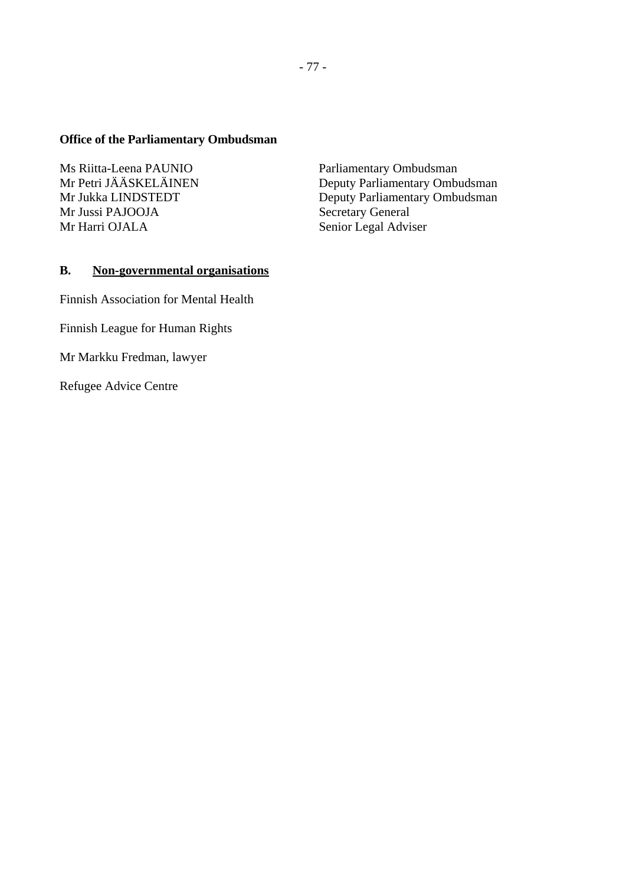**Office of the Parliamentary Ombudsman**

| | |
|---|---|
| Ms Riitta-Leena PAUNIO | Parliamentary Ombudsman |
| Mr Petri JÄÄSKELÄINEN | Deputy Parliamentary Ombudsman |
| Mr Jukka LINDSTEDT | Deputy Parliamentary Ombudsman |
| Mr Jussi PAJOOJA | Secretary General |
| Mr Harri OJALA | Senior Legal Adviser |

## B. Non-governmental organisations

Finnish Association for Mental Health

Finnish League for Human Rights

Mr Markku Fredman, lawyer

Refugee Advice Centre